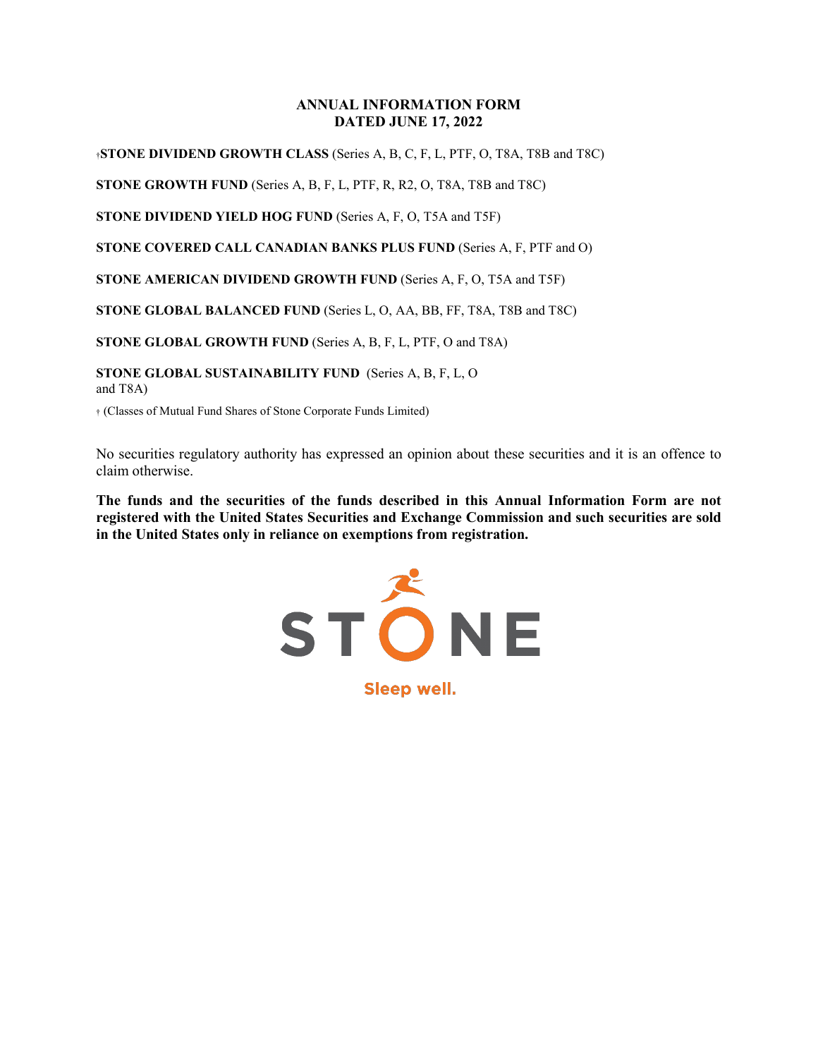# ANNUAL INFORMATION FORM
# DATED JUNE 17, 2022

†**STONE DIVIDEND GROWTH CLASS** (Series A, B, C, F, L, PTF, O, T8A, T8B and T8C)

**STONE GROWTH FUND** (Series A, B, F, L, PTF, R, R2, O, T8A, T8B and T8C)

**STONE DIVIDEND YIELD HOG FUND** (Series A, F, O, T5A and T5F)

**STONE COVERED CALL CANADIAN BANKS PLUS FUND** (Series A, F, PTF and O)

**STONE AMERICAN DIVIDEND GROWTH FUND** (Series A, F, O, T5A and T5F)

**STONE GLOBAL BALANCED FUND** (Series L, O, AA, BB, FF, T8A, T8B and T8C)

**STONE GLOBAL GROWTH FUND** (Series A, B, F, L, PTF, O and T8A)

**STONE GLOBAL SUSTAINABILITY FUND** (Series A, B, F, L, O and T8A)

† (Classes of Mutual Fund Shares of Stone Corporate Funds Limited)

No securities regulatory authority has expressed an opinion about these securities and it is an offence to claim otherwise.

**The funds and the securities of the funds described in this Annual Information Form are not registered with the United States Securities and Exchange Commission and such securities are sold in the United States only in reliance on exemptions from registration.**

STONE

Sleep well.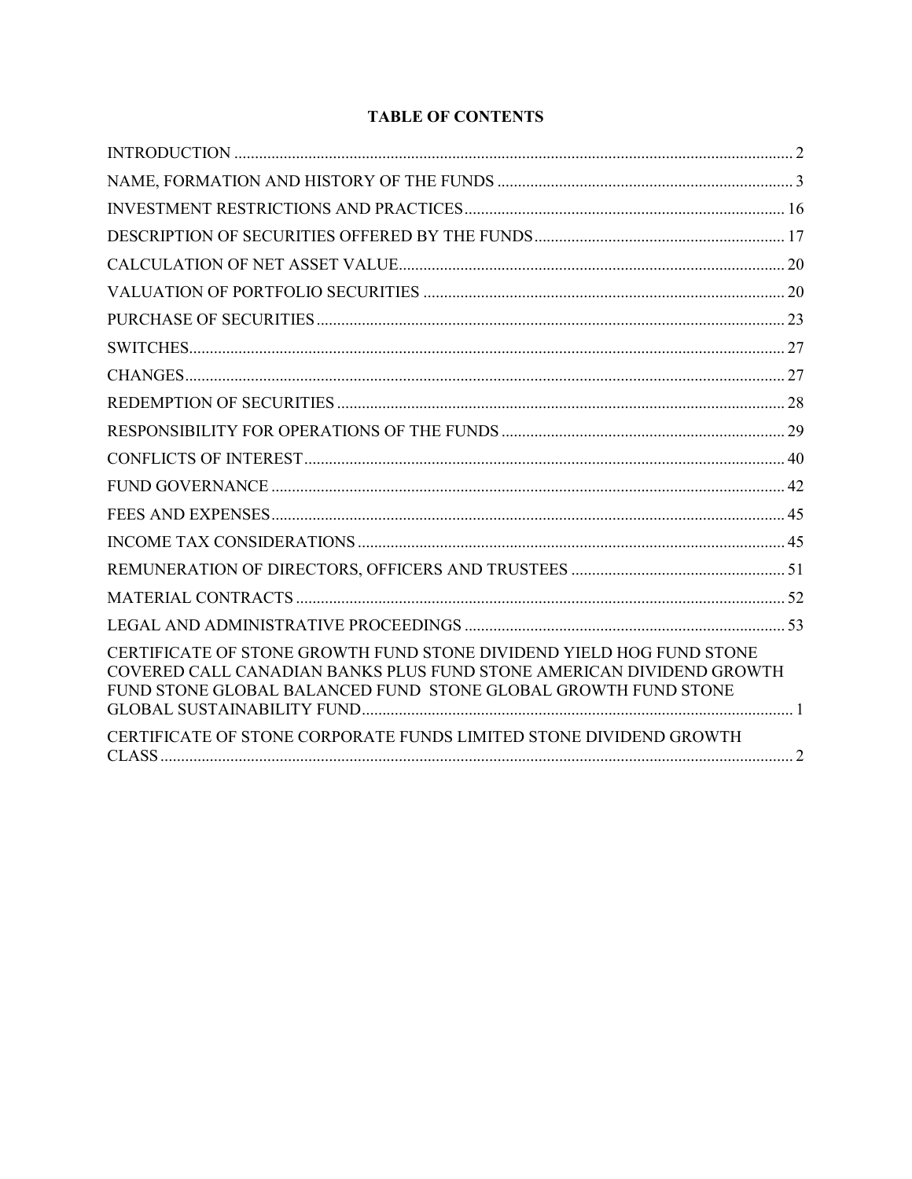# TABLE OF CONTENTS

| | |
|---|---|
| INTRODUCTION | 2 |
| NAME, FORMATION AND HISTORY OF THE FUNDS | 3 |
| INVESTMENT RESTRICTIONS AND PRACTICES | 16 |
| DESCRIPTION OF SECURITIES OFFERED BY THE FUNDS | 17 |
| CALCULATION OF NET ASSET VALUE | 20 |
| VALUATION OF PORTFOLIO SECURITIES | 20 |
| PURCHASE OF SECURITIES | 23 |
| SWITCHES | 27 |
| CHANGES | 27 |
| REDEMPTION OF SECURITIES | 28 |
| RESPONSIBILITY FOR OPERATIONS OF THE FUNDS | 29 |
| CONFLICTS OF INTEREST | 40 |
| FUND GOVERNANCE | 42 |
| FEES AND EXPENSES | 45 |
| INCOME TAX CONSIDERATIONS | 45 |
| REMUNERATION OF DIRECTORS, OFFICERS AND TRUSTEES | 51 |
| MATERIAL CONTRACTS | 52 |
| LEGAL AND ADMINISTRATIVE PROCEEDINGS | 53 |
| CERTIFICATE OF STONE GROWTH FUND STONE DIVIDEND YIELD HOG FUND STONE COVERED CALL CANADIAN BANKS PLUS FUND STONE AMERICAN DIVIDEND GROWTH FUND STONE GLOBAL BALANCED FUND STONE GLOBAL GROWTH FUND STONE GLOBAL SUSTAINABILITY FUND | 1 |
| CERTIFICATE OF STONE CORPORATE FUNDS LIMITED STONE DIVIDEND GROWTH CLASS | 2 |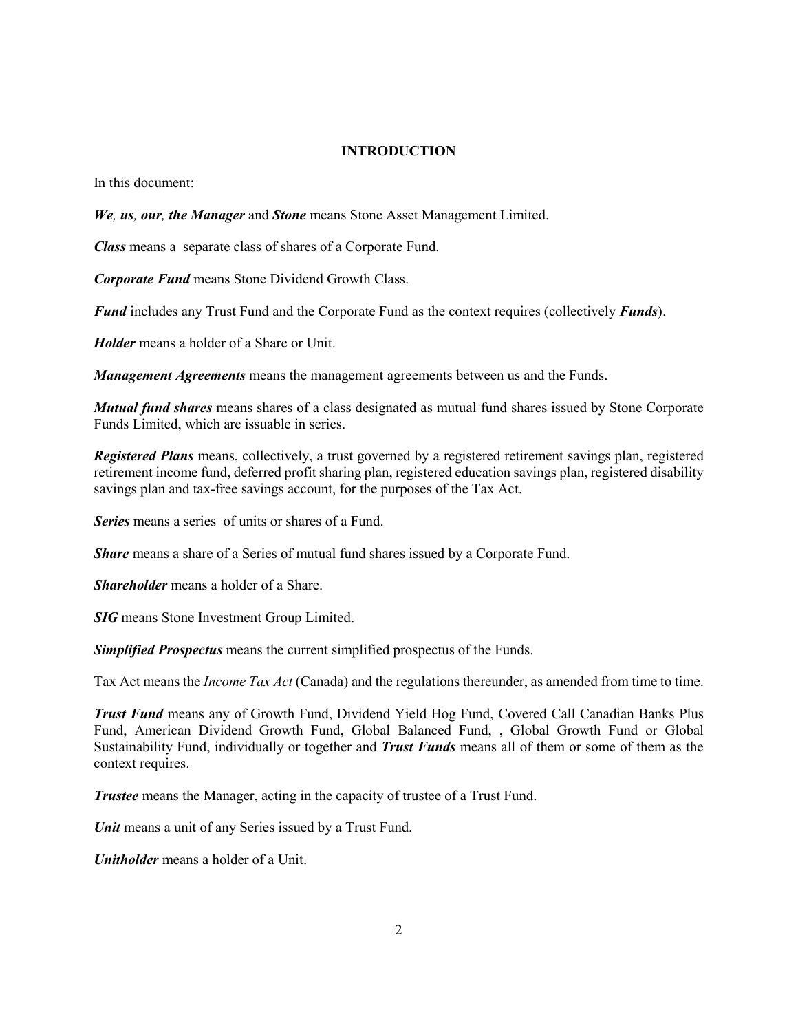## INTRODUCTION

In this document:

***We, us, our, the Manager*** and ***Stone*** means Stone Asset Management Limited.

***Class*** means a separate class of shares of a Corporate Fund.

***Corporate Fund*** means Stone Dividend Growth Class.

***Fund*** includes any Trust Fund and the Corporate Fund as the context requires (collectively ***Funds***).

***Holder*** means a holder of a Share or Unit.

***Management Agreements*** means the management agreements between us and the Funds.

***Mutual fund shares*** means shares of a class designated as mutual fund shares issued by Stone Corporate Funds Limited, which are issuable in series.

***Registered Plans*** means, collectively, a trust governed by a registered retirement savings plan, registered retirement income fund, deferred profit sharing plan, registered education savings plan, registered disability savings plan and tax-free savings account, for the purposes of the Tax Act.

***Series*** means a series of units or shares of a Fund.

***Share*** means a share of a Series of mutual fund shares issued by a Corporate Fund.

***Shareholder*** means a holder of a Share.

***SIG*** means Stone Investment Group Limited.

***Simplified Prospectus*** means the current simplified prospectus of the Funds.

Tax Act means the *Income Tax Act* (Canada) and the regulations thereunder, as amended from time to time.

***Trust Fund*** means any of Growth Fund, Dividend Yield Hog Fund, Covered Call Canadian Banks Plus Fund, American Dividend Growth Fund, Global Balanced Fund, , Global Growth Fund or Global Sustainability Fund, individually or together and ***Trust Funds*** means all of them or some of them as the context requires.

***Trustee*** means the Manager, acting in the capacity of trustee of a Trust Fund.

***Unit*** means a unit of any Series issued by a Trust Fund.

***Unitholder*** means a holder of a Unit.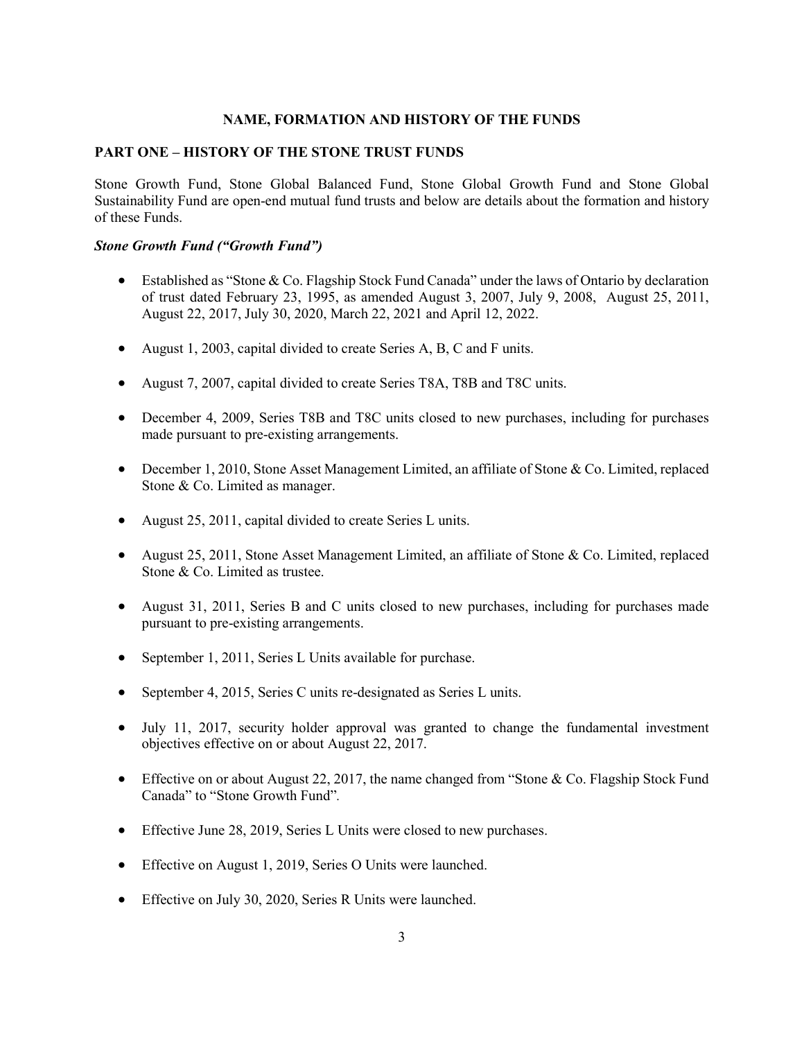**NAME, FORMATION AND HISTORY OF THE FUNDS**

## PART ONE – HISTORY OF THE STONE TRUST FUNDS

Stone Growth Fund, Stone Global Balanced Fund, Stone Global Growth Fund and Stone Global Sustainability Fund are open-end mutual fund trusts and below are details about the formation and history of these Funds.

### *Stone Growth Fund ("Growth Fund")*

- Established as "Stone & Co. Flagship Stock Fund Canada" under the laws of Ontario by declaration of trust dated February 23, 1995, as amended August 3, 2007, July 9, 2008, August 25, 2011, August 22, 2017, July 30, 2020, March 22, 2021 and April 12, 2022.
- August 1, 2003, capital divided to create Series A, B, C and F units.
- August 7, 2007, capital divided to create Series T8A, T8B and T8C units.
- December 4, 2009, Series T8B and T8C units closed to new purchases, including for purchases made pursuant to pre-existing arrangements.
- December 1, 2010, Stone Asset Management Limited, an affiliate of Stone & Co. Limited, replaced Stone & Co. Limited as manager.
- August 25, 2011, capital divided to create Series L units.
- August 25, 2011, Stone Asset Management Limited, an affiliate of Stone & Co. Limited, replaced Stone & Co. Limited as trustee.
- August 31, 2011, Series B and C units closed to new purchases, including for purchases made pursuant to pre-existing arrangements.
- September 1, 2011, Series L Units available for purchase.
- September 4, 2015, Series C units re-designated as Series L units.
- July 11, 2017, security holder approval was granted to change the fundamental investment objectives effective on or about August 22, 2017.
- Effective on or about August 22, 2017, the name changed from "Stone & Co. Flagship Stock Fund Canada" to "Stone Growth Fund".
- Effective June 28, 2019, Series L Units were closed to new purchases.
- Effective on August 1, 2019, Series O Units were launched.
- Effective on July 30, 2020, Series R Units were launched.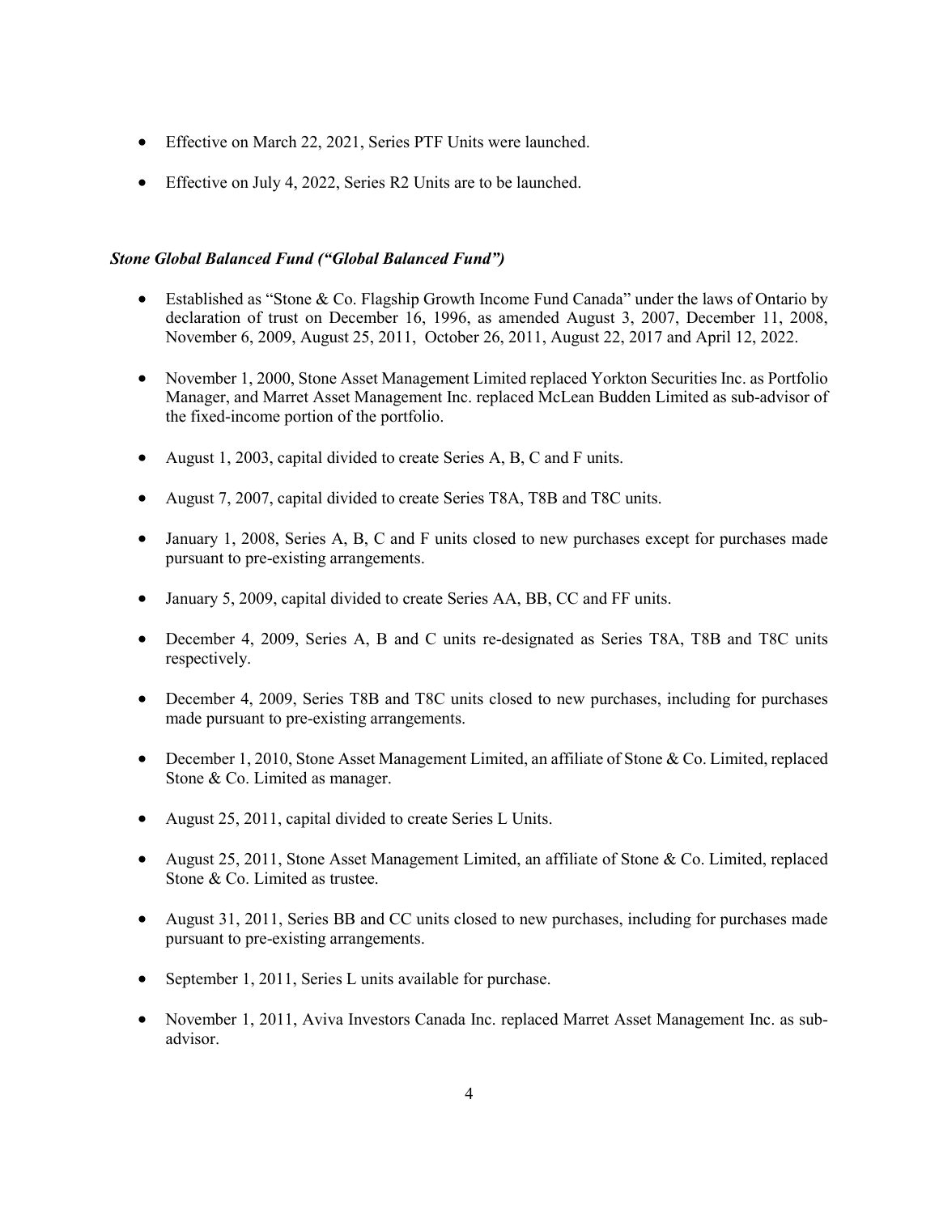- Effective on March 22, 2021, Series PTF Units were launched.
- Effective on July 4, 2022, Series R2 Units are to be launched.

***Stone Global Balanced Fund ("Global Balanced Fund")***

- Established as "Stone & Co. Flagship Growth Income Fund Canada" under the laws of Ontario by declaration of trust on December 16, 1996, as amended August 3, 2007, December 11, 2008, November 6, 2009, August 25, 2011, October 26, 2011, August 22, 2017 and April 12, 2022.
- November 1, 2000, Stone Asset Management Limited replaced Yorkton Securities Inc. as Portfolio Manager, and Marret Asset Management Inc. replaced McLean Budden Limited as sub-advisor of the fixed-income portion of the portfolio.
- August 1, 2003, capital divided to create Series A, B, C and F units.
- August 7, 2007, capital divided to create Series T8A, T8B and T8C units.
- January 1, 2008, Series A, B, C and F units closed to new purchases except for purchases made pursuant to pre-existing arrangements.
- January 5, 2009, capital divided to create Series AA, BB, CC and FF units.
- December 4, 2009, Series A, B and C units re-designated as Series T8A, T8B and T8C units respectively.
- December 4, 2009, Series T8B and T8C units closed to new purchases, including for purchases made pursuant to pre-existing arrangements.
- December 1, 2010, Stone Asset Management Limited, an affiliate of Stone & Co. Limited, replaced Stone & Co. Limited as manager.
- August 25, 2011, capital divided to create Series L Units.
- August 25, 2011, Stone Asset Management Limited, an affiliate of Stone & Co. Limited, replaced Stone & Co. Limited as trustee.
- August 31, 2011, Series BB and CC units closed to new purchases, including for purchases made pursuant to pre-existing arrangements.
- September 1, 2011, Series L units available for purchase.
- November 1, 2011, Aviva Investors Canada Inc. replaced Marret Asset Management Inc. as sub-advisor.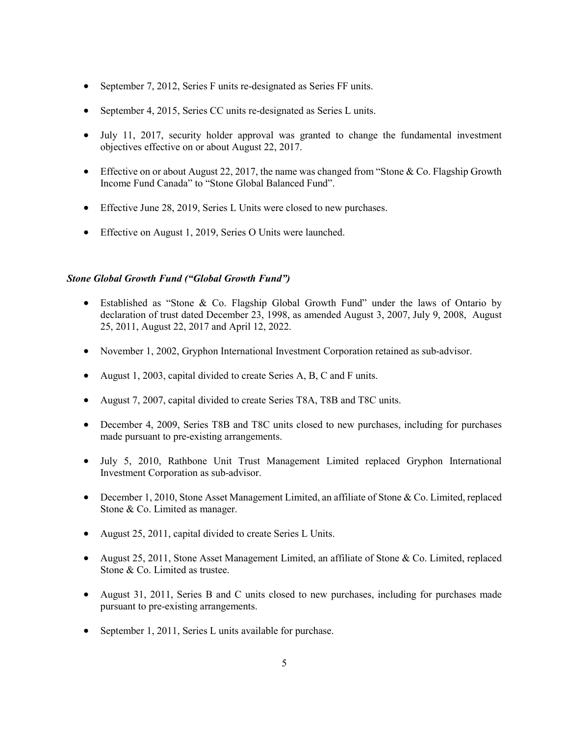- September 7, 2012, Series F units re-designated as Series FF units.
- September 4, 2015, Series CC units re-designated as Series L units.
- July 11, 2017, security holder approval was granted to change the fundamental investment objectives effective on or about August 22, 2017.
- Effective on or about August 22, 2017, the name was changed from "Stone & Co. Flagship Growth Income Fund Canada" to "Stone Global Balanced Fund".
- Effective June 28, 2019, Series L Units were closed to new purchases.
- Effective on August 1, 2019, Series O Units were launched.

***Stone Global Growth Fund ("Global Growth Fund")***

- Established as "Stone & Co. Flagship Global Growth Fund" under the laws of Ontario by declaration of trust dated December 23, 1998, as amended August 3, 2007, July 9, 2008, August 25, 2011, August 22, 2017 and April 12, 2022.
- November 1, 2002, Gryphon International Investment Corporation retained as sub-advisor.
- August 1, 2003, capital divided to create Series A, B, C and F units.
- August 7, 2007, capital divided to create Series T8A, T8B and T8C units.
- December 4, 2009, Series T8B and T8C units closed to new purchases, including for purchases made pursuant to pre-existing arrangements.
- July 5, 2010, Rathbone Unit Trust Management Limited replaced Gryphon International Investment Corporation as sub-advisor.
- December 1, 2010, Stone Asset Management Limited, an affiliate of Stone & Co. Limited, replaced Stone & Co. Limited as manager.
- August 25, 2011, capital divided to create Series L Units.
- August 25, 2011, Stone Asset Management Limited, an affiliate of Stone & Co. Limited, replaced Stone & Co. Limited as trustee.
- August 31, 2011, Series B and C units closed to new purchases, including for purchases made pursuant to pre-existing arrangements.
- September 1, 2011, Series L units available for purchase.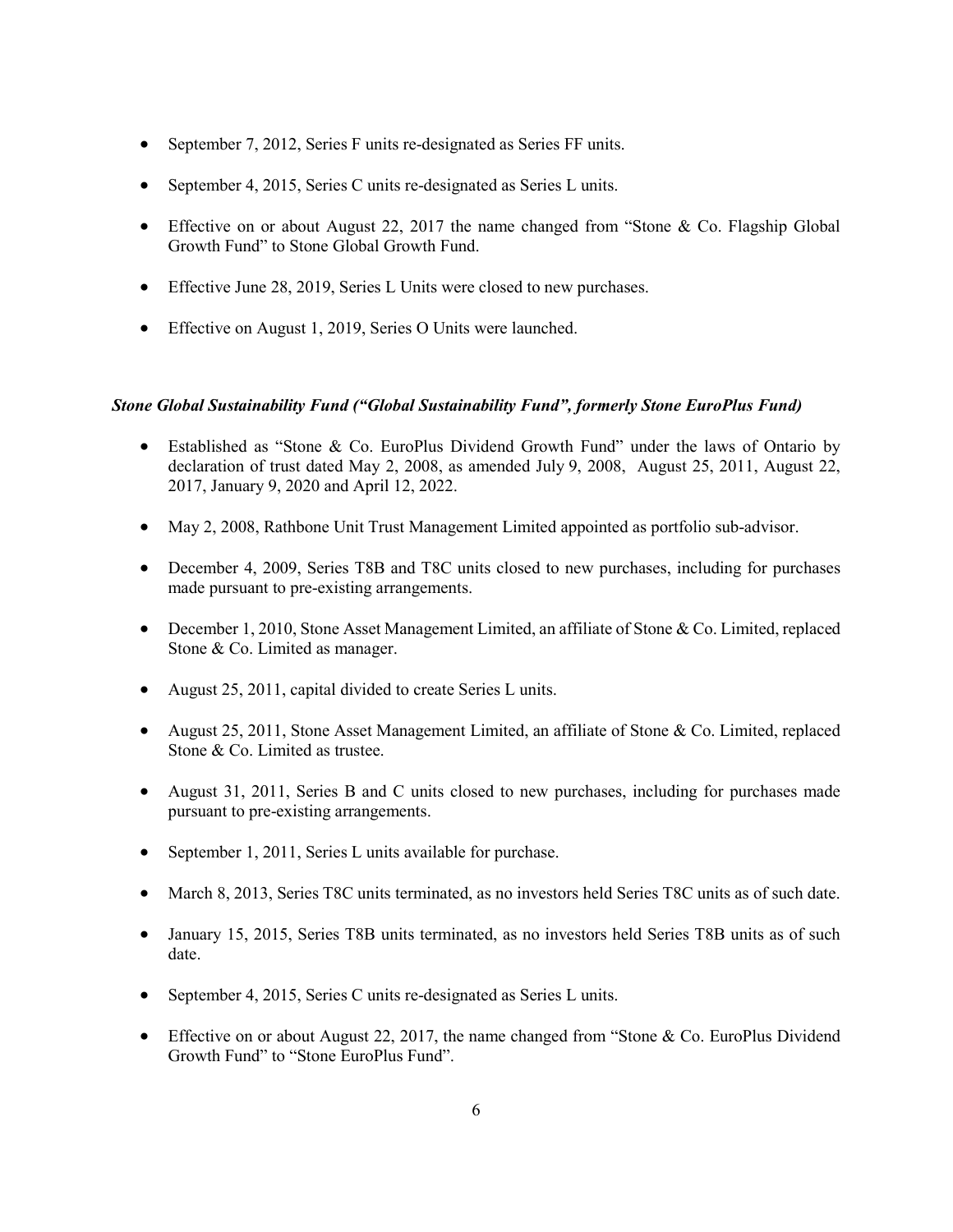- September 7, 2012, Series F units re-designated as Series FF units.

- September 4, 2015, Series C units re-designated as Series L units.

- Effective on or about August 22, 2017 the name changed from "Stone & Co. Flagship Global Growth Fund" to Stone Global Growth Fund.

- Effective June 28, 2019, Series L Units were closed to new purchases.

- Effective on August 1, 2019, Series O Units were launched.

***Stone Global Sustainability Fund ("Global Sustainability Fund", formerly Stone EuroPlus Fund)***

- Established as "Stone & Co. EuroPlus Dividend Growth Fund" under the laws of Ontario by declaration of trust dated May 2, 2008, as amended July 9, 2008, August 25, 2011, August 22, 2017, January 9, 2020 and April 12, 2022.

- May 2, 2008, Rathbone Unit Trust Management Limited appointed as portfolio sub-advisor.

- December 4, 2009, Series T8B and T8C units closed to new purchases, including for purchases made pursuant to pre-existing arrangements.

- December 1, 2010, Stone Asset Management Limited, an affiliate of Stone & Co. Limited, replaced Stone & Co. Limited as manager.

- August 25, 2011, capital divided to create Series L units.

- August 25, 2011, Stone Asset Management Limited, an affiliate of Stone & Co. Limited, replaced Stone & Co. Limited as trustee.

- August 31, 2011, Series B and C units closed to new purchases, including for purchases made pursuant to pre-existing arrangements.

- September 1, 2011, Series L units available for purchase.

- March 8, 2013, Series T8C units terminated, as no investors held Series T8C units as of such date.

- January 15, 2015, Series T8B units terminated, as no investors held Series T8B units as of such date.

- September 4, 2015, Series C units re-designated as Series L units.

- Effective on or about August 22, 2017, the name changed from "Stone & Co. EuroPlus Dividend Growth Fund" to "Stone EuroPlus Fund".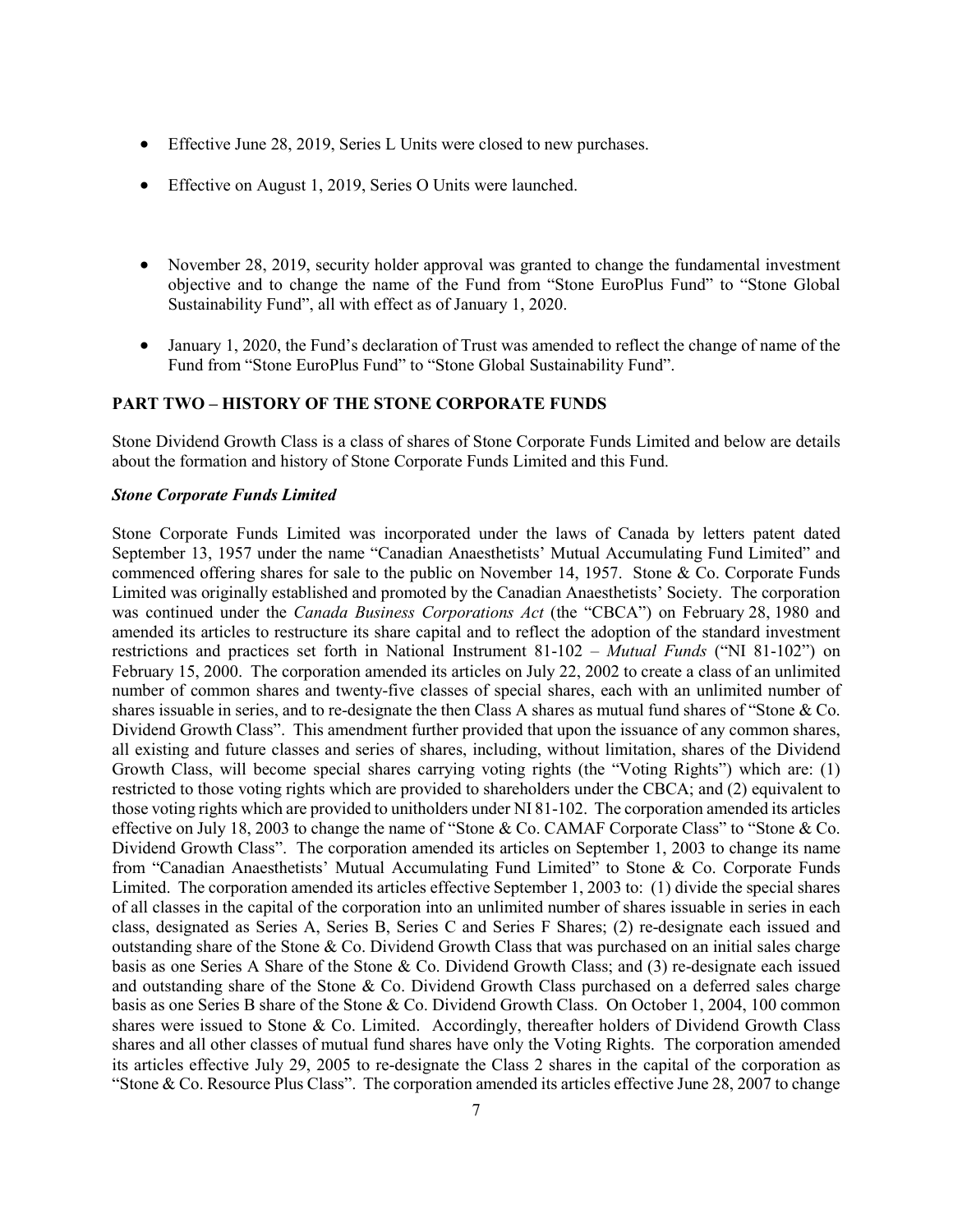- Effective June 28, 2019, Series L Units were closed to new purchases.
- Effective on August 1, 2019, Series O Units were launched.
- November 28, 2019, security holder approval was granted to change the fundamental investment objective and to change the name of the Fund from "Stone EuroPlus Fund" to "Stone Global Sustainability Fund", all with effect as of January 1, 2020.
- January 1, 2020, the Fund's declaration of Trust was amended to reflect the change of name of the Fund from "Stone EuroPlus Fund" to "Stone Global Sustainability Fund".

## PART TWO – HISTORY OF THE STONE CORPORATE FUNDS

Stone Dividend Growth Class is a class of shares of Stone Corporate Funds Limited and below are details about the formation and history of Stone Corporate Funds Limited and this Fund.

### *Stone Corporate Funds Limited*

Stone Corporate Funds Limited was incorporated under the laws of Canada by letters patent dated September 13, 1957 under the name "Canadian Anaesthetists' Mutual Accumulating Fund Limited" and commenced offering shares for sale to the public on November 14, 1957. Stone & Co. Corporate Funds Limited was originally established and promoted by the Canadian Anaesthetists' Society. The corporation was continued under the *Canada Business Corporations Act* (the "CBCA") on February 28, 1980 and amended its articles to restructure its share capital and to reflect the adoption of the standard investment restrictions and practices set forth in National Instrument 81-102 – *Mutual Funds* ("NI 81-102") on February 15, 2000. The corporation amended its articles on July 22, 2002 to create a class of an unlimited number of common shares and twenty-five classes of special shares, each with an unlimited number of shares issuable in series, and to re-designate the then Class A shares as mutual fund shares of "Stone & Co. Dividend Growth Class". This amendment further provided that upon the issuance of any common shares, all existing and future classes and series of shares, including, without limitation, shares of the Dividend Growth Class, will become special shares carrying voting rights (the "Voting Rights") which are: (1) restricted to those voting rights which are provided to shareholders under the CBCA; and (2) equivalent to those voting rights which are provided to unitholders under NI 81-102. The corporation amended its articles effective on July 18, 2003 to change the name of "Stone & Co. CAMAF Corporate Class" to "Stone & Co. Dividend Growth Class". The corporation amended its articles on September 1, 2003 to change its name from "Canadian Anaesthetists' Mutual Accumulating Fund Limited" to Stone & Co. Corporate Funds Limited. The corporation amended its articles effective September 1, 2003 to: (1) divide the special shares of all classes in the capital of the corporation into an unlimited number of shares issuable in series in each class, designated as Series A, Series B, Series C and Series F Shares; (2) re-designate each issued and outstanding share of the Stone & Co. Dividend Growth Class that was purchased on an initial sales charge basis as one Series A Share of the Stone & Co. Dividend Growth Class; and (3) re-designate each issued and outstanding share of the Stone & Co. Dividend Growth Class purchased on a deferred sales charge basis as one Series B share of the Stone & Co. Dividend Growth Class. On October 1, 2004, 100 common shares were issued to Stone & Co. Limited. Accordingly, thereafter holders of Dividend Growth Class shares and all other classes of mutual fund shares have only the Voting Rights. The corporation amended its articles effective July 29, 2005 to re-designate the Class 2 shares in the capital of the corporation as "Stone & Co. Resource Plus Class". The corporation amended its articles effective June 28, 2007 to change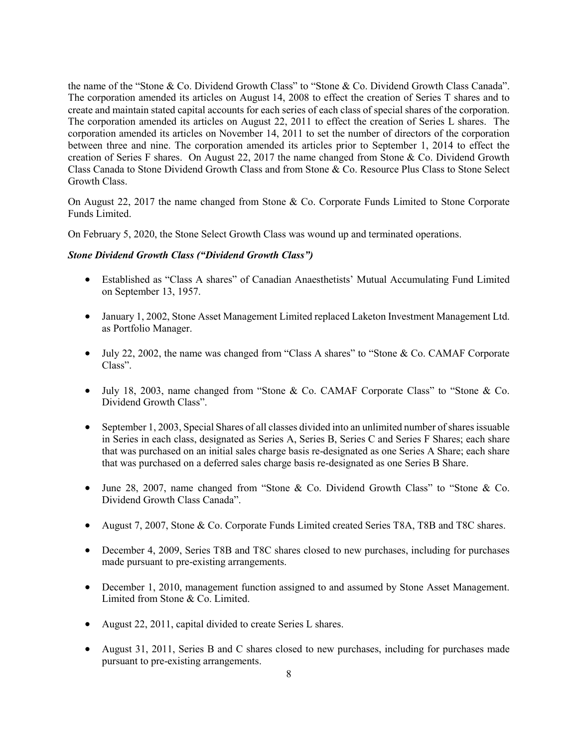the name of the "Stone & Co. Dividend Growth Class" to "Stone & Co. Dividend Growth Class Canada". The corporation amended its articles on August 14, 2008 to effect the creation of Series T shares and to create and maintain stated capital accounts for each series of each class of special shares of the corporation. The corporation amended its articles on August 22, 2011 to effect the creation of Series L shares. The corporation amended its articles on November 14, 2011 to set the number of directors of the corporation between three and nine. The corporation amended its articles prior to September 1, 2014 to effect the creation of Series F shares. On August 22, 2017 the name changed from Stone & Co. Dividend Growth Class Canada to Stone Dividend Growth Class and from Stone & Co. Resource Plus Class to Stone Select Growth Class.

On August 22, 2017 the name changed from Stone & Co. Corporate Funds Limited to Stone Corporate Funds Limited.

On February 5, 2020, the Stone Select Growth Class was wound up and terminated operations.

***Stone Dividend Growth Class ("Dividend Growth Class")***

- Established as "Class A shares" of Canadian Anaesthetists' Mutual Accumulating Fund Limited on September 13, 1957.
- January 1, 2002, Stone Asset Management Limited replaced Laketon Investment Management Ltd. as Portfolio Manager.
- July 22, 2002, the name was changed from "Class A shares" to "Stone & Co. CAMAF Corporate Class".
- July 18, 2003, name changed from "Stone & Co. CAMAF Corporate Class" to "Stone & Co. Dividend Growth Class".
- September 1, 2003, Special Shares of all classes divided into an unlimited number of shares issuable in Series in each class, designated as Series A, Series B, Series C and Series F Shares; each share that was purchased on an initial sales charge basis re-designated as one Series A Share; each share that was purchased on a deferred sales charge basis re-designated as one Series B Share.
- June 28, 2007, name changed from "Stone & Co. Dividend Growth Class" to "Stone & Co. Dividend Growth Class Canada".
- August 7, 2007, Stone & Co. Corporate Funds Limited created Series T8A, T8B and T8C shares.
- December 4, 2009, Series T8B and T8C shares closed to new purchases, including for purchases made pursuant to pre-existing arrangements.
- December 1, 2010, management function assigned to and assumed by Stone Asset Management. Limited from Stone & Co. Limited.
- August 22, 2011, capital divided to create Series L shares.
- August 31, 2011, Series B and C shares closed to new purchases, including for purchases made pursuant to pre-existing arrangements.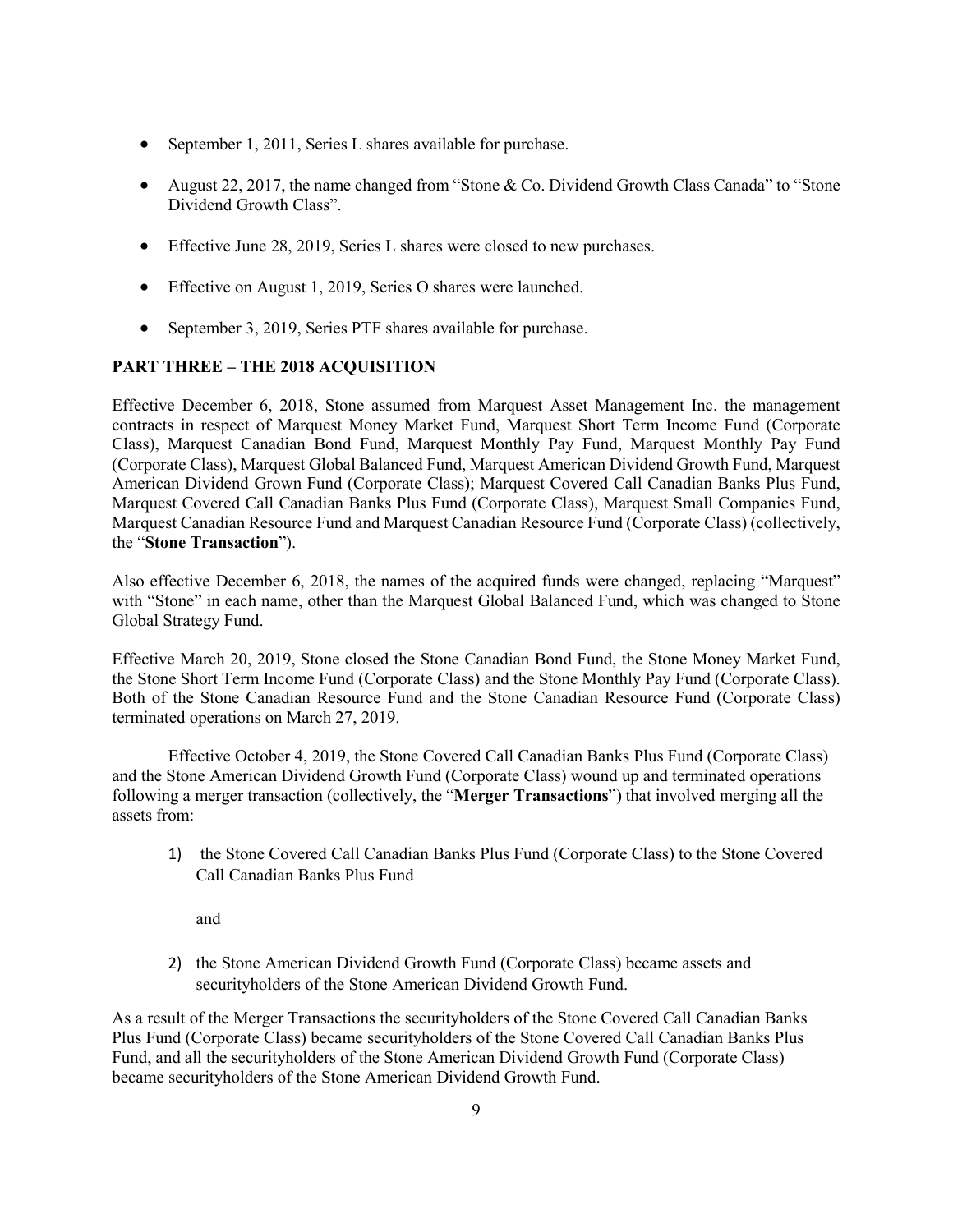- September 1, 2011, Series L shares available for purchase.

- August 22, 2017, the name changed from "Stone & Co. Dividend Growth Class Canada" to "Stone Dividend Growth Class".

- Effective June 28, 2019, Series L shares were closed to new purchases.

- Effective on August 1, 2019, Series O shares were launched.

- September 3, 2019, Series PTF shares available for purchase.

## PART THREE – THE 2018 ACQUISITION

Effective December 6, 2018, Stone assumed from Marquest Asset Management Inc. the management contracts in respect of Marquest Money Market Fund, Marquest Short Term Income Fund (Corporate Class), Marquest Canadian Bond Fund, Marquest Monthly Pay Fund, Marquest Monthly Pay Fund (Corporate Class), Marquest Global Balanced Fund, Marquest American Dividend Growth Fund, Marquest American Dividend Grown Fund (Corporate Class); Marquest Covered Call Canadian Banks Plus Fund, Marquest Covered Call Canadian Banks Plus Fund (Corporate Class), Marquest Small Companies Fund, Marquest Canadian Resource Fund and Marquest Canadian Resource Fund (Corporate Class) (collectively, the "**Stone Transaction**").

Also effective December 6, 2018, the names of the acquired funds were changed, replacing "Marquest" with "Stone" in each name, other than the Marquest Global Balanced Fund, which was changed to Stone Global Strategy Fund.

Effective March 20, 2019, Stone closed the Stone Canadian Bond Fund, the Stone Money Market Fund, the Stone Short Term Income Fund (Corporate Class) and the Stone Monthly Pay Fund (Corporate Class). Both of the Stone Canadian Resource Fund and the Stone Canadian Resource Fund (Corporate Class) terminated operations on March 27, 2019.

Effective October 4, 2019, the Stone Covered Call Canadian Banks Plus Fund (Corporate Class) and the Stone American Dividend Growth Fund (Corporate Class) wound up and terminated operations following a merger transaction (collectively, the "**Merger Transactions**") that involved merging all the assets from:

1) the Stone Covered Call Canadian Banks Plus Fund (Corporate Class) to the Stone Covered Call Canadian Banks Plus Fund

   and

2) the Stone American Dividend Growth Fund (Corporate Class) became assets and securityholders of the Stone American Dividend Growth Fund.

As a result of the Merger Transactions the securityholders of the Stone Covered Call Canadian Banks Plus Fund (Corporate Class) became securityholders of the Stone Covered Call Canadian Banks Plus Fund, and all the securityholders of the Stone American Dividend Growth Fund (Corporate Class) became securityholders of the Stone American Dividend Growth Fund.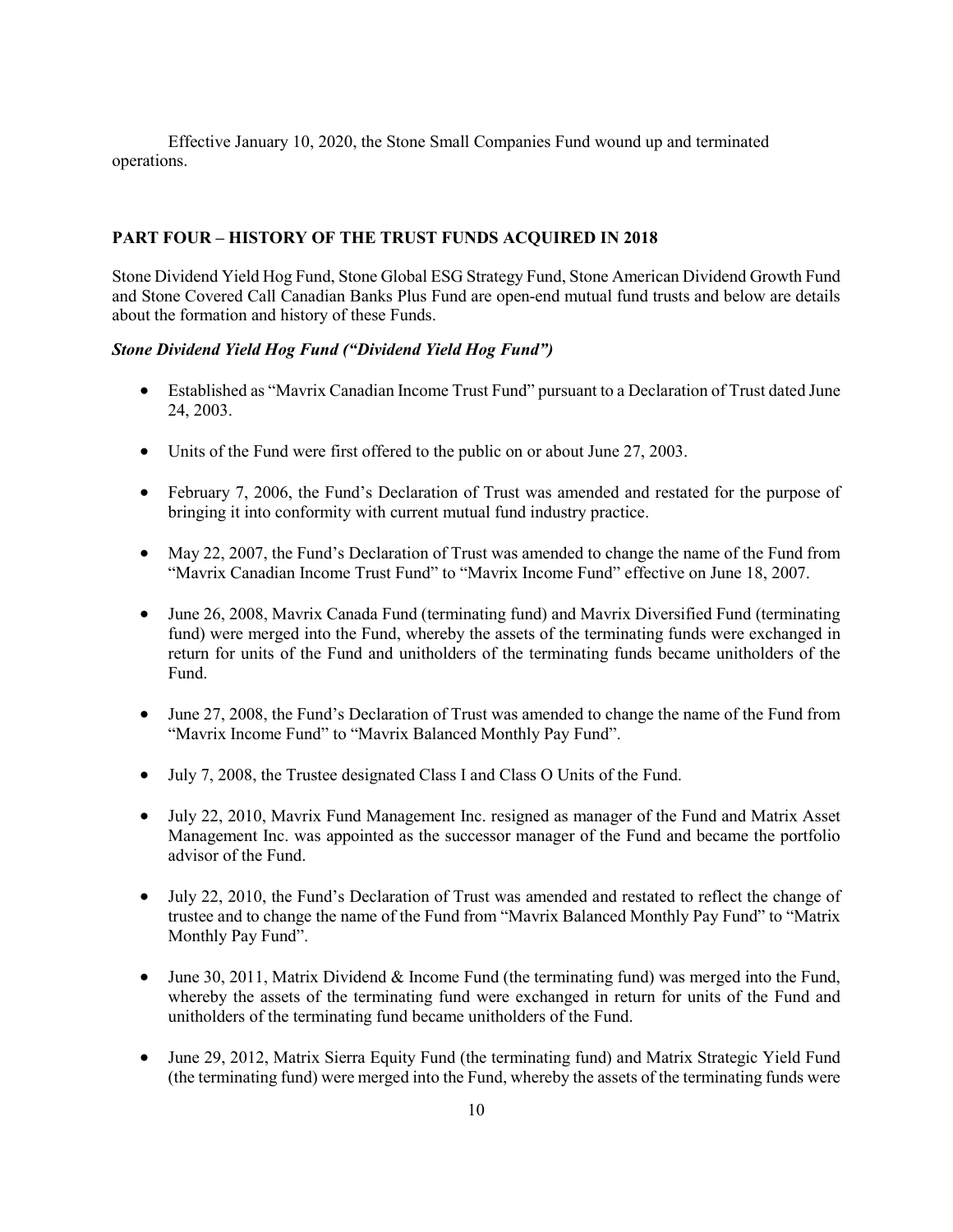Effective January 10, 2020, the Stone Small Companies Fund wound up and terminated operations.

## PART FOUR – HISTORY OF THE TRUST FUNDS ACQUIRED IN 2018

Stone Dividend Yield Hog Fund, Stone Global ESG Strategy Fund, Stone American Dividend Growth Fund and Stone Covered Call Canadian Banks Plus Fund are open-end mutual fund trusts and below are details about the formation and history of these Funds.

### *Stone Dividend Yield Hog Fund ("Dividend Yield Hog Fund")*

- Established as "Mavrix Canadian Income Trust Fund" pursuant to a Declaration of Trust dated June 24, 2003.
- Units of the Fund were first offered to the public on or about June 27, 2003.
- February 7, 2006, the Fund's Declaration of Trust was amended and restated for the purpose of bringing it into conformity with current mutual fund industry practice.
- May 22, 2007, the Fund's Declaration of Trust was amended to change the name of the Fund from "Mavrix Canadian Income Trust Fund" to "Mavrix Income Fund" effective on June 18, 2007.
- June 26, 2008, Mavrix Canada Fund (terminating fund) and Mavrix Diversified Fund (terminating fund) were merged into the Fund, whereby the assets of the terminating funds were exchanged in return for units of the Fund and unitholders of the terminating funds became unitholders of the Fund.
- June 27, 2008, the Fund's Declaration of Trust was amended to change the name of the Fund from "Mavrix Income Fund" to "Mavrix Balanced Monthly Pay Fund".
- July 7, 2008, the Trustee designated Class I and Class O Units of the Fund.
- July 22, 2010, Mavrix Fund Management Inc. resigned as manager of the Fund and Matrix Asset Management Inc. was appointed as the successor manager of the Fund and became the portfolio advisor of the Fund.
- July 22, 2010, the Fund's Declaration of Trust was amended and restated to reflect the change of trustee and to change the name of the Fund from "Mavrix Balanced Monthly Pay Fund" to "Matrix Monthly Pay Fund".
- June 30, 2011, Matrix Dividend & Income Fund (the terminating fund) was merged into the Fund, whereby the assets of the terminating fund were exchanged in return for units of the Fund and unitholders of the terminating fund became unitholders of the Fund.
- June 29, 2012, Matrix Sierra Equity Fund (the terminating fund) and Matrix Strategic Yield Fund (the terminating fund) were merged into the Fund, whereby the assets of the terminating funds were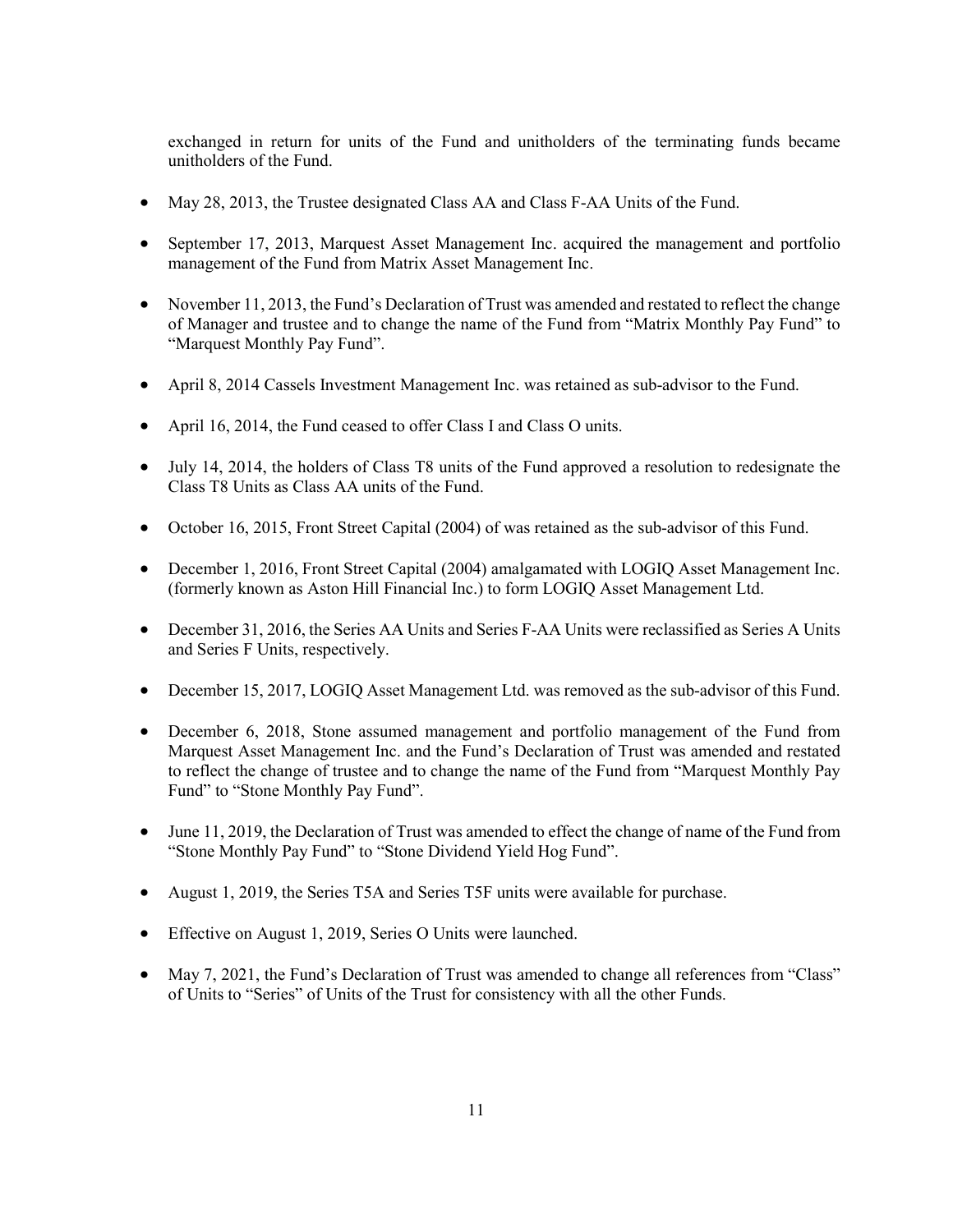exchanged in return for units of the Fund and unitholders of the terminating funds became unitholders of the Fund.

- May 28, 2013, the Trustee designated Class AA and Class F-AA Units of the Fund.
- September 17, 2013, Marquest Asset Management Inc. acquired the management and portfolio management of the Fund from Matrix Asset Management Inc.
- November 11, 2013, the Fund's Declaration of Trust was amended and restated to reflect the change of Manager and trustee and to change the name of the Fund from "Matrix Monthly Pay Fund" to "Marquest Monthly Pay Fund".
- April 8, 2014 Cassels Investment Management Inc. was retained as sub-advisor to the Fund.
- April 16, 2014, the Fund ceased to offer Class I and Class O units.
- July 14, 2014, the holders of Class T8 units of the Fund approved a resolution to redesignate the Class T8 Units as Class AA units of the Fund.
- October 16, 2015, Front Street Capital (2004) of was retained as the sub-advisor of this Fund.
- December 1, 2016, Front Street Capital (2004) amalgamated with LOGIQ Asset Management Inc. (formerly known as Aston Hill Financial Inc.) to form LOGIQ Asset Management Ltd.
- December 31, 2016, the Series AA Units and Series F-AA Units were reclassified as Series A Units and Series F Units, respectively.
- December 15, 2017, LOGIQ Asset Management Ltd. was removed as the sub-advisor of this Fund.
- December 6, 2018, Stone assumed management and portfolio management of the Fund from Marquest Asset Management Inc. and the Fund's Declaration of Trust was amended and restated to reflect the change of trustee and to change the name of the Fund from "Marquest Monthly Pay Fund" to "Stone Monthly Pay Fund".
- June 11, 2019, the Declaration of Trust was amended to effect the change of name of the Fund from "Stone Monthly Pay Fund" to "Stone Dividend Yield Hog Fund".
- August 1, 2019, the Series T5A and Series T5F units were available for purchase.
- Effective on August 1, 2019, Series O Units were launched.
- May 7, 2021, the Fund's Declaration of Trust was amended to change all references from "Class" of Units to "Series" of Units of the Trust for consistency with all the other Funds.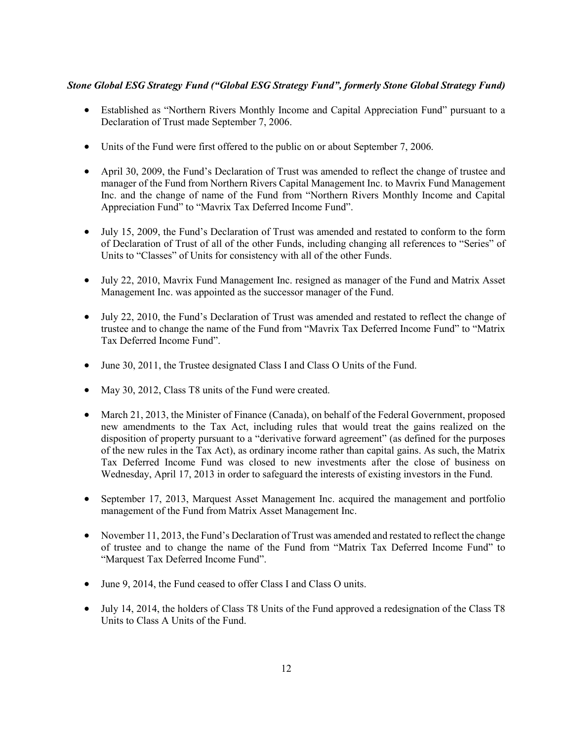***Stone Global ESG Strategy Fund ("Global ESG Strategy Fund", formerly Stone Global Strategy Fund)***

- Established as "Northern Rivers Monthly Income and Capital Appreciation Fund" pursuant to a Declaration of Trust made September 7, 2006.
- Units of the Fund were first offered to the public on or about September 7, 2006.
- April 30, 2009, the Fund's Declaration of Trust was amended to reflect the change of trustee and manager of the Fund from Northern Rivers Capital Management Inc. to Mavrix Fund Management Inc. and the change of name of the Fund from "Northern Rivers Monthly Income and Capital Appreciation Fund" to "Mavrix Tax Deferred Income Fund".
- July 15, 2009, the Fund's Declaration of Trust was amended and restated to conform to the form of Declaration of Trust of all of the other Funds, including changing all references to "Series" of Units to "Classes" of Units for consistency with all of the other Funds.
- July 22, 2010, Mavrix Fund Management Inc. resigned as manager of the Fund and Matrix Asset Management Inc. was appointed as the successor manager of the Fund.
- July 22, 2010, the Fund's Declaration of Trust was amended and restated to reflect the change of trustee and to change the name of the Fund from "Mavrix Tax Deferred Income Fund" to "Matrix Tax Deferred Income Fund".
- June 30, 2011, the Trustee designated Class I and Class O Units of the Fund.
- May 30, 2012, Class T8 units of the Fund were created.
- March 21, 2013, the Minister of Finance (Canada), on behalf of the Federal Government, proposed new amendments to the Tax Act, including rules that would treat the gains realized on the disposition of property pursuant to a "derivative forward agreement" (as defined for the purposes of the new rules in the Tax Act), as ordinary income rather than capital gains. As such, the Matrix Tax Deferred Income Fund was closed to new investments after the close of business on Wednesday, April 17, 2013 in order to safeguard the interests of existing investors in the Fund.
- September 17, 2013, Marquest Asset Management Inc. acquired the management and portfolio management of the Fund from Matrix Asset Management Inc.
- November 11, 2013, the Fund's Declaration of Trust was amended and restated to reflect the change of trustee and to change the name of the Fund from "Matrix Tax Deferred Income Fund" to "Marquest Tax Deferred Income Fund".
- June 9, 2014, the Fund ceased to offer Class I and Class O units.
- July 14, 2014, the holders of Class T8 Units of the Fund approved a redesignation of the Class T8 Units to Class A Units of the Fund.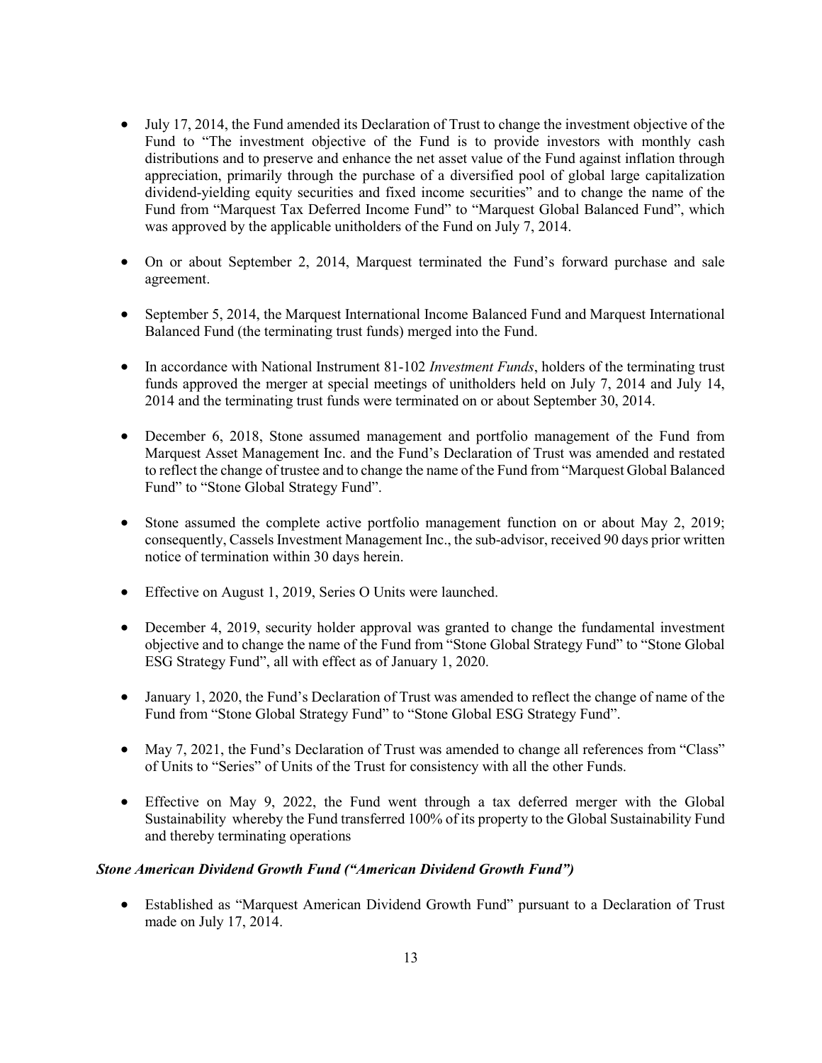- July 17, 2014, the Fund amended its Declaration of Trust to change the investment objective of the Fund to "The investment objective of the Fund is to provide investors with monthly cash distributions and to preserve and enhance the net asset value of the Fund against inflation through appreciation, primarily through the purchase of a diversified pool of global large capitalization dividend-yielding equity securities and fixed income securities" and to change the name of the Fund from "Marquest Tax Deferred Income Fund" to "Marquest Global Balanced Fund", which was approved by the applicable unitholders of the Fund on July 7, 2014.

- On or about September 2, 2014, Marquest terminated the Fund's forward purchase and sale agreement.

- September 5, 2014, the Marquest International Income Balanced Fund and Marquest International Balanced Fund (the terminating trust funds) merged into the Fund.

- In accordance with National Instrument 81-102 *Investment Funds*, holders of the terminating trust funds approved the merger at special meetings of unitholders held on July 7, 2014 and July 14, 2014 and the terminating trust funds were terminated on or about September 30, 2014.

- December 6, 2018, Stone assumed management and portfolio management of the Fund from Marquest Asset Management Inc. and the Fund's Declaration of Trust was amended and restated to reflect the change of trustee and to change the name of the Fund from "Marquest Global Balanced Fund" to "Stone Global Strategy Fund".

- Stone assumed the complete active portfolio management function on or about May 2, 2019; consequently, Cassels Investment Management Inc., the sub-advisor, received 90 days prior written notice of termination within 30 days herein.

- Effective on August 1, 2019, Series O Units were launched.

- December 4, 2019, security holder approval was granted to change the fundamental investment objective and to change the name of the Fund from "Stone Global Strategy Fund" to "Stone Global ESG Strategy Fund", all with effect as of January 1, 2020.

- January 1, 2020, the Fund's Declaration of Trust was amended to reflect the change of name of the Fund from "Stone Global Strategy Fund" to "Stone Global ESG Strategy Fund".

- May 7, 2021, the Fund's Declaration of Trust was amended to change all references from "Class" of Units to "Series" of Units of the Trust for consistency with all the other Funds.

- Effective on May 9, 2022, the Fund went through a tax deferred merger with the Global Sustainability whereby the Fund transferred 100% of its property to the Global Sustainability Fund and thereby terminating operations

***Stone American Dividend Growth Fund ("American Dividend Growth Fund")***

- Established as "Marquest American Dividend Growth Fund" pursuant to a Declaration of Trust made on July 17, 2014.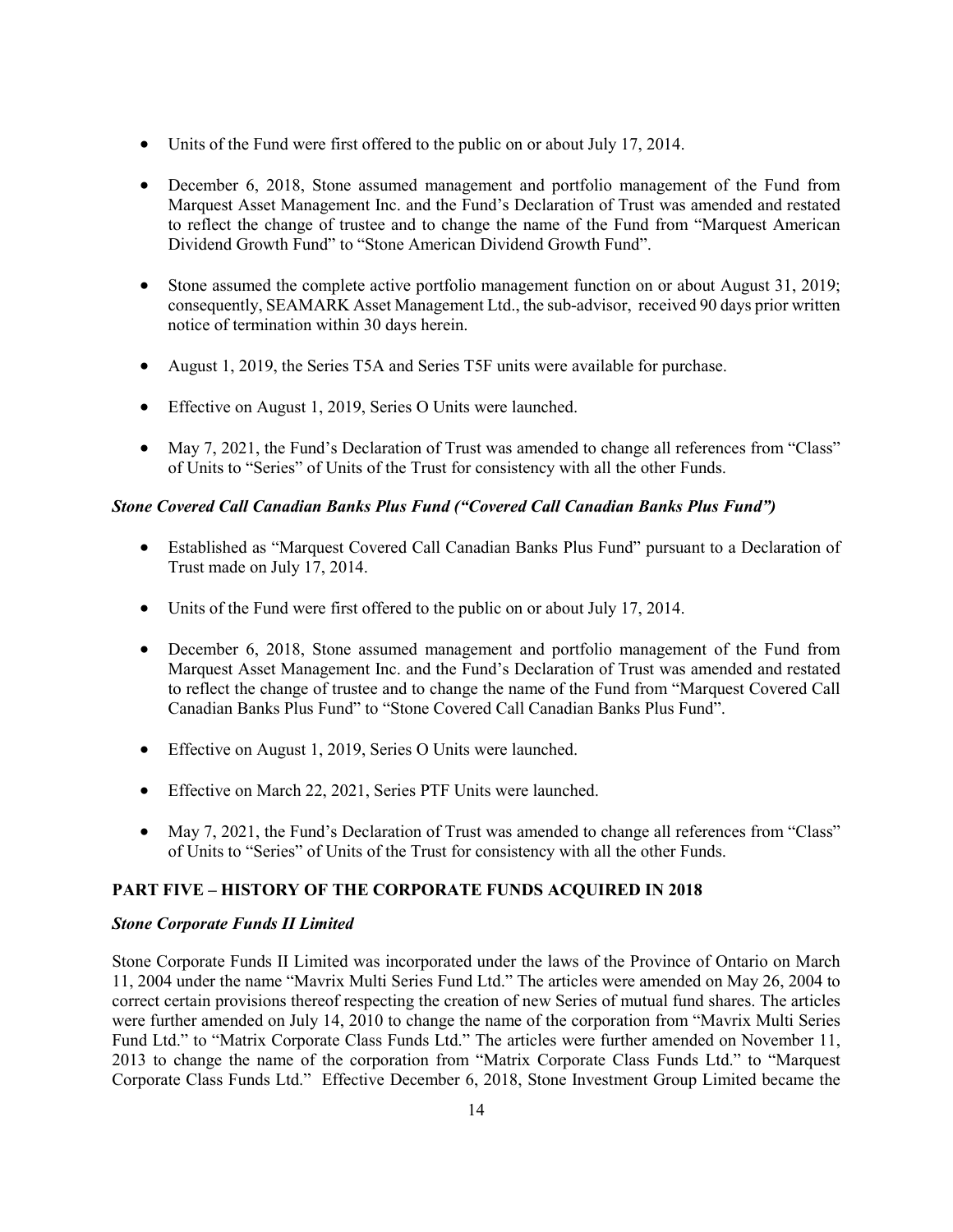- Units of the Fund were first offered to the public on or about July 17, 2014.
- December 6, 2018, Stone assumed management and portfolio management of the Fund from Marquest Asset Management Inc. and the Fund's Declaration of Trust was amended and restated to reflect the change of trustee and to change the name of the Fund from "Marquest American Dividend Growth Fund" to "Stone American Dividend Growth Fund".
- Stone assumed the complete active portfolio management function on or about August 31, 2019; consequently, SEAMARK Asset Management Ltd., the sub-advisor, received 90 days prior written notice of termination within 30 days herein.
- August 1, 2019, the Series T5A and Series T5F units were available for purchase.
- Effective on August 1, 2019, Series O Units were launched.
- May 7, 2021, the Fund's Declaration of Trust was amended to change all references from "Class" of Units to "Series" of Units of the Trust for consistency with all the other Funds.

***Stone Covered Call Canadian Banks Plus Fund ("Covered Call Canadian Banks Plus Fund")***

- Established as "Marquest Covered Call Canadian Banks Plus Fund" pursuant to a Declaration of Trust made on July 17, 2014.
- Units of the Fund were first offered to the public on or about July 17, 2014.
- December 6, 2018, Stone assumed management and portfolio management of the Fund from Marquest Asset Management Inc. and the Fund's Declaration of Trust was amended and restated to reflect the change of trustee and to change the name of the Fund from "Marquest Covered Call Canadian Banks Plus Fund" to "Stone Covered Call Canadian Banks Plus Fund".
- Effective on August 1, 2019, Series O Units were launched.
- Effective on March 22, 2021, Series PTF Units were launched.
- May 7, 2021, the Fund's Declaration of Trust was amended to change all references from "Class" of Units to "Series" of Units of the Trust for consistency with all the other Funds.

## PART FIVE – HISTORY OF THE CORPORATE FUNDS ACQUIRED IN 2018

***Stone Corporate Funds II Limited***

Stone Corporate Funds II Limited was incorporated under the laws of the Province of Ontario on March 11, 2004 under the name "Mavrix Multi Series Fund Ltd." The articles were amended on May 26, 2004 to correct certain provisions thereof respecting the creation of new Series of mutual fund shares. The articles were further amended on July 14, 2010 to change the name of the corporation from "Mavrix Multi Series Fund Ltd." to "Matrix Corporate Class Funds Ltd." The articles were further amended on November 11, 2013 to change the name of the corporation from "Matrix Corporate Class Funds Ltd." to "Marquest Corporate Class Funds Ltd." Effective December 6, 2018, Stone Investment Group Limited became the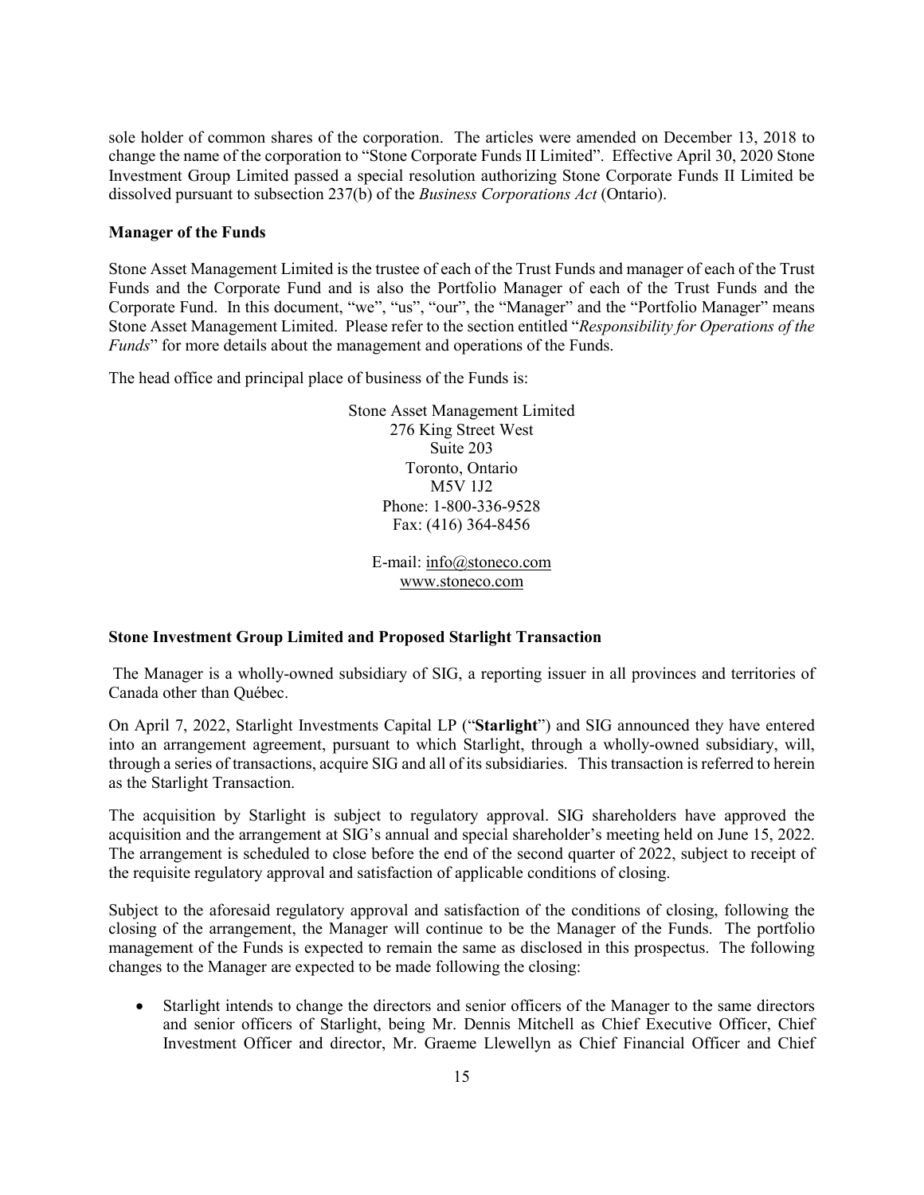sole holder of common shares of the corporation. The articles were amended on December 13, 2018 to change the name of the corporation to "Stone Corporate Funds II Limited". Effective April 30, 2020 Stone Investment Group Limited passed a special resolution authorizing Stone Corporate Funds II Limited be dissolved pursuant to subsection 237(b) of the *Business Corporations Act* (Ontario).

**Manager of the Funds**

Stone Asset Management Limited is the trustee of each of the Trust Funds and manager of each of the Trust Funds and the Corporate Fund and is also the Portfolio Manager of each of the Trust Funds and the Corporate Fund. In this document, "we", "us", "our", the "Manager" and the "Portfolio Manager" means Stone Asset Management Limited. Please refer to the section entitled "*Responsibility for Operations of the Funds*" for more details about the management and operations of the Funds.

The head office and principal place of business of the Funds is:

Stone Asset Management Limited
276 King Street West
Suite 203
Toronto, Ontario
M5V 1J2
Phone: 1-800-336-9528
Fax: (416) 364-8456

E-mail: info@stoneco.com
www.stoneco.com

**Stone Investment Group Limited and Proposed Starlight Transaction**

The Manager is a wholly-owned subsidiary of SIG, a reporting issuer in all provinces and territories of Canada other than Québec.

On April 7, 2022, Starlight Investments Capital LP ("**Starlight**") and SIG announced they have entered into an arrangement agreement, pursuant to which Starlight, through a wholly-owned subsidiary, will, through a series of transactions, acquire SIG and all of its subsidiaries. This transaction is referred to herein as the Starlight Transaction.

The acquisition by Starlight is subject to regulatory approval. SIG shareholders have approved the acquisition and the arrangement at SIG's annual and special shareholder's meeting held on June 15, 2022. The arrangement is scheduled to close before the end of the second quarter of 2022, subject to receipt of the requisite regulatory approval and satisfaction of applicable conditions of closing.

Subject to the aforesaid regulatory approval and satisfaction of the conditions of closing, following the closing of the arrangement, the Manager will continue to be the Manager of the Funds. The portfolio management of the Funds is expected to remain the same as disclosed in this prospectus. The following changes to the Manager are expected to be made following the closing:

- Starlight intends to change the directors and senior officers of the Manager to the same directors and senior officers of Starlight, being Mr. Dennis Mitchell as Chief Executive Officer, Chief Investment Officer and director, Mr. Graeme Llewellyn as Chief Financial Officer and Chief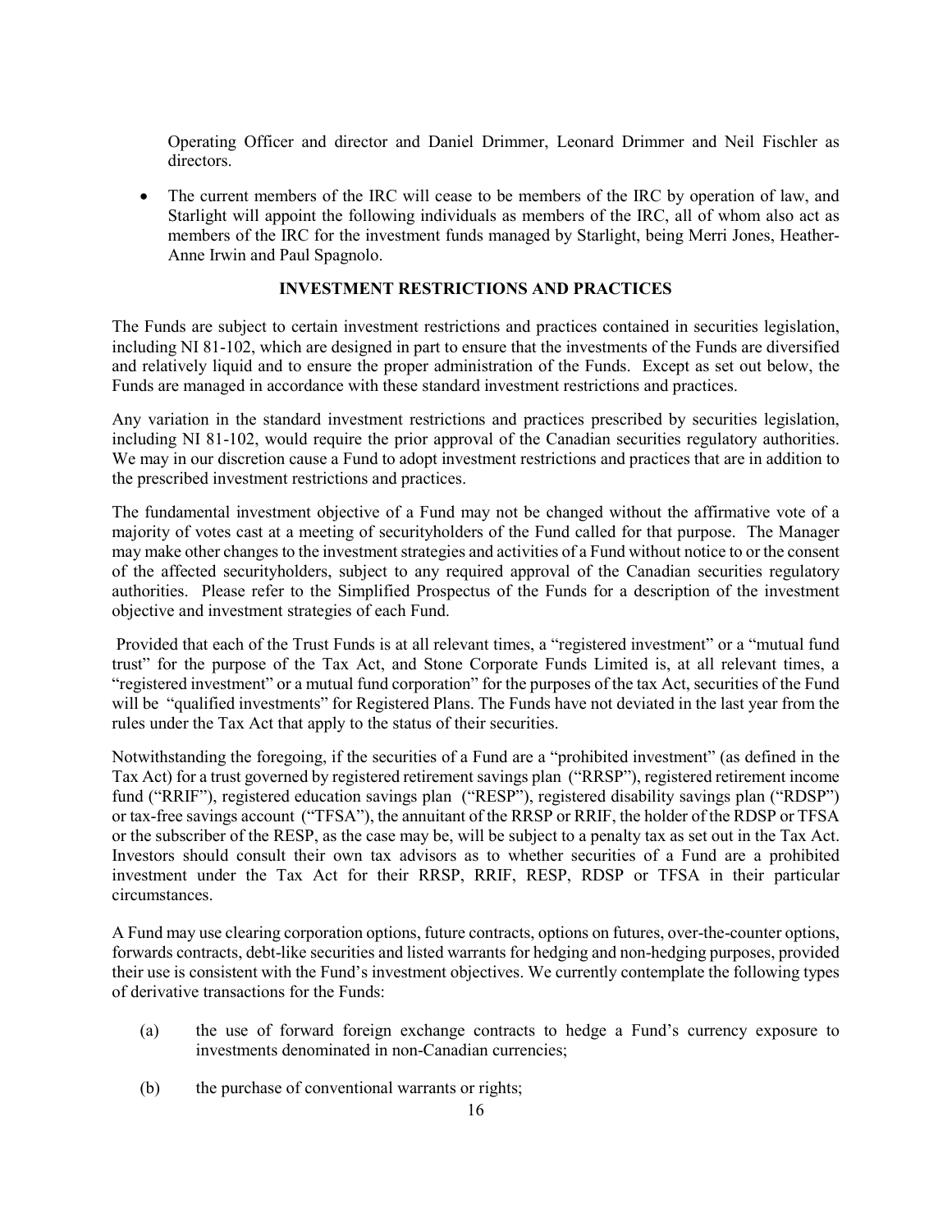Operating Officer and director and Daniel Drimmer, Leonard Drimmer and Neil Fischler as directors.

- The current members of the IRC will cease to be members of the IRC by operation of law, and Starlight will appoint the following individuals as members of the IRC, all of whom also act as members of the IRC for the investment funds managed by Starlight, being Merri Jones, Heather-Anne Irwin and Paul Spagnolo.

## INVESTMENT RESTRICTIONS AND PRACTICES

The Funds are subject to certain investment restrictions and practices contained in securities legislation, including NI 81-102, which are designed in part to ensure that the investments of the Funds are diversified and relatively liquid and to ensure the proper administration of the Funds. Except as set out below, the Funds are managed in accordance with these standard investment restrictions and practices.

Any variation in the standard investment restrictions and practices prescribed by securities legislation, including NI 81-102, would require the prior approval of the Canadian securities regulatory authorities. We may in our discretion cause a Fund to adopt investment restrictions and practices that are in addition to the prescribed investment restrictions and practices.

The fundamental investment objective of a Fund may not be changed without the affirmative vote of a majority of votes cast at a meeting of securityholders of the Fund called for that purpose. The Manager may make other changes to the investment strategies and activities of a Fund without notice to or the consent of the affected securityholders, subject to any required approval of the Canadian securities regulatory authorities. Please refer to the Simplified Prospectus of the Funds for a description of the investment objective and investment strategies of each Fund.

Provided that each of the Trust Funds is at all relevant times, a "registered investment" or a "mutual fund trust" for the purpose of the Tax Act, and Stone Corporate Funds Limited is, at all relevant times, a "registered investment" or a mutual fund corporation" for the purposes of the tax Act, securities of the Fund will be "qualified investments" for Registered Plans. The Funds have not deviated in the last year from the rules under the Tax Act that apply to the status of their securities.

Notwithstanding the foregoing, if the securities of a Fund are a "prohibited investment" (as defined in the Tax Act) for a trust governed by registered retirement savings plan ("RRSP"), registered retirement income fund ("RRIF"), registered education savings plan ("RESP"), registered disability savings plan ("RDSP") or tax-free savings account ("TFSA"), the annuitant of the RRSP or RRIF, the holder of the RDSP or TFSA or the subscriber of the RESP, as the case may be, will be subject to a penalty tax as set out in the Tax Act. Investors should consult their own tax advisors as to whether securities of a Fund are a prohibited investment under the Tax Act for their RRSP, RRIF, RESP, RDSP or TFSA in their particular circumstances.

A Fund may use clearing corporation options, future contracts, options on futures, over-the-counter options, forwards contracts, debt-like securities and listed warrants for hedging and non-hedging purposes, provided their use is consistent with the Fund's investment objectives. We currently contemplate the following types of derivative transactions for the Funds:

(a) the use of forward foreign exchange contracts to hedge a Fund's currency exposure to investments denominated in non-Canadian currencies;

(b) the purchase of conventional warrants or rights;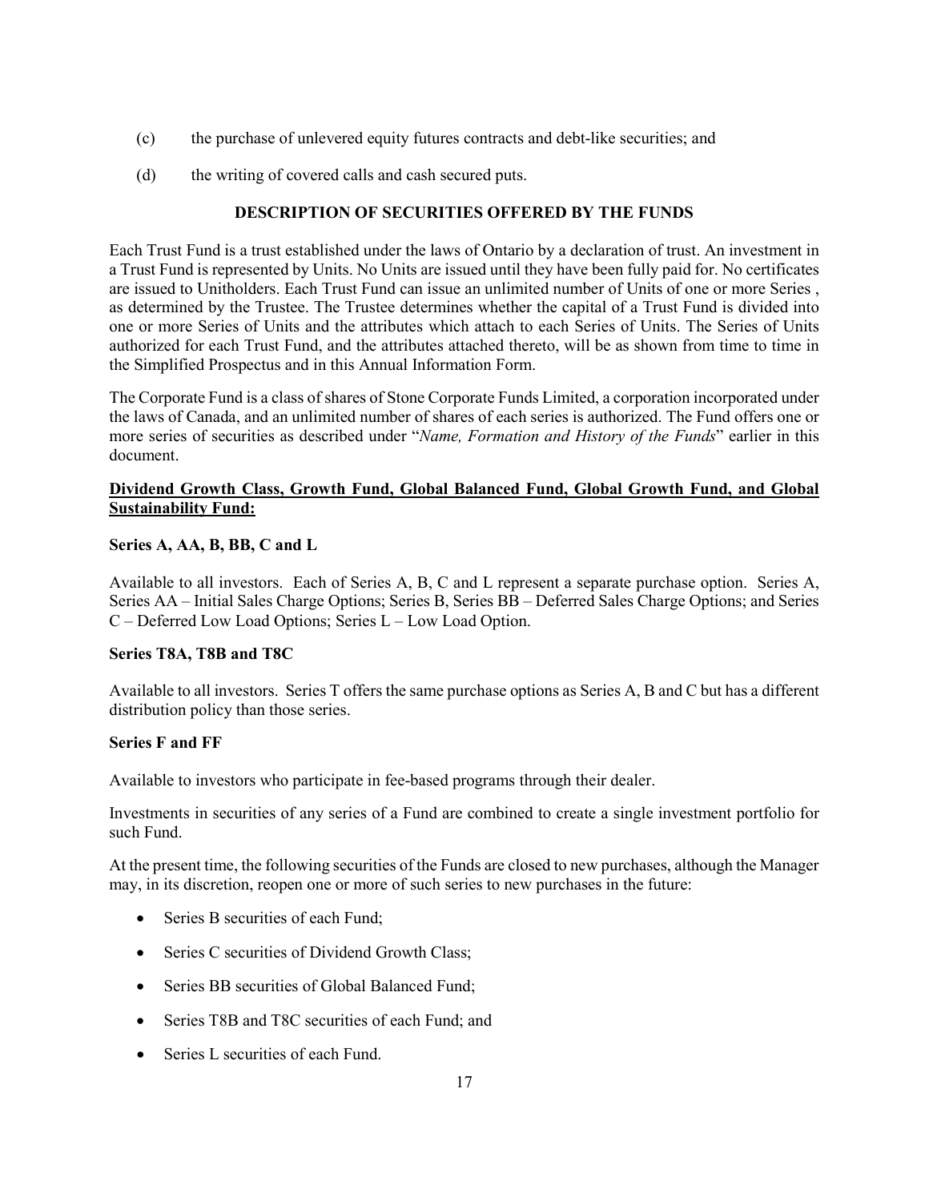(c) the purchase of unlevered equity futures contracts and debt-like securities; and

(d) the writing of covered calls and cash secured puts.

## DESCRIPTION OF SECURITIES OFFERED BY THE FUNDS

Each Trust Fund is a trust established under the laws of Ontario by a declaration of trust. An investment in a Trust Fund is represented by Units. No Units are issued until they have been fully paid for. No certificates are issued to Unitholders. Each Trust Fund can issue an unlimited number of Units of one or more Series , as determined by the Trustee. The Trustee determines whether the capital of a Trust Fund is divided into one or more Series of Units and the attributes which attach to each Series of Units. The Series of Units authorized for each Trust Fund, and the attributes attached thereto, will be as shown from time to time in the Simplified Prospectus and in this Annual Information Form.

The Corporate Fund is a class of shares of Stone Corporate Funds Limited, a corporation incorporated under the laws of Canada, and an unlimited number of shares of each series is authorized. The Fund offers one or more series of securities as described under "*Name, Formation and History of the Funds*" earlier in this document.

**Dividend Growth Class, Growth Fund, Global Balanced Fund, Global Growth Fund, and Global Sustainability Fund:**

**Series A, AA, B, BB, C and L**

Available to all investors. Each of Series A, B, C and L represent a separate purchase option. Series A, Series AA – Initial Sales Charge Options; Series B, Series BB – Deferred Sales Charge Options; and Series C – Deferred Low Load Options; Series L – Low Load Option.

**Series T8A, T8B and T8C**

Available to all investors. Series T offers the same purchase options as Series A, B and C but has a different distribution policy than those series.

**Series F and FF**

Available to investors who participate in fee-based programs through their dealer.

Investments in securities of any series of a Fund are combined to create a single investment portfolio for such Fund.

At the present time, the following securities of the Funds are closed to new purchases, although the Manager may, in its discretion, reopen one or more of such series to new purchases in the future:

- Series B securities of each Fund;
- Series C securities of Dividend Growth Class;
- Series BB securities of Global Balanced Fund;
- Series T8B and T8C securities of each Fund; and
- Series L securities of each Fund.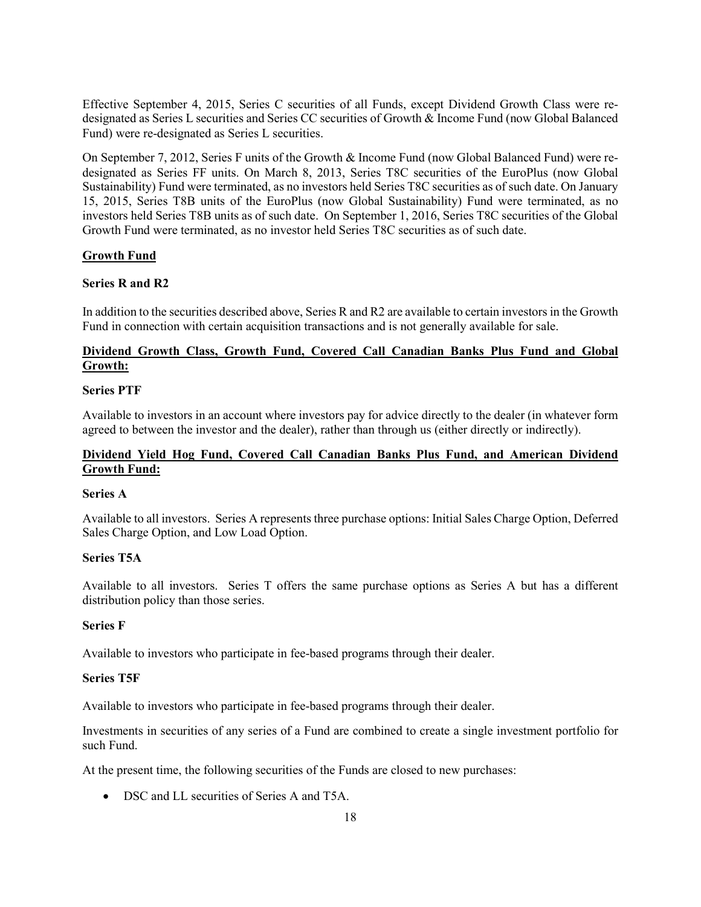Effective September 4, 2015, Series C securities of all Funds, except Dividend Growth Class were re-designated as Series L securities and Series CC securities of Growth & Income Fund (now Global Balanced Fund) were re-designated as Series L securities.

On September 7, 2012, Series F units of the Growth & Income Fund (now Global Balanced Fund) were re-designated as Series FF units. On March 8, 2013, Series T8C securities of the EuroPlus (now Global Sustainability) Fund were terminated, as no investors held Series T8C securities as of such date. On January 15, 2015, Series T8B units of the EuroPlus (now Global Sustainability) Fund were terminated, as no investors held Series T8B units as of such date. On September 1, 2016, Series T8C securities of the Global Growth Fund were terminated, as no investor held Series T8C securities as of such date.

**Growth Fund**

**Series R and R2**

In addition to the securities described above, Series R and R2 are available to certain investors in the Growth Fund in connection with certain acquisition transactions and is not generally available for sale.

**Dividend Growth Class, Growth Fund, Covered Call Canadian Banks Plus Fund and Global Growth:**

**Series PTF**

Available to investors in an account where investors pay for advice directly to the dealer (in whatever form agreed to between the investor and the dealer), rather than through us (either directly or indirectly).

**Dividend Yield Hog Fund, Covered Call Canadian Banks Plus Fund, and American Dividend Growth Fund:**

**Series A**

Available to all investors. Series A represents three purchase options: Initial Sales Charge Option, Deferred Sales Charge Option, and Low Load Option.

**Series T5A**

Available to all investors. Series T offers the same purchase options as Series A but has a different distribution policy than those series.

**Series F**

Available to investors who participate in fee-based programs through their dealer.

**Series T5F**

Available to investors who participate in fee-based programs through their dealer.

Investments in securities of any series of a Fund are combined to create a single investment portfolio for such Fund.

At the present time, the following securities of the Funds are closed to new purchases:

- DSC and LL securities of Series A and T5A.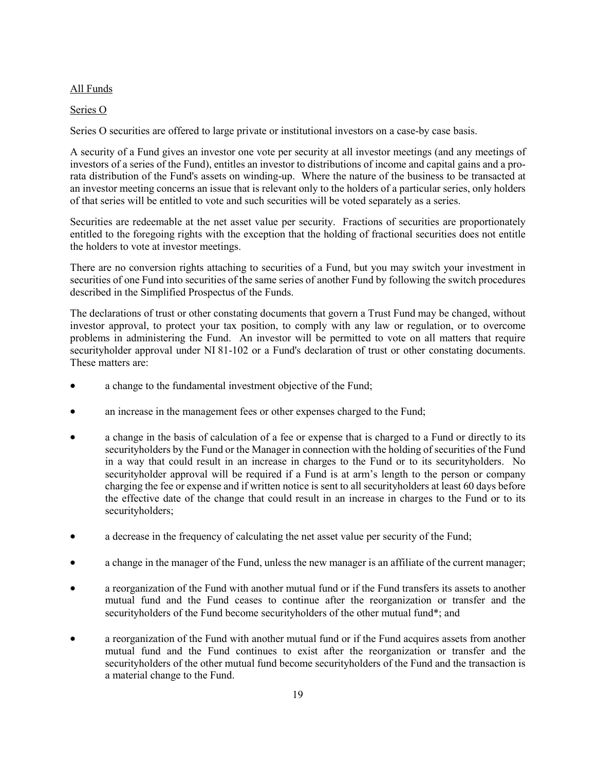<u>All Funds</u>

<u>Series O</u>

Series O securities are offered to large private or institutional investors on a case-by case basis.

A security of a Fund gives an investor one vote per security at all investor meetings (and any meetings of investors of a series of the Fund), entitles an investor to distributions of income and capital gains and a pro-rata distribution of the Fund's assets on winding-up. Where the nature of the business to be transacted at an investor meeting concerns an issue that is relevant only to the holders of a particular series, only holders of that series will be entitled to vote and such securities will be voted separately as a series.

Securities are redeemable at the net asset value per security. Fractions of securities are proportionately entitled to the foregoing rights with the exception that the holding of fractional securities does not entitle the holders to vote at investor meetings.

There are no conversion rights attaching to securities of a Fund, but you may switch your investment in securities of one Fund into securities of the same series of another Fund by following the switch procedures described in the Simplified Prospectus of the Funds.

The declarations of trust or other constating documents that govern a Trust Fund may be changed, without investor approval, to protect your tax position, to comply with any law or regulation, or to overcome problems in administering the Fund. An investor will be permitted to vote on all matters that require securityholder approval under NI 81-102 or a Fund's declaration of trust or other constating documents. These matters are:

- a change to the fundamental investment objective of the Fund;
- an increase in the management fees or other expenses charged to the Fund;
- a change in the basis of calculation of a fee or expense that is charged to a Fund or directly to its securityholders by the Fund or the Manager in connection with the holding of securities of the Fund in a way that could result in an increase in charges to the Fund or to its securityholders. No securityholder approval will be required if a Fund is at arm's length to the person or company charging the fee or expense and if written notice is sent to all securityholders at least 60 days before the effective date of the change that could result in an increase in charges to the Fund or to its securityholders;
- a decrease in the frequency of calculating the net asset value per security of the Fund;
- a change in the manager of the Fund, unless the new manager is an affiliate of the current manager;
- a reorganization of the Fund with another mutual fund or if the Fund transfers its assets to another mutual fund and the Fund ceases to continue after the reorganization or transfer and the securityholders of the Fund become securityholders of the other mutual fund*; and
- a reorganization of the Fund with another mutual fund or if the Fund acquires assets from another mutual fund and the Fund continues to exist after the reorganization or transfer and the securityholders of the other mutual fund become securityholders of the Fund and the transaction is a material change to the Fund.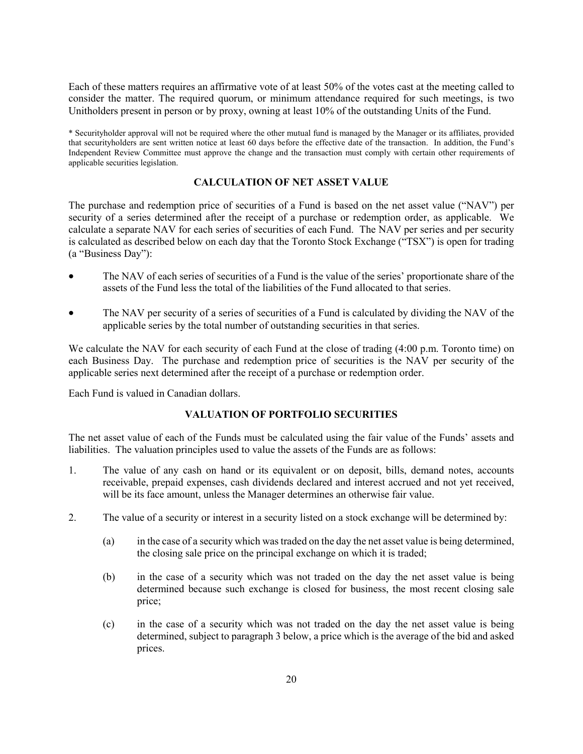Each of these matters requires an affirmative vote of at least 50% of the votes cast at the meeting called to consider the matter. The required quorum, or minimum attendance required for such meetings, is two Unitholders present in person or by proxy, owning at least 10% of the outstanding Units of the Fund.

* Securityholder approval will not be required where the other mutual fund is managed by the Manager or its affiliates, provided that securityholders are sent written notice at least 60 days before the effective date of the transaction. In addition, the Fund's Independent Review Committee must approve the change and the transaction must comply with certain other requirements of applicable securities legislation.

## CALCULATION OF NET ASSET VALUE

The purchase and redemption price of securities of a Fund is based on the net asset value ("NAV") per security of a series determined after the receipt of a purchase or redemption order, as applicable. We calculate a separate NAV for each series of securities of each Fund. The NAV per series and per security is calculated as described below on each day that the Toronto Stock Exchange ("TSX") is open for trading (a "Business Day"):

- The NAV of each series of securities of a Fund is the value of the series' proportionate share of the assets of the Fund less the total of the liabilities of the Fund allocated to that series.
- The NAV per security of a series of securities of a Fund is calculated by dividing the NAV of the applicable series by the total number of outstanding securities in that series.

We calculate the NAV for each security of each Fund at the close of trading (4:00 p.m. Toronto time) on each Business Day. The purchase and redemption price of securities is the NAV per security of the applicable series next determined after the receipt of a purchase or redemption order.

Each Fund is valued in Canadian dollars.

## VALUATION OF PORTFOLIO SECURITIES

The net asset value of each of the Funds must be calculated using the fair value of the Funds' assets and liabilities. The valuation principles used to value the assets of the Funds are as follows:

1. The value of any cash on hand or its equivalent or on deposit, bills, demand notes, accounts receivable, prepaid expenses, cash dividends declared and interest accrued and not yet received, will be its face amount, unless the Manager determines an otherwise fair value.
2. The value of a security or interest in a security listed on a stock exchange will be determined by:
   (a) in the case of a security which was traded on the day the net asset value is being determined, the closing sale price on the principal exchange on which it is traded;
   (b) in the case of a security which was not traded on the day the net asset value is being determined because such exchange is closed for business, the most recent closing sale price;
   (c) in the case of a security which was not traded on the day the net asset value is being determined, subject to paragraph 3 below, a price which is the average of the bid and asked prices.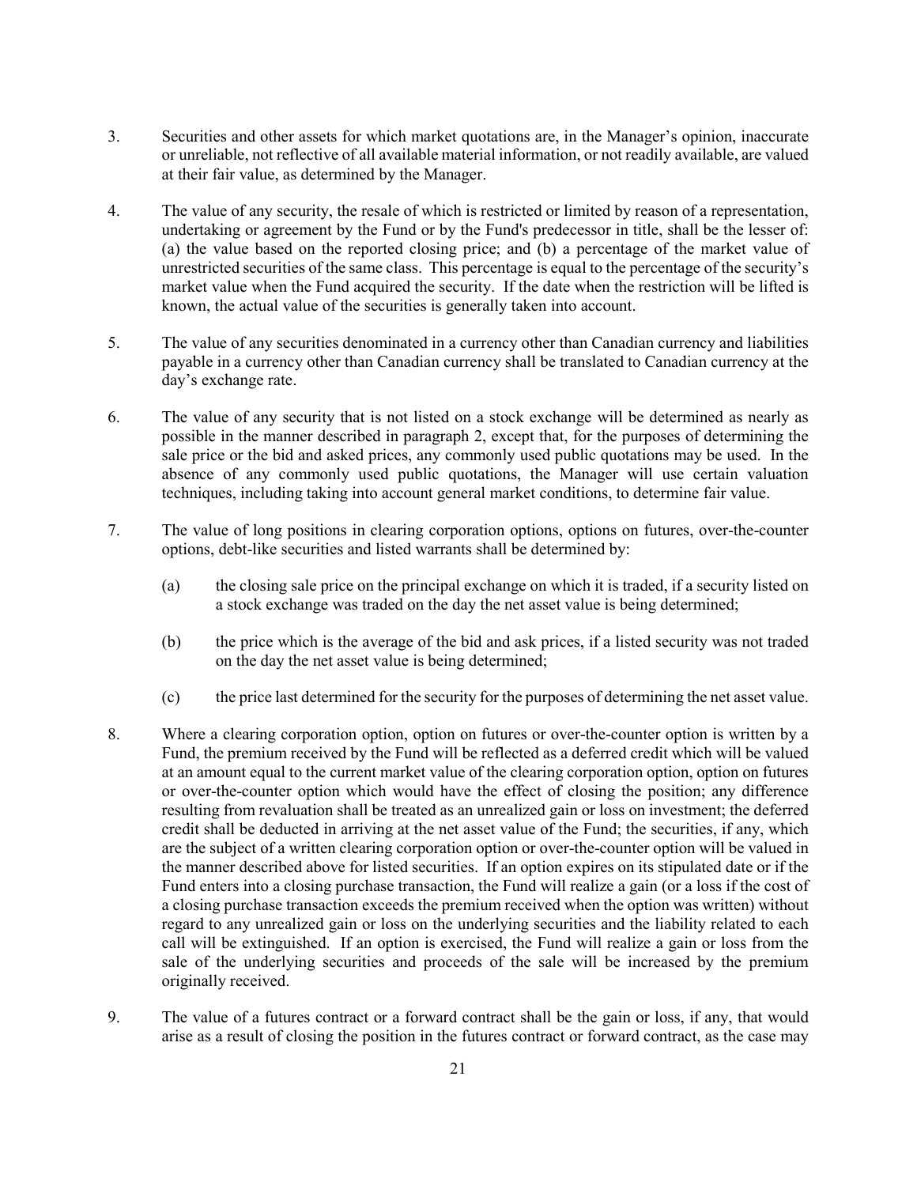3. Securities and other assets for which market quotations are, in the Manager's opinion, inaccurate or unreliable, not reflective of all available material information, or not readily available, are valued at their fair value, as determined by the Manager.

4. The value of any security, the resale of which is restricted or limited by reason of a representation, undertaking or agreement by the Fund or by the Fund's predecessor in title, shall be the lesser of: (a) the value based on the reported closing price; and (b) a percentage of the market value of unrestricted securities of the same class. This percentage is equal to the percentage of the security's market value when the Fund acquired the security. If the date when the restriction will be lifted is known, the actual value of the securities is generally taken into account.

5. The value of any securities denominated in a currency other than Canadian currency and liabilities payable in a currency other than Canadian currency shall be translated to Canadian currency at the day's exchange rate.

6. The value of any security that is not listed on a stock exchange will be determined as nearly as possible in the manner described in paragraph 2, except that, for the purposes of determining the sale price or the bid and asked prices, any commonly used public quotations may be used. In the absence of any commonly used public quotations, the Manager will use certain valuation techniques, including taking into account general market conditions, to determine fair value.

7. The value of long positions in clearing corporation options, options on futures, over-the-counter options, debt-like securities and listed warrants shall be determined by:

   (a) the closing sale price on the principal exchange on which it is traded, if a security listed on a stock exchange was traded on the day the net asset value is being determined;

   (b) the price which is the average of the bid and ask prices, if a listed security was not traded on the day the net asset value is being determined;

   (c) the price last determined for the security for the purposes of determining the net asset value.

8. Where a clearing corporation option, option on futures or over-the-counter option is written by a Fund, the premium received by the Fund will be reflected as a deferred credit which will be valued at an amount equal to the current market value of the clearing corporation option, option on futures or over-the-counter option which would have the effect of closing the position; any difference resulting from revaluation shall be treated as an unrealized gain or loss on investment; the deferred credit shall be deducted in arriving at the net asset value of the Fund; the securities, if any, which are the subject of a written clearing corporation option or over-the-counter option will be valued in the manner described above for listed securities. If an option expires on its stipulated date or if the Fund enters into a closing purchase transaction, the Fund will realize a gain (or a loss if the cost of a closing purchase transaction exceeds the premium received when the option was written) without regard to any unrealized gain or loss on the underlying securities and the liability related to each call will be extinguished. If an option is exercised, the Fund will realize a gain or loss from the sale of the underlying securities and proceeds of the sale will be increased by the premium originally received.

9. The value of a futures contract or a forward contract shall be the gain or loss, if any, that would arise as a result of closing the position in the futures contract or forward contract, as the case may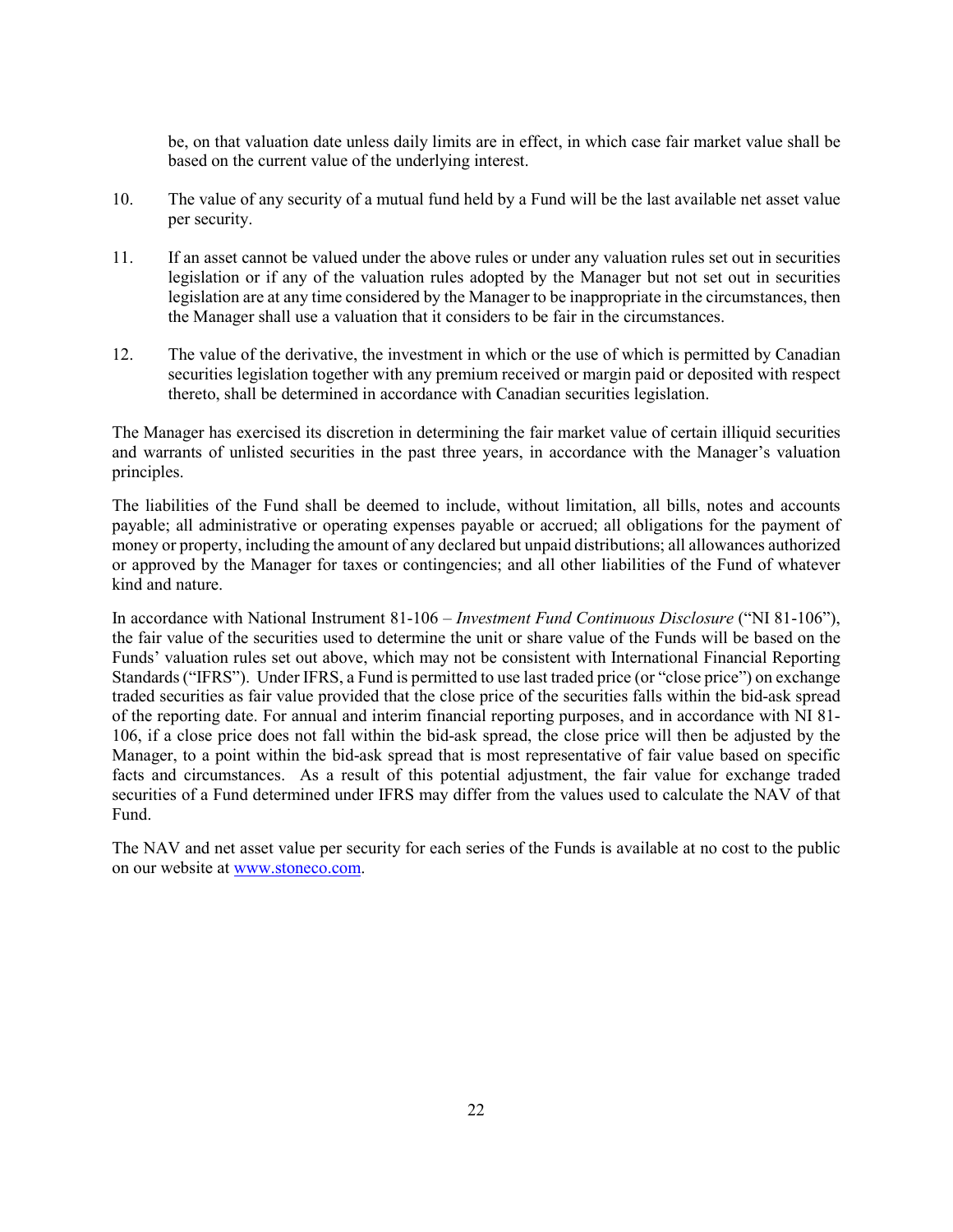be, on that valuation date unless daily limits are in effect, in which case fair market value shall be based on the current value of the underlying interest.

10. The value of any security of a mutual fund held by a Fund will be the last available net asset value per security.

11. If an asset cannot be valued under the above rules or under any valuation rules set out in securities legislation or if any of the valuation rules adopted by the Manager but not set out in securities legislation are at any time considered by the Manager to be inappropriate in the circumstances, then the Manager shall use a valuation that it considers to be fair in the circumstances.

12. The value of the derivative, the investment in which or the use of which is permitted by Canadian securities legislation together with any premium received or margin paid or deposited with respect thereto, shall be determined in accordance with Canadian securities legislation.

The Manager has exercised its discretion in determining the fair market value of certain illiquid securities and warrants of unlisted securities in the past three years, in accordance with the Manager's valuation principles.

The liabilities of the Fund shall be deemed to include, without limitation, all bills, notes and accounts payable; all administrative or operating expenses payable or accrued; all obligations for the payment of money or property, including the amount of any declared but unpaid distributions; all allowances authorized or approved by the Manager for taxes or contingencies; and all other liabilities of the Fund of whatever kind and nature.

In accordance with National Instrument 81-106 – *Investment Fund Continuous Disclosure* ("NI 81-106"), the fair value of the securities used to determine the unit or share value of the Funds will be based on the Funds' valuation rules set out above, which may not be consistent with International Financial Reporting Standards ("IFRS"). Under IFRS, a Fund is permitted to use last traded price (or "close price") on exchange traded securities as fair value provided that the close price of the securities falls within the bid-ask spread of the reporting date. For annual and interim financial reporting purposes, and in accordance with NI 81-106, if a close price does not fall within the bid-ask spread, the close price will then be adjusted by the Manager, to a point within the bid-ask spread that is most representative of fair value based on specific facts and circumstances. As a result of this potential adjustment, the fair value for exchange traded securities of a Fund determined under IFRS may differ from the values used to calculate the NAV of that Fund.

The NAV and net asset value per security for each series of the Funds is available at no cost to the public on our website at www.stoneco.com.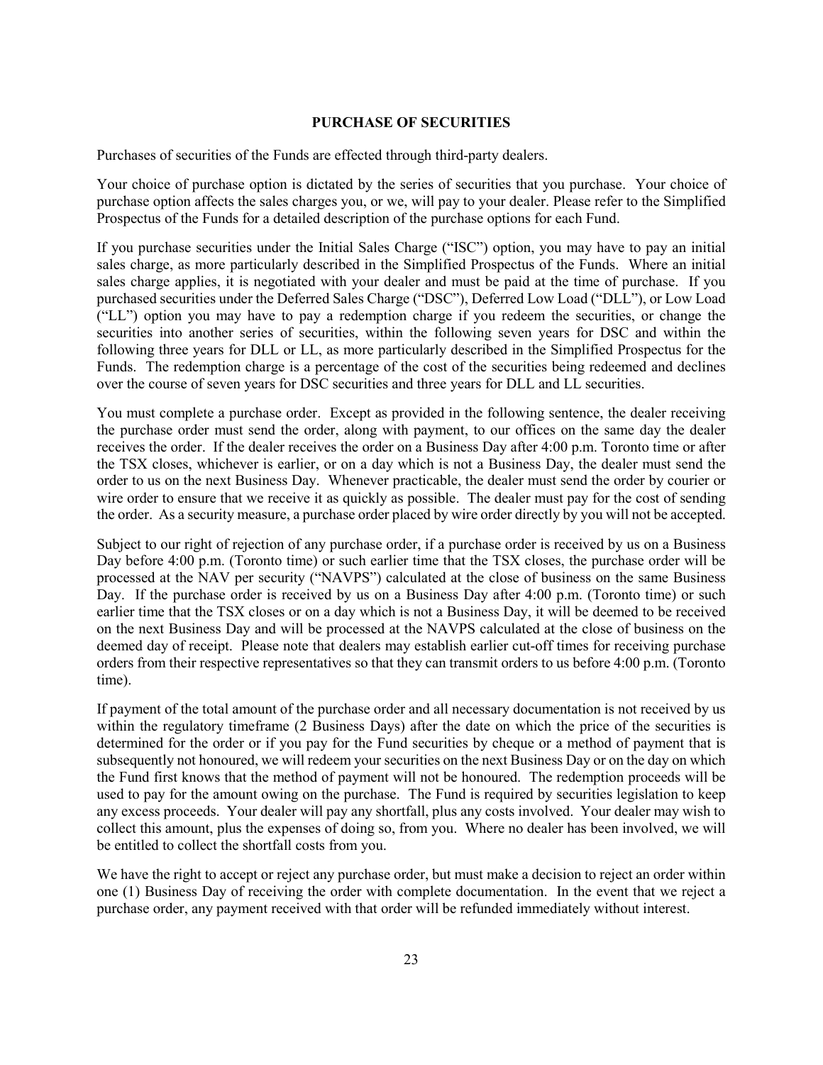## PURCHASE OF SECURITIES

Purchases of securities of the Funds are effected through third-party dealers.

Your choice of purchase option is dictated by the series of securities that you purchase. Your choice of purchase option affects the sales charges you, or we, will pay to your dealer. Please refer to the Simplified Prospectus of the Funds for a detailed description of the purchase options for each Fund.

If you purchase securities under the Initial Sales Charge ("ISC") option, you may have to pay an initial sales charge, as more particularly described in the Simplified Prospectus of the Funds. Where an initial sales charge applies, it is negotiated with your dealer and must be paid at the time of purchase. If you purchased securities under the Deferred Sales Charge ("DSC"), Deferred Low Load ("DLL"), or Low Load ("LL") option you may have to pay a redemption charge if you redeem the securities, or change the securities into another series of securities, within the following seven years for DSC and within the following three years for DLL or LL, as more particularly described in the Simplified Prospectus for the Funds. The redemption charge is a percentage of the cost of the securities being redeemed and declines over the course of seven years for DSC securities and three years for DLL and LL securities.

You must complete a purchase order. Except as provided in the following sentence, the dealer receiving the purchase order must send the order, along with payment, to our offices on the same day the dealer receives the order. If the dealer receives the order on a Business Day after 4:00 p.m. Toronto time or after the TSX closes, whichever is earlier, or on a day which is not a Business Day, the dealer must send the order to us on the next Business Day. Whenever practicable, the dealer must send the order by courier or wire order to ensure that we receive it as quickly as possible. The dealer must pay for the cost of sending the order. As a security measure, a purchase order placed by wire order directly by you will not be accepted.

Subject to our right of rejection of any purchase order, if a purchase order is received by us on a Business Day before 4:00 p.m. (Toronto time) or such earlier time that the TSX closes, the purchase order will be processed at the NAV per security ("NAVPS") calculated at the close of business on the same Business Day. If the purchase order is received by us on a Business Day after 4:00 p.m. (Toronto time) or such earlier time that the TSX closes or on a day which is not a Business Day, it will be deemed to be received on the next Business Day and will be processed at the NAVPS calculated at the close of business on the deemed day of receipt. Please note that dealers may establish earlier cut-off times for receiving purchase orders from their respective representatives so that they can transmit orders to us before 4:00 p.m. (Toronto time).

If payment of the total amount of the purchase order and all necessary documentation is not received by us within the regulatory timeframe (2 Business Days) after the date on which the price of the securities is determined for the order or if you pay for the Fund securities by cheque or a method of payment that is subsequently not honoured, we will redeem your securities on the next Business Day or on the day on which the Fund first knows that the method of payment will not be honoured. The redemption proceeds will be used to pay for the amount owing on the purchase. The Fund is required by securities legislation to keep any excess proceeds. Your dealer will pay any shortfall, plus any costs involved. Your dealer may wish to collect this amount, plus the expenses of doing so, from you. Where no dealer has been involved, we will be entitled to collect the shortfall costs from you.

We have the right to accept or reject any purchase order, but must make a decision to reject an order within one (1) Business Day of receiving the order with complete documentation. In the event that we reject a purchase order, any payment received with that order will be refunded immediately without interest.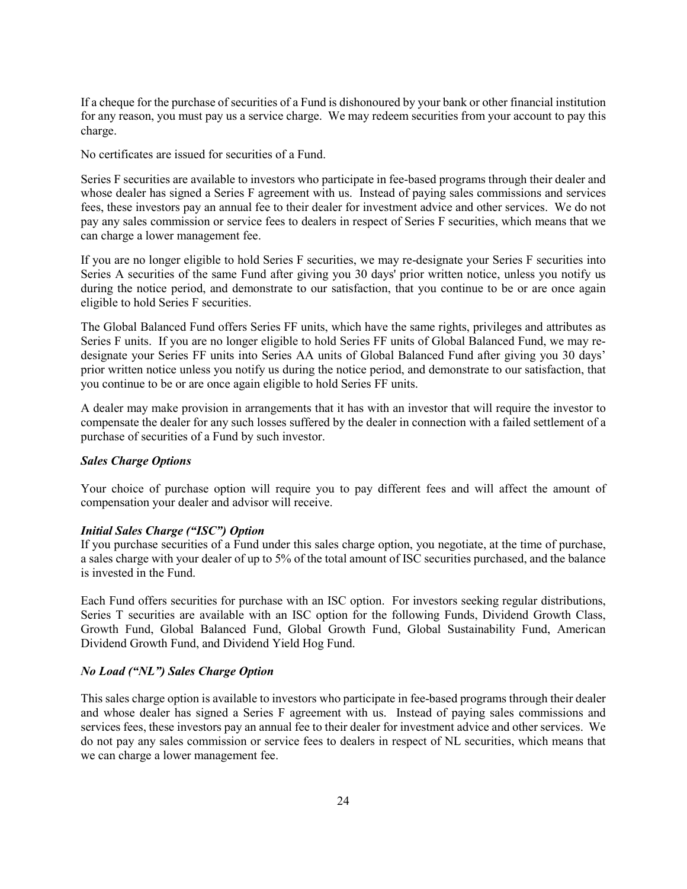If a cheque for the purchase of securities of a Fund is dishonoured by your bank or other financial institution for any reason, you must pay us a service charge. We may redeem securities from your account to pay this charge.

No certificates are issued for securities of a Fund.

Series F securities are available to investors who participate in fee-based programs through their dealer and whose dealer has signed a Series F agreement with us. Instead of paying sales commissions and services fees, these investors pay an annual fee to their dealer for investment advice and other services. We do not pay any sales commission or service fees to dealers in respect of Series F securities, which means that we can charge a lower management fee.

If you are no longer eligible to hold Series F securities, we may re-designate your Series F securities into Series A securities of the same Fund after giving you 30 days' prior written notice, unless you notify us during the notice period, and demonstrate to our satisfaction, that you continue to be or are once again eligible to hold Series F securities.

The Global Balanced Fund offers Series FF units, which have the same rights, privileges and attributes as Series F units. If you are no longer eligible to hold Series FF units of Global Balanced Fund, we may re-designate your Series FF units into Series AA units of Global Balanced Fund after giving you 30 days' prior written notice unless you notify us during the notice period, and demonstrate to our satisfaction, that you continue to be or are once again eligible to hold Series FF units.

A dealer may make provision in arrangements that it has with an investor that will require the investor to compensate the dealer for any such losses suffered by the dealer in connection with a failed settlement of a purchase of securities of a Fund by such investor.

***Sales Charge Options***

Your choice of purchase option will require you to pay different fees and will affect the amount of compensation your dealer and advisor will receive.

***Initial Sales Charge ("ISC") Option***

If you purchase securities of a Fund under this sales charge option, you negotiate, at the time of purchase, a sales charge with your dealer of up to 5% of the total amount of ISC securities purchased, and the balance is invested in the Fund.

Each Fund offers securities for purchase with an ISC option. For investors seeking regular distributions, Series T securities are available with an ISC option for the following Funds, Dividend Growth Class, Growth Fund, Global Balanced Fund, Global Growth Fund, Global Sustainability Fund, American Dividend Growth Fund, and Dividend Yield Hog Fund.

***No Load ("NL") Sales Charge Option***

This sales charge option is available to investors who participate in fee-based programs through their dealer and whose dealer has signed a Series F agreement with us. Instead of paying sales commissions and services fees, these investors pay an annual fee to their dealer for investment advice and other services. We do not pay any sales commission or service fees to dealers in respect of NL securities, which means that we can charge a lower management fee.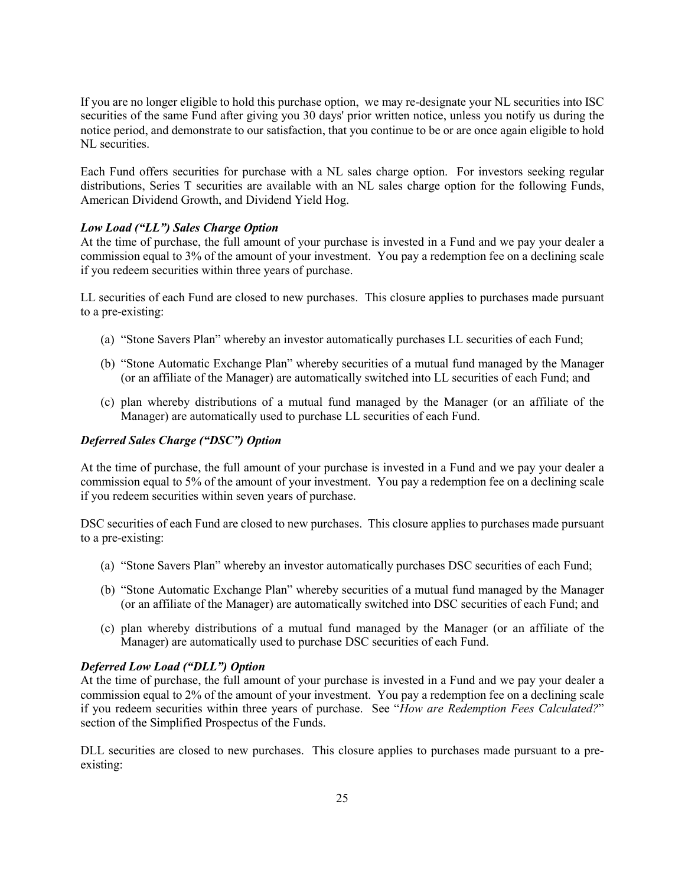If you are no longer eligible to hold this purchase option, we may re-designate your NL securities into ISC securities of the same Fund after giving you 30 days' prior written notice, unless you notify us during the notice period, and demonstrate to our satisfaction, that you continue to be or are once again eligible to hold NL securities.

Each Fund offers securities for purchase with a NL sales charge option. For investors seeking regular distributions, Series T securities are available with an NL sales charge option for the following Funds, American Dividend Growth, and Dividend Yield Hog.

***Low Load ("LL") Sales Charge Option***

At the time of purchase, the full amount of your purchase is invested in a Fund and we pay your dealer a commission equal to 3% of the amount of your investment. You pay a redemption fee on a declining scale if you redeem securities within three years of purchase.

LL securities of each Fund are closed to new purchases. This closure applies to purchases made pursuant to a pre-existing:

(a) "Stone Savers Plan" whereby an investor automatically purchases LL securities of each Fund;

(b) "Stone Automatic Exchange Plan" whereby securities of a mutual fund managed by the Manager (or an affiliate of the Manager) are automatically switched into LL securities of each Fund; and

(c) plan whereby distributions of a mutual fund managed by the Manager (or an affiliate of the Manager) are automatically used to purchase LL securities of each Fund.

***Deferred Sales Charge ("DSC") Option***

At the time of purchase, the full amount of your purchase is invested in a Fund and we pay your dealer a commission equal to 5% of the amount of your investment. You pay a redemption fee on a declining scale if you redeem securities within seven years of purchase.

DSC securities of each Fund are closed to new purchases. This closure applies to purchases made pursuant to a pre-existing:

(a) "Stone Savers Plan" whereby an investor automatically purchases DSC securities of each Fund;

(b) "Stone Automatic Exchange Plan" whereby securities of a mutual fund managed by the Manager (or an affiliate of the Manager) are automatically switched into DSC securities of each Fund; and

(c) plan whereby distributions of a mutual fund managed by the Manager (or an affiliate of the Manager) are automatically used to purchase DSC securities of each Fund.

***Deferred Low Load ("DLL") Option***

At the time of purchase, the full amount of your purchase is invested in a Fund and we pay your dealer a commission equal to 2% of the amount of your investment. You pay a redemption fee on a declining scale if you redeem securities within three years of purchase. See "*How are Redemption Fees Calculated?*" section of the Simplified Prospectus of the Funds.

DLL securities are closed to new purchases. This closure applies to purchases made pursuant to a pre-existing: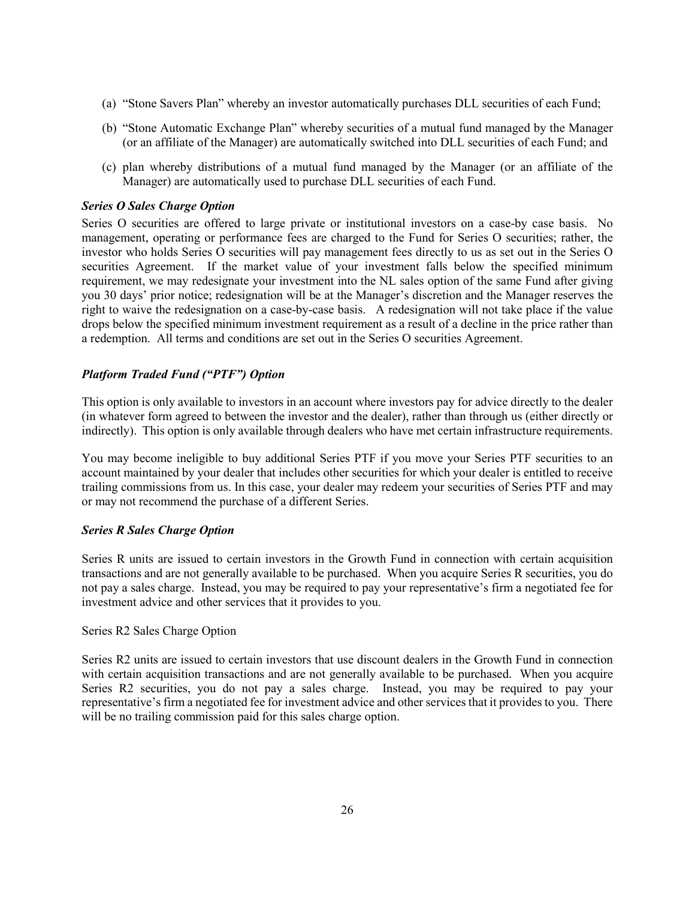(a) "Stone Savers Plan" whereby an investor automatically purchases DLL securities of each Fund;

(b) "Stone Automatic Exchange Plan" whereby securities of a mutual fund managed by the Manager (or an affiliate of the Manager) are automatically switched into DLL securities of each Fund; and

(c) plan whereby distributions of a mutual fund managed by the Manager (or an affiliate of the Manager) are automatically used to purchase DLL securities of each Fund.

***Series O Sales Charge Option***

Series O securities are offered to large private or institutional investors on a case-by case basis. No management, operating or performance fees are charged to the Fund for Series O securities; rather, the investor who holds Series O securities will pay management fees directly to us as set out in the Series O securities Agreement. If the market value of your investment falls below the specified minimum requirement, we may redesignate your investment into the NL sales option of the same Fund after giving you 30 days' prior notice; redesignation will be at the Manager's discretion and the Manager reserves the right to waive the redesignation on a case-by-case basis. A redesignation will not take place if the value drops below the specified minimum investment requirement as a result of a decline in the price rather than a redemption. All terms and conditions are set out in the Series O securities Agreement.

***Platform Traded Fund ("PTF") Option***

This option is only available to investors in an account where investors pay for advice directly to the dealer (in whatever form agreed to between the investor and the dealer), rather than through us (either directly or indirectly). This option is only available through dealers who have met certain infrastructure requirements.

You may become ineligible to buy additional Series PTF if you move your Series PTF securities to an account maintained by your dealer that includes other securities for which your dealer is entitled to receive trailing commissions from us. In this case, your dealer may redeem your securities of Series PTF and may or may not recommend the purchase of a different Series.

***Series R Sales Charge Option***

Series R units are issued to certain investors in the Growth Fund in connection with certain acquisition transactions and are not generally available to be purchased. When you acquire Series R securities, you do not pay a sales charge. Instead, you may be required to pay your representative's firm a negotiated fee for investment advice and other services that it provides to you.

Series R2 Sales Charge Option

Series R2 units are issued to certain investors that use discount dealers in the Growth Fund in connection with certain acquisition transactions and are not generally available to be purchased. When you acquire Series R2 securities, you do not pay a sales charge. Instead, you may be required to pay your representative's firm a negotiated fee for investment advice and other services that it provides to you. There will be no trailing commission paid for this sales charge option.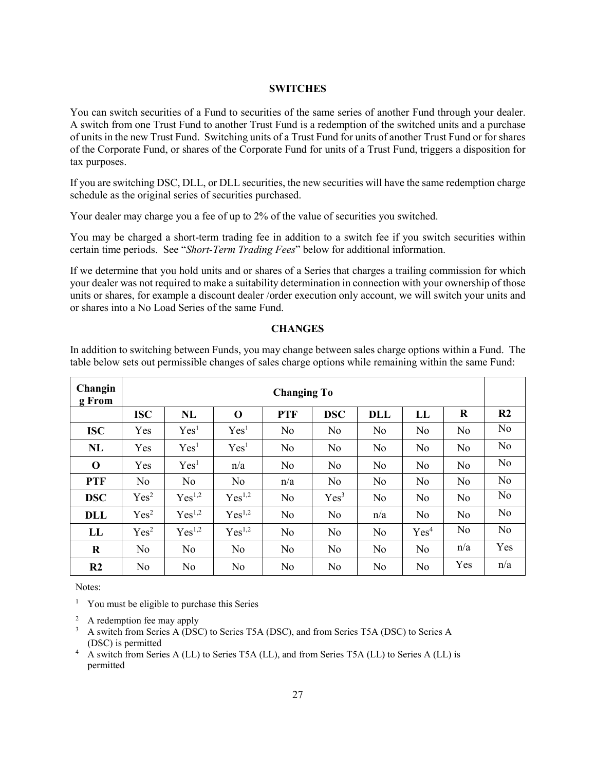## SWITCHES

You can switch securities of a Fund to securities of the same series of another Fund through your dealer. A switch from one Trust Fund to another Trust Fund is a redemption of the switched units and a purchase of units in the new Trust Fund. Switching units of a Trust Fund for units of another Trust Fund or for shares of the Corporate Fund, or shares of the Corporate Fund for units of a Trust Fund, triggers a disposition for tax purposes.

If you are switching DSC, DLL, or DLL securities, the new securities will have the same redemption charge schedule as the original series of securities purchased.

Your dealer may charge you a fee of up to 2% of the value of securities you switched.

You may be charged a short-term trading fee in addition to a switch fee if you switch securities within certain time periods. See "*Short-Term Trading Fees*" below for additional information.

If we determine that you hold units and or shares of a Series that charges a trailing commission for which your dealer was not required to make a suitability determination in connection with your ownership of those units or shares, for example a discount dealer /order execution only account, we will switch your units and or shares into a No Load Series of the same Fund.

## CHANGES

In addition to switching between Funds, you may change between sales charge options within a Fund. The table below sets out permissible changes of sales charge options while remaining within the same Fund:

| Changing From | Changing To | | | | | | | | |
|---|---|---|---|---|---|---|---|---|---|
| | **ISC** | **NL** | **O** | **PTF** | **DSC** | **DLL** | **LL** | **R** | **R2** |
| **ISC** | Yes | Yes[1] | Yes[1] | No | No | No | No | No | No |
| **NL** | Yes | Yes[1] | Yes[1] | No | No | No | No | No | No |
| **O** | Yes | Yes[1] | n/a | No | No | No | No | No | No |
| **PTF** | No | No | No | n/a | No | No | No | No | No |
| **DSC** | Yes[2] | Yes[1,2] | Yes[1,2] | No | Yes[3] | No | No | No | No |
| **DLL** | Yes[2] | Yes[1,2] | Yes[1,2] | No | No | n/a | No | No | No |
| **LL** | Yes[2] | Yes[1,2] | Yes[1,2] | No | No | No | Yes[4] | No | No |
| **R** | No | No | No | No | No | No | No | n/a | Yes |
| **R2** | No | No | No | No | No | No | No | Yes | n/a |

Notes:

[1] You must be eligible to purchase this Series

[2] A redemption fee may apply

[3] A switch from Series A (DSC) to Series T5A (DSC), and from Series T5A (DSC) to Series A (DSC) is permitted

[4] A switch from Series A (LL) to Series T5A (LL), and from Series T5A (LL) to Series A (LL) is permitted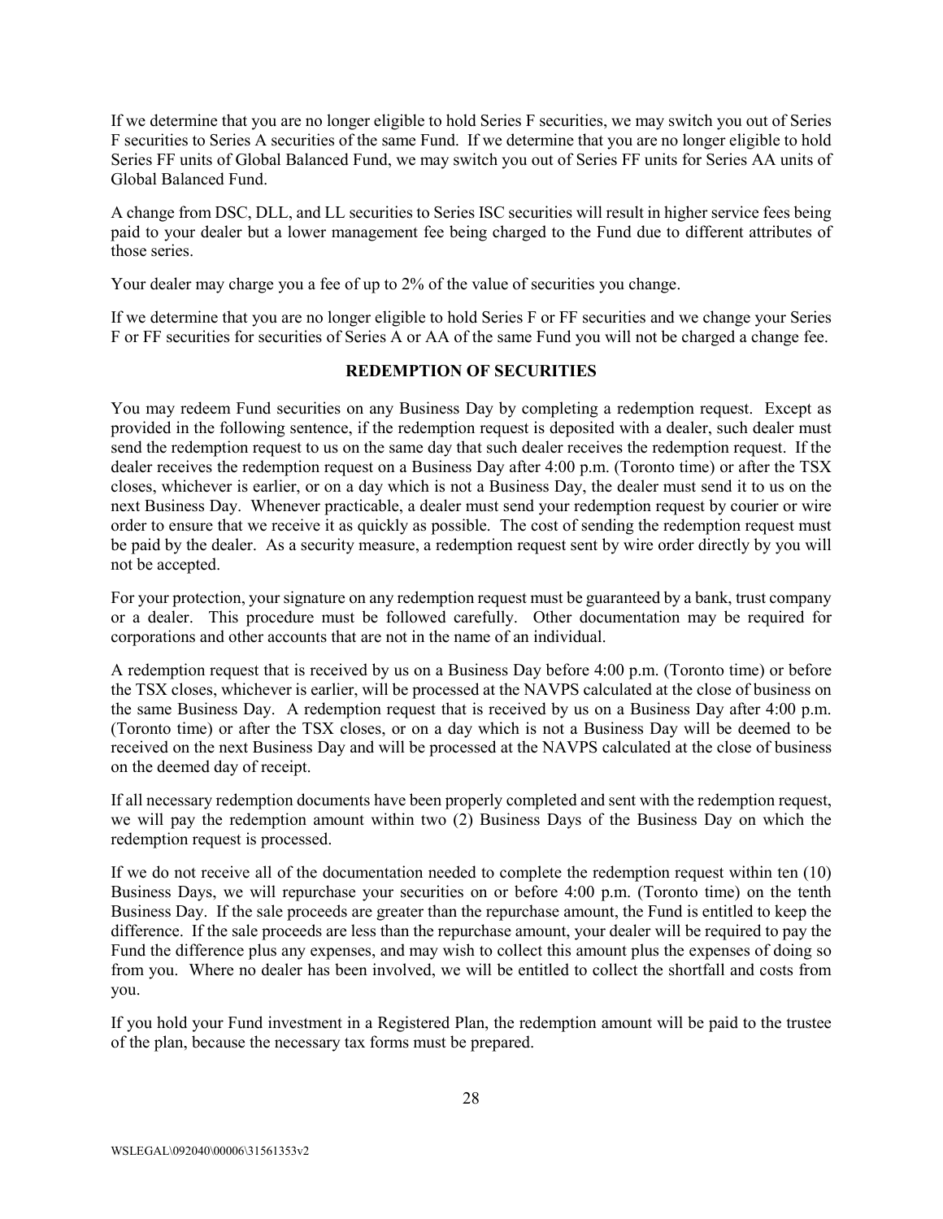If we determine that you are no longer eligible to hold Series F securities, we may switch you out of Series F securities to Series A securities of the same Fund. If we determine that you are no longer eligible to hold Series FF units of Global Balanced Fund, we may switch you out of Series FF units for Series AA units of Global Balanced Fund.

A change from DSC, DLL, and LL securities to Series ISC securities will result in higher service fees being paid to your dealer but a lower management fee being charged to the Fund due to different attributes of those series.

Your dealer may charge you a fee of up to 2% of the value of securities you change.

If we determine that you are no longer eligible to hold Series F or FF securities and we change your Series F or FF securities for securities of Series A or AA of the same Fund you will not be charged a change fee.

## REDEMPTION OF SECURITIES

You may redeem Fund securities on any Business Day by completing a redemption request. Except as provided in the following sentence, if the redemption request is deposited with a dealer, such dealer must send the redemption request to us on the same day that such dealer receives the redemption request. If the dealer receives the redemption request on a Business Day after 4:00 p.m. (Toronto time) or after the TSX closes, whichever is earlier, or on a day which is not a Business Day, the dealer must send it to us on the next Business Day. Whenever practicable, a dealer must send your redemption request by courier or wire order to ensure that we receive it as quickly as possible. The cost of sending the redemption request must be paid by the dealer. As a security measure, a redemption request sent by wire order directly by you will not be accepted.

For your protection, your signature on any redemption request must be guaranteed by a bank, trust company or a dealer. This procedure must be followed carefully. Other documentation may be required for corporations and other accounts that are not in the name of an individual.

A redemption request that is received by us on a Business Day before 4:00 p.m. (Toronto time) or before the TSX closes, whichever is earlier, will be processed at the NAVPS calculated at the close of business on the same Business Day. A redemption request that is received by us on a Business Day after 4:00 p.m. (Toronto time) or after the TSX closes, or on a day which is not a Business Day will be deemed to be received on the next Business Day and will be processed at the NAVPS calculated at the close of business on the deemed day of receipt.

If all necessary redemption documents have been properly completed and sent with the redemption request, we will pay the redemption amount within two (2) Business Days of the Business Day on which the redemption request is processed.

If we do not receive all of the documentation needed to complete the redemption request within ten (10) Business Days, we will repurchase your securities on or before 4:00 p.m. (Toronto time) on the tenth Business Day. If the sale proceeds are greater than the repurchase amount, the Fund is entitled to keep the difference. If the sale proceeds are less than the repurchase amount, your dealer will be required to pay the Fund the difference plus any expenses, and may wish to collect this amount plus the expenses of doing so from you. Where no dealer has been involved, we will be entitled to collect the shortfall and costs from you.

If you hold your Fund investment in a Registered Plan, the redemption amount will be paid to the trustee of the plan, because the necessary tax forms must be prepared.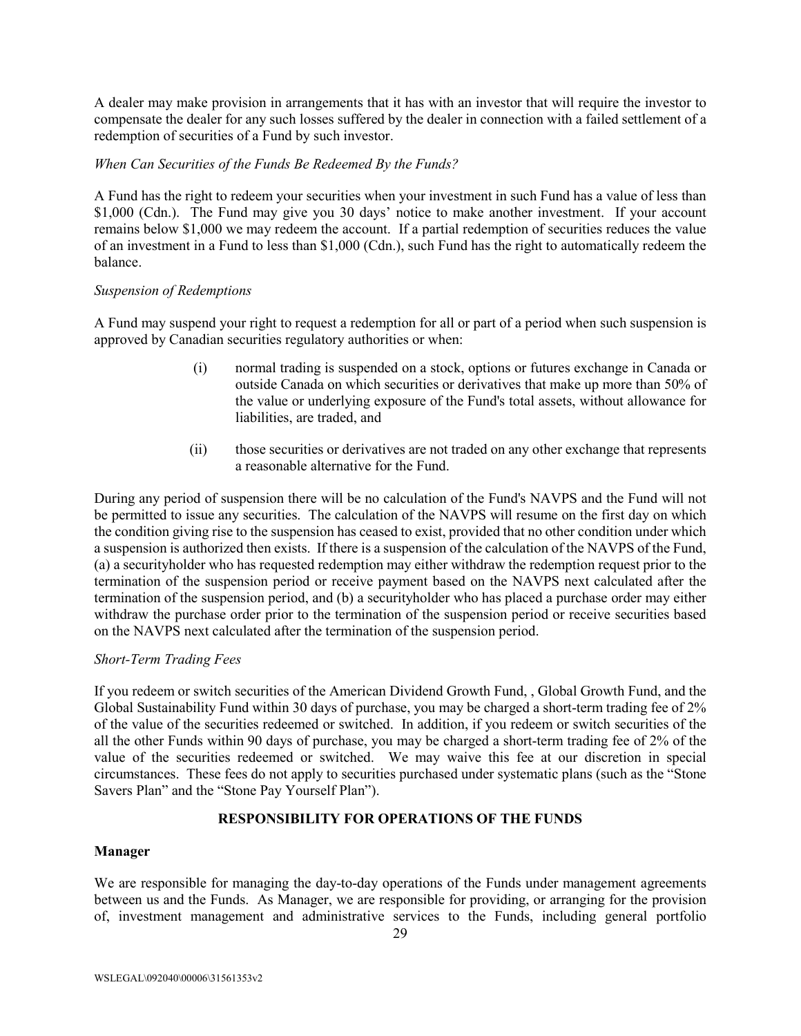A dealer may make provision in arrangements that it has with an investor that will require the investor to compensate the dealer for any such losses suffered by the dealer in connection with a failed settlement of a redemption of securities of a Fund by such investor.

*When Can Securities of the Funds Be Redeemed By the Funds?*

A Fund has the right to redeem your securities when your investment in such Fund has a value of less than $1,000 (Cdn.). The Fund may give you 30 days' notice to make another investment. If your account remains below $1,000 we may redeem the account. If a partial redemption of securities reduces the value of an investment in a Fund to less than $1,000 (Cdn.), such Fund has the right to automatically redeem the balance.

*Suspension of Redemptions*

A Fund may suspend your right to request a redemption for all or part of a period when such suspension is approved by Canadian securities regulatory authorities or when:

(i) normal trading is suspended on a stock, options or futures exchange in Canada or outside Canada on which securities or derivatives that make up more than 50% of the value or underlying exposure of the Fund's total assets, without allowance for liabilities, are traded, and

(ii) those securities or derivatives are not traded on any other exchange that represents a reasonable alternative for the Fund.

During any period of suspension there will be no calculation of the Fund's NAVPS and the Fund will not be permitted to issue any securities. The calculation of the NAVPS will resume on the first day on which the condition giving rise to the suspension has ceased to exist, provided that no other condition under which a suspension is authorized then exists. If there is a suspension of the calculation of the NAVPS of the Fund, (a) a securityholder who has requested redemption may either withdraw the redemption request prior to the termination of the suspension period or receive payment based on the NAVPS next calculated after the termination of the suspension period, and (b) a securityholder who has placed a purchase order may either withdraw the purchase order prior to the termination of the suspension period or receive securities based on the NAVPS next calculated after the termination of the suspension period.

*Short-Term Trading Fees*

If you redeem or switch securities of the American Dividend Growth Fund, , Global Growth Fund, and the Global Sustainability Fund within 30 days of purchase, you may be charged a short-term trading fee of 2% of the value of the securities redeemed or switched. In addition, if you redeem or switch securities of the all the other Funds within 90 days of purchase, you may be charged a short-term trading fee of 2% of the value of the securities redeemed or switched. We may waive this fee at our discretion in special circumstances. These fees do not apply to securities purchased under systematic plans (such as the "Stone Savers Plan" and the "Stone Pay Yourself Plan").

## RESPONSIBILITY FOR OPERATIONS OF THE FUNDS

### Manager

We are responsible for managing the day-to-day operations of the Funds under management agreements between us and the Funds. As Manager, we are responsible for providing, or arranging for the provision of, investment management and administrative services to the Funds, including general portfolio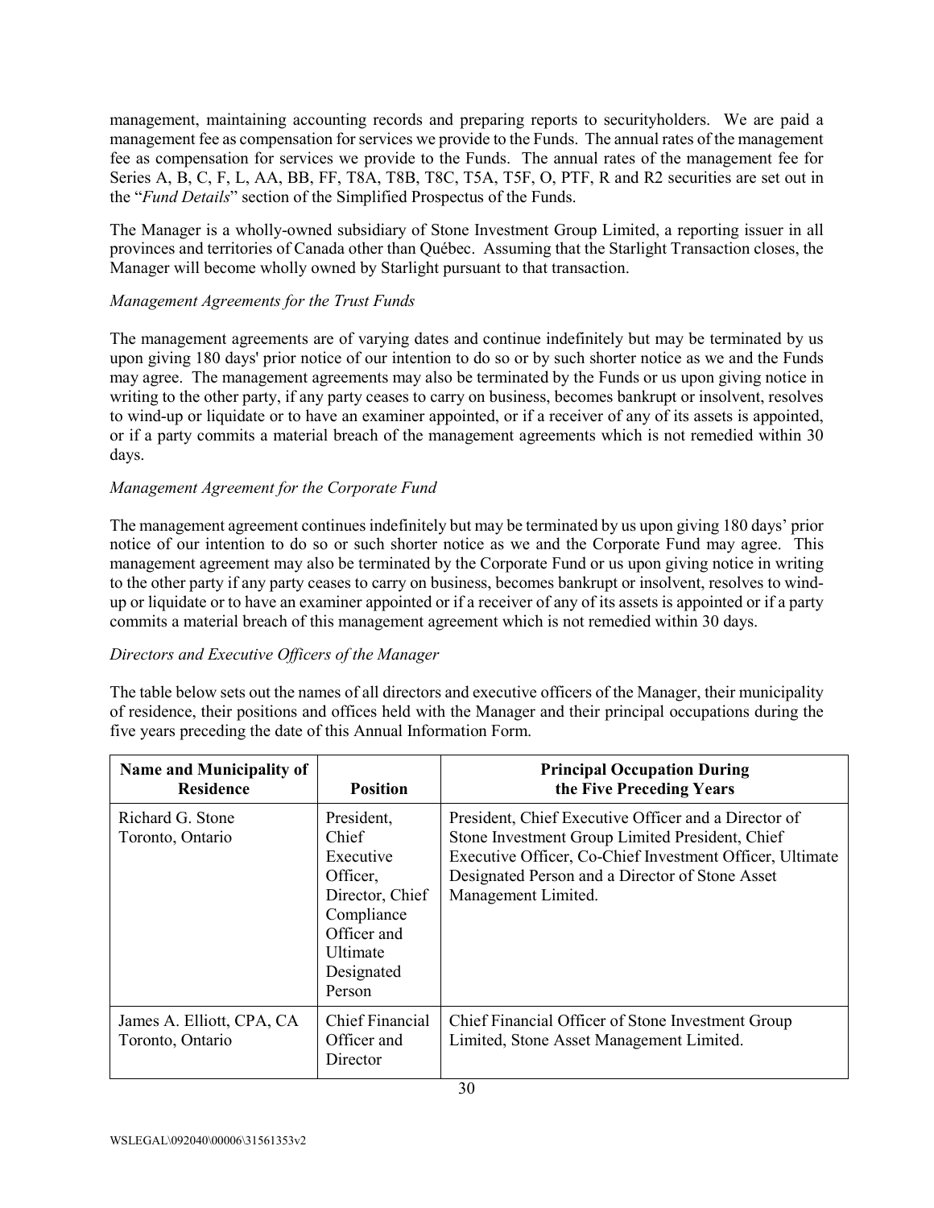management, maintaining accounting records and preparing reports to securityholders. We are paid a management fee as compensation for services we provide to the Funds. The annual rates of the management fee as compensation for services we provide to the Funds. The annual rates of the management fee for Series A, B, C, F, L, AA, BB, FF, T8A, T8B, T8C, T5A, T5F, O, PTF, R and R2 securities are set out in the "*Fund Details*" section of the Simplified Prospectus of the Funds.

The Manager is a wholly-owned subsidiary of Stone Investment Group Limited, a reporting issuer in all provinces and territories of Canada other than Québec. Assuming that the Starlight Transaction closes, the Manager will become wholly owned by Starlight pursuant to that transaction.

*Management Agreements for the Trust Funds*

The management agreements are of varying dates and continue indefinitely but may be terminated by us upon giving 180 days' prior notice of our intention to do so or by such shorter notice as we and the Funds may agree. The management agreements may also be terminated by the Funds or us upon giving notice in writing to the other party, if any party ceases to carry on business, becomes bankrupt or insolvent, resolves to wind-up or liquidate or to have an examiner appointed, or if a receiver of any of its assets is appointed, or if a party commits a material breach of the management agreements which is not remedied within 30 days.

*Management Agreement for the Corporate Fund*

The management agreement continues indefinitely but may be terminated by us upon giving 180 days' prior notice of our intention to do so or such shorter notice as we and the Corporate Fund may agree. This management agreement may also be terminated by the Corporate Fund or us upon giving notice in writing to the other party if any party ceases to carry on business, becomes bankrupt or insolvent, resolves to wind-up or liquidate or to have an examiner appointed or if a receiver of any of its assets is appointed or if a party commits a material breach of this management agreement which is not remedied within 30 days.

*Directors and Executive Officers of the Manager*

The table below sets out the names of all directors and executive officers of the Manager, their municipality of residence, their positions and offices held with the Manager and their principal occupations during the five years preceding the date of this Annual Information Form.

| Name and Municipality of Residence | Position | Principal Occupation During the Five Preceding Years |
|---|---|---|
| Richard G. Stone<br>Toronto, Ontario | President, Chief Executive Officer, Director, Chief Compliance Officer and Ultimate Designated Person | President, Chief Executive Officer and a Director of Stone Investment Group Limited President, Chief Executive Officer, Co-Chief Investment Officer, Ultimate Designated Person and a Director of Stone Asset Management Limited. |
| James A. Elliott, CPA, CA<br>Toronto, Ontario | Chief Financial Officer and Director | Chief Financial Officer of Stone Investment Group Limited, Stone Asset Management Limited. |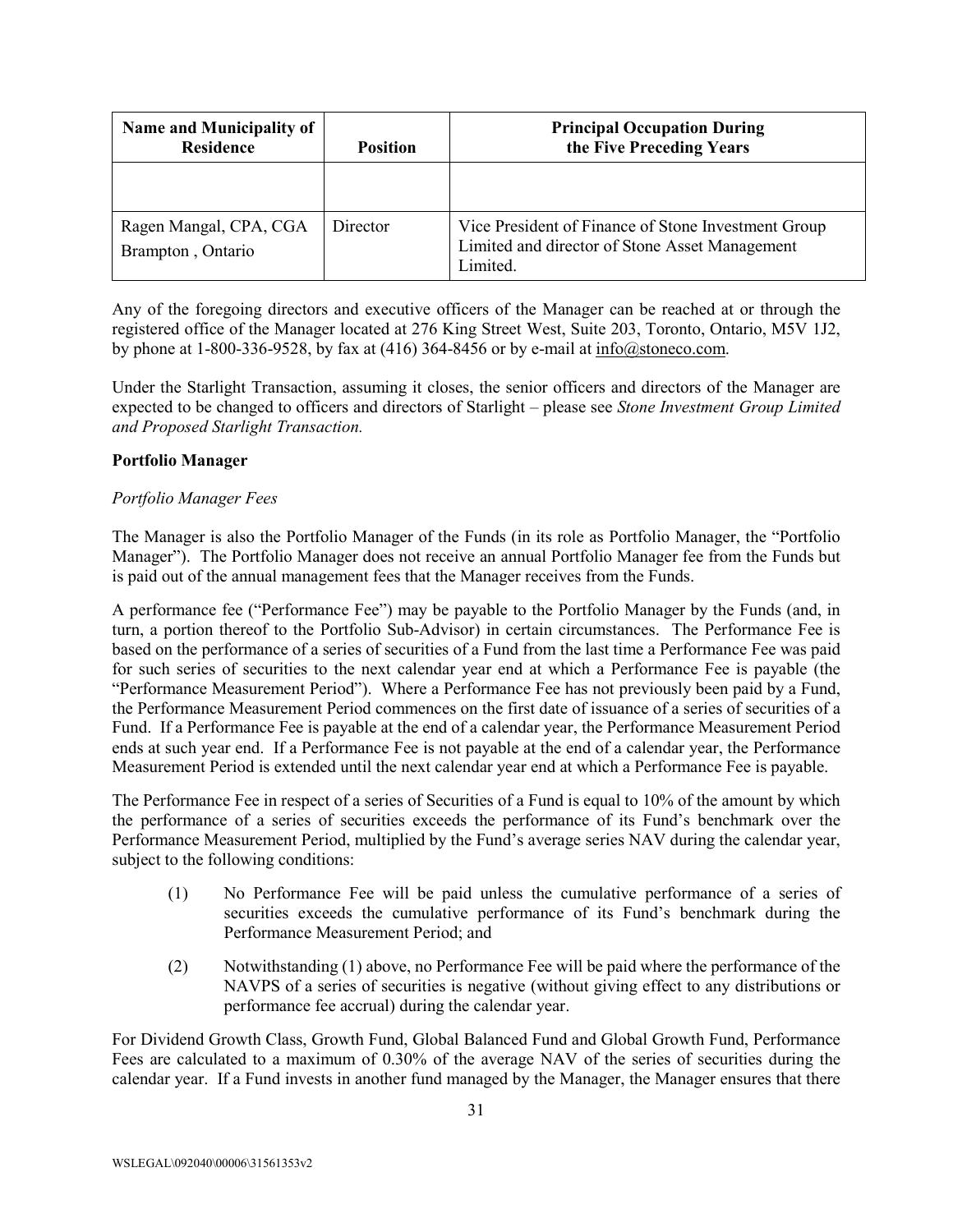| Name and Municipality of Residence | Position | Principal Occupation During the Five Preceding Years |
|---|---|---|
| | | |
| Ragen Mangal, CPA, CGA<br>Brampton , Ontario | Director | Vice President of Finance of Stone Investment Group Limited and director of Stone Asset Management Limited. |

Any of the foregoing directors and executive officers of the Manager can be reached at or through the registered office of the Manager located at 276 King Street West, Suite 203, Toronto, Ontario, M5V 1J2, by phone at 1-800-336-9528, by fax at (416) 364-8456 or by e-mail at info@stoneco.com.

Under the Starlight Transaction, assuming it closes, the senior officers and directors of the Manager are expected to be changed to officers and directors of Starlight – please see *Stone Investment Group Limited and Proposed Starlight Transaction.*

**Portfolio Manager**

*Portfolio Manager Fees*

The Manager is also the Portfolio Manager of the Funds (in its role as Portfolio Manager, the "Portfolio Manager"). The Portfolio Manager does not receive an annual Portfolio Manager fee from the Funds but is paid out of the annual management fees that the Manager receives from the Funds.

A performance fee ("Performance Fee") may be payable to the Portfolio Manager by the Funds (and, in turn, a portion thereof to the Portfolio Sub-Advisor) in certain circumstances. The Performance Fee is based on the performance of a series of securities of a Fund from the last time a Performance Fee was paid for such series of securities to the next calendar year end at which a Performance Fee is payable (the "Performance Measurement Period"). Where a Performance Fee has not previously been paid by a Fund, the Performance Measurement Period commences on the first date of issuance of a series of securities of a Fund. If a Performance Fee is payable at the end of a calendar year, the Performance Measurement Period ends at such year end. If a Performance Fee is not payable at the end of a calendar year, the Performance Measurement Period is extended until the next calendar year end at which a Performance Fee is payable.

The Performance Fee in respect of a series of Securities of a Fund is equal to 10% of the amount by which the performance of a series of securities exceeds the performance of its Fund's benchmark over the Performance Measurement Period, multiplied by the Fund's average series NAV during the calendar year, subject to the following conditions:

(1) No Performance Fee will be paid unless the cumulative performance of a series of securities exceeds the cumulative performance of its Fund's benchmark during the Performance Measurement Period; and

(2) Notwithstanding (1) above, no Performance Fee will be paid where the performance of the NAVPS of a series of securities is negative (without giving effect to any distributions or performance fee accrual) during the calendar year.

For Dividend Growth Class, Growth Fund, Global Balanced Fund and Global Growth Fund, Performance Fees are calculated to a maximum of 0.30% of the average NAV of the series of securities during the calendar year. If a Fund invests in another fund managed by the Manager, the Manager ensures that there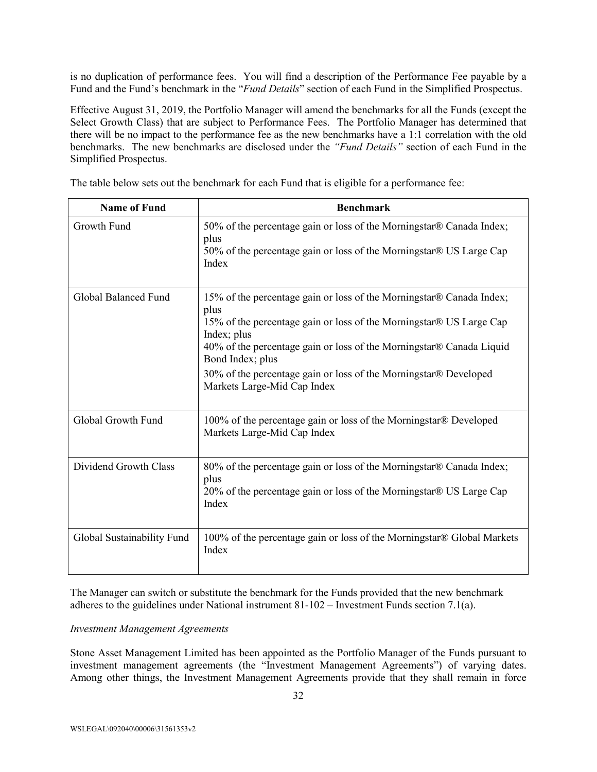is no duplication of performance fees. You will find a description of the Performance Fee payable by a Fund and the Fund's benchmark in the "*Fund Details*" section of each Fund in the Simplified Prospectus.

Effective August 31, 2019, the Portfolio Manager will amend the benchmarks for all the Funds (except the Select Growth Class) that are subject to Performance Fees. The Portfolio Manager has determined that there will be no impact to the performance fee as the new benchmarks have a 1:1 correlation with the old benchmarks. The new benchmarks are disclosed under the *"Fund Details"* section of each Fund in the Simplified Prospectus.

The table below sets out the benchmark for each Fund that is eligible for a performance fee:

| Name of Fund | Benchmark |
|---|---|
| Growth Fund | 50% of the percentage gain or loss of the Morningstar® Canada Index; plus<br>50% of the percentage gain or loss of the Morningstar® US Large Cap Index |
| Global Balanced Fund | 15% of the percentage gain or loss of the Morningstar® Canada Index; plus<br>15% of the percentage gain or loss of the Morningstar® US Large Cap Index; plus<br>40% of the percentage gain or loss of the Morningstar® Canada Liquid Bond Index; plus<br>30% of the percentage gain or loss of the Morningstar® Developed Markets Large-Mid Cap Index |
| Global Growth Fund | 100% of the percentage gain or loss of the Morningstar® Developed Markets Large-Mid Cap Index |
| Dividend Growth Class | 80% of the percentage gain or loss of the Morningstar® Canada Index; plus<br>20% of the percentage gain or loss of the Morningstar® US Large Cap Index |
| Global Sustainability Fund | 100% of the percentage gain or loss of the Morningstar® Global Markets Index |

The Manager can switch or substitute the benchmark for the Funds provided that the new benchmark adheres to the guidelines under National instrument 81-102 – Investment Funds section 7.1(a).

*Investment Management Agreements*

Stone Asset Management Limited has been appointed as the Portfolio Manager of the Funds pursuant to investment management agreements (the "Investment Management Agreements") of varying dates. Among other things, the Investment Management Agreements provide that they shall remain in force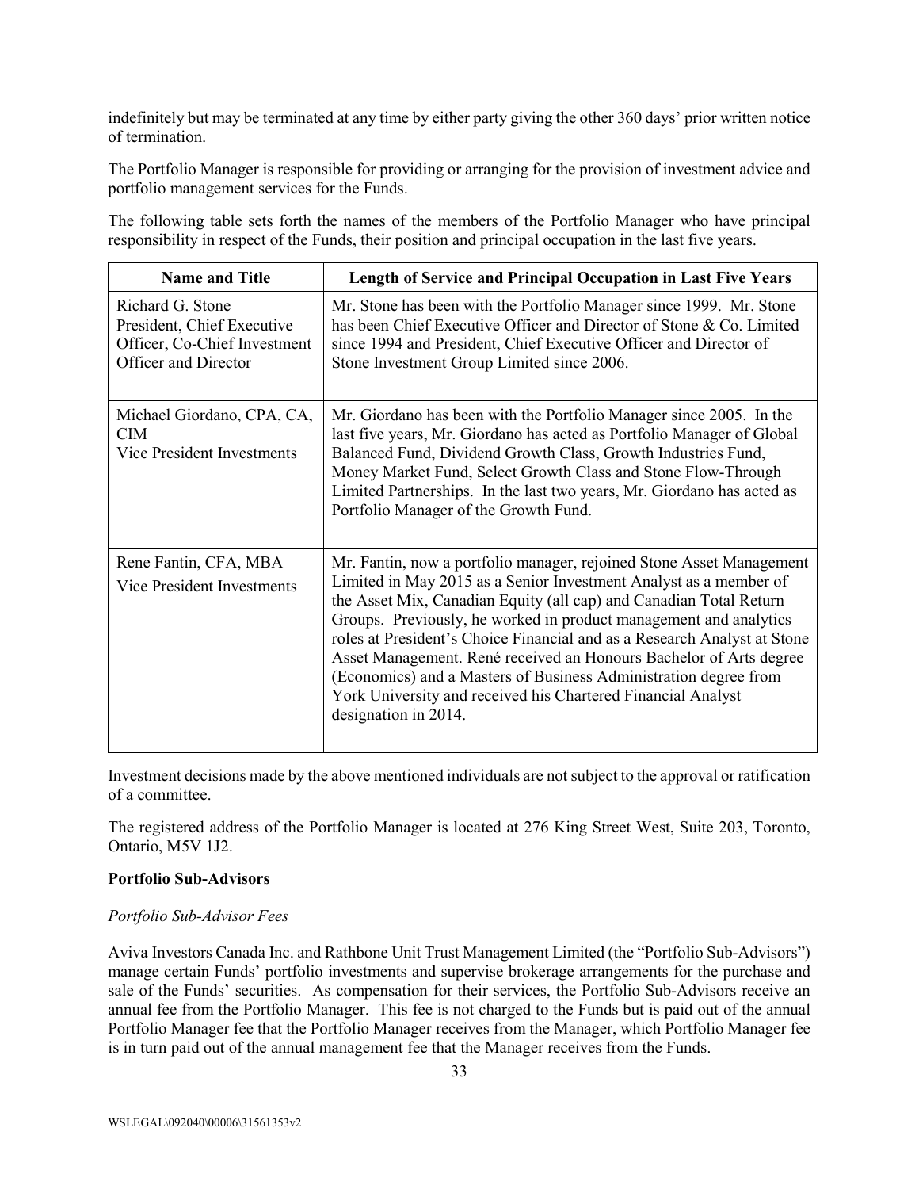indefinitely but may be terminated at any time by either party giving the other 360 days' prior written notice of termination.

The Portfolio Manager is responsible for providing or arranging for the provision of investment advice and portfolio management services for the Funds.

The following table sets forth the names of the members of the Portfolio Manager who have principal responsibility in respect of the Funds, their position and principal occupation in the last five years.

| Name and Title | Length of Service and Principal Occupation in Last Five Years |
|---|---|
| Richard G. Stone<br>President, Chief Executive Officer, Co-Chief Investment Officer and Director | Mr. Stone has been with the Portfolio Manager since 1999. Mr. Stone has been Chief Executive Officer and Director of Stone & Co. Limited since 1994 and President, Chief Executive Officer and Director of Stone Investment Group Limited since 2006. |
| Michael Giordano, CPA, CA, CIM<br>Vice President Investments | Mr. Giordano has been with the Portfolio Manager since 2005. In the last five years, Mr. Giordano has acted as Portfolio Manager of Global Balanced Fund, Dividend Growth Class, Growth Industries Fund, Money Market Fund, Select Growth Class and Stone Flow-Through Limited Partnerships. In the last two years, Mr. Giordano has acted as Portfolio Manager of the Growth Fund. |
| Rene Fantin, CFA, MBA<br>Vice President Investments | Mr. Fantin, now a portfolio manager, rejoined Stone Asset Management Limited in May 2015 as a Senior Investment Analyst as a member of the Asset Mix, Canadian Equity (all cap) and Canadian Total Return Groups. Previously, he worked in product management and analytics roles at President's Choice Financial and as a Research Analyst at Stone Asset Management. René received an Honours Bachelor of Arts degree (Economics) and a Masters of Business Administration degree from York University and received his Chartered Financial Analyst designation in 2014. |

Investment decisions made by the above mentioned individuals are not subject to the approval or ratification of a committee.

The registered address of the Portfolio Manager is located at 276 King Street West, Suite 203, Toronto, Ontario, M5V 1J2.

**Portfolio Sub-Advisors**

*Portfolio Sub-Advisor Fees*

Aviva Investors Canada Inc. and Rathbone Unit Trust Management Limited (the "Portfolio Sub-Advisors") manage certain Funds' portfolio investments and supervise brokerage arrangements for the purchase and sale of the Funds' securities. As compensation for their services, the Portfolio Sub-Advisors receive an annual fee from the Portfolio Manager. This fee is not charged to the Funds but is paid out of the annual Portfolio Manager fee that the Portfolio Manager receives from the Manager, which Portfolio Manager fee is in turn paid out of the annual management fee that the Manager receives from the Funds.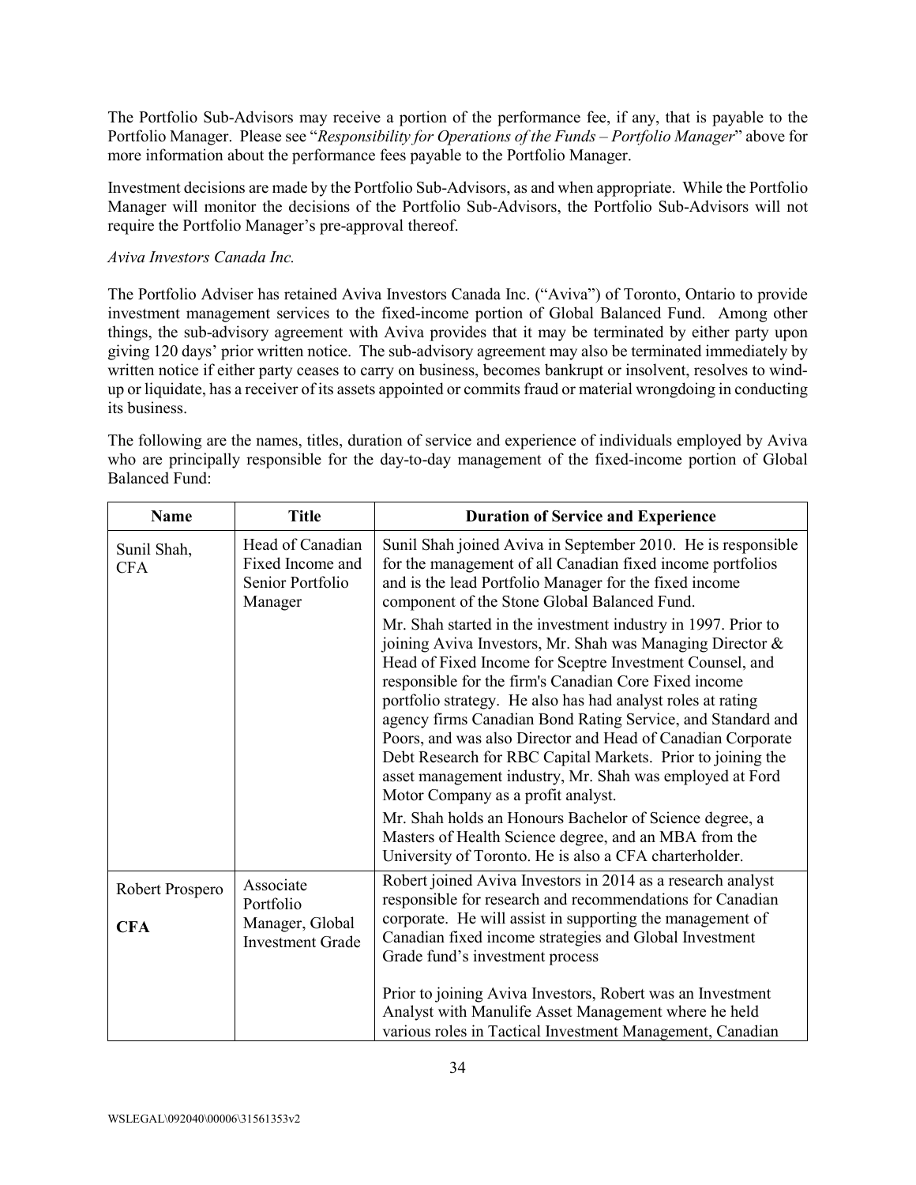The Portfolio Sub-Advisors may receive a portion of the performance fee, if any, that is payable to the Portfolio Manager. Please see "*Responsibility for Operations of the Funds – Portfolio Manager*" above for more information about the performance fees payable to the Portfolio Manager.

Investment decisions are made by the Portfolio Sub-Advisors, as and when appropriate. While the Portfolio Manager will monitor the decisions of the Portfolio Sub-Advisors, the Portfolio Sub-Advisors will not require the Portfolio Manager's pre-approval thereof.

*Aviva Investors Canada Inc.*

The Portfolio Adviser has retained Aviva Investors Canada Inc. ("Aviva") of Toronto, Ontario to provide investment management services to the fixed-income portion of Global Balanced Fund. Among other things, the sub-advisory agreement with Aviva provides that it may be terminated by either party upon giving 120 days' prior written notice. The sub-advisory agreement may also be terminated immediately by written notice if either party ceases to carry on business, becomes bankrupt or insolvent, resolves to wind-up or liquidate, has a receiver of its assets appointed or commits fraud or material wrongdoing in conducting its business.

The following are the names, titles, duration of service and experience of individuals employed by Aviva who are principally responsible for the day-to-day management of the fixed-income portion of Global Balanced Fund:

| Name | Title | Duration of Service and Experience |
|---|---|---|
| Sunil Shah, CFA | Head of Canadian Fixed Income and Senior Portfolio Manager | Sunil Shah joined Aviva in September 2010. He is responsible for the management of all Canadian fixed income portfolios and is the lead Portfolio Manager for the fixed income component of the Stone Global Balanced Fund.<br><br>Mr. Shah started in the investment industry in 1997. Prior to joining Aviva Investors, Mr. Shah was Managing Director & Head of Fixed Income for Sceptre Investment Counsel, and responsible for the firm's Canadian Core Fixed income portfolio strategy. He also has had analyst roles at rating agency firms Canadian Bond Rating Service, and Standard and Poors, and was also Director and Head of Canadian Corporate Debt Research for RBC Capital Markets. Prior to joining the asset management industry, Mr. Shah was employed at Ford Motor Company as a profit analyst.<br><br>Mr. Shah holds an Honours Bachelor of Science degree, a Masters of Health Science degree, and an MBA from the University of Toronto. He is also a CFA charterholder. |
| Robert Prospero **CFA** | Associate Portfolio Manager, Global Investment Grade | Robert joined Aviva Investors in 2014 as a research analyst responsible for research and recommendations for Canadian corporate. He will assist in supporting the management of Canadian fixed income strategies and Global Investment Grade fund's investment process<br><br>Prior to joining Aviva Investors, Robert was an Investment Analyst with Manulife Asset Management where he held various roles in Tactical Investment Management, Canadian |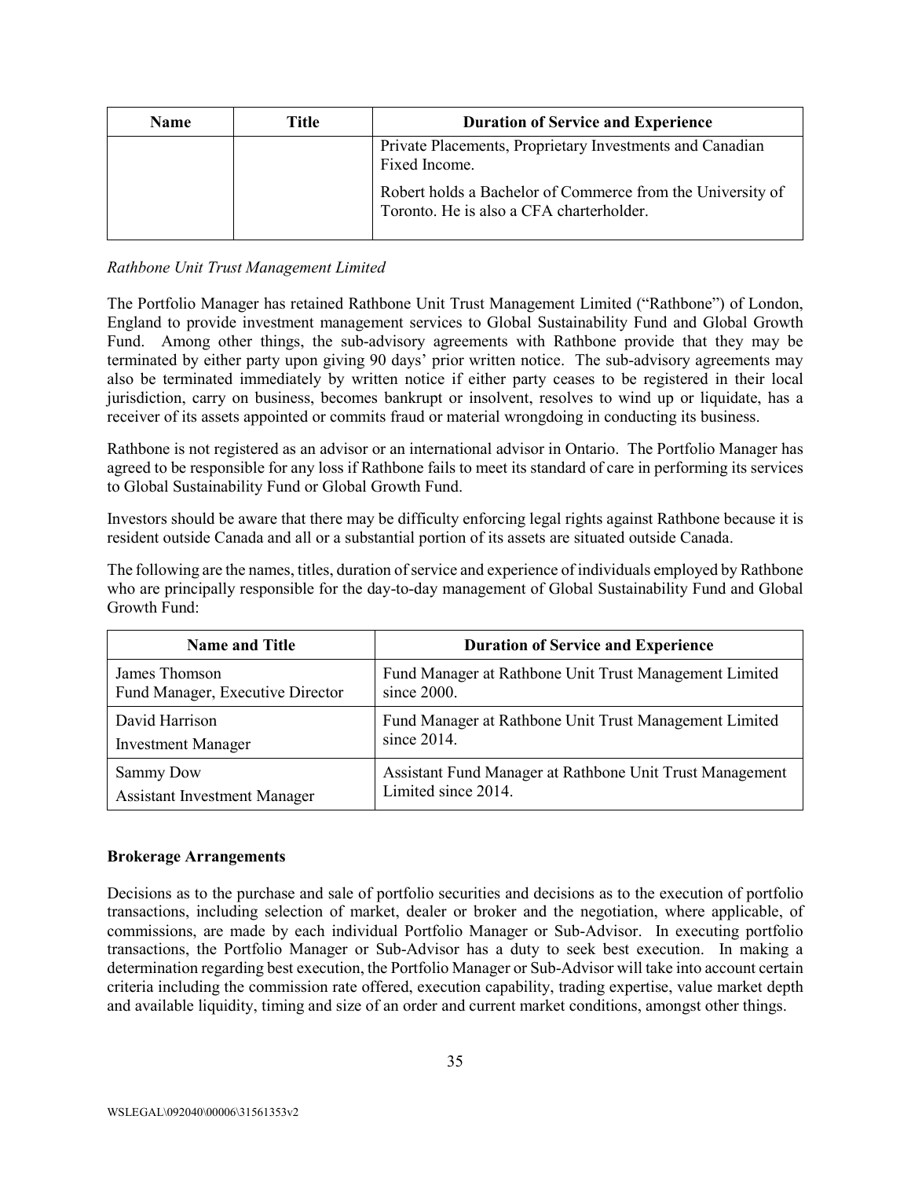| Name | Title | Duration of Service and Experience |
| --- | --- | --- |
| | | Private Placements, Proprietary Investments and Canadian Fixed Income.<br><br>Robert holds a Bachelor of Commerce from the University of Toronto. He is also a CFA charterholder. |

*Rathbone Unit Trust Management Limited*

The Portfolio Manager has retained Rathbone Unit Trust Management Limited ("Rathbone") of London, England to provide investment management services to Global Sustainability Fund and Global Growth Fund. Among other things, the sub-advisory agreements with Rathbone provide that they may be terminated by either party upon giving 90 days' prior written notice. The sub-advisory agreements may also be terminated immediately by written notice if either party ceases to be registered in their local jurisdiction, carry on business, becomes bankrupt or insolvent, resolves to wind up or liquidate, has a receiver of its assets appointed or commits fraud or material wrongdoing in conducting its business.

Rathbone is not registered as an advisor or an international advisor in Ontario. The Portfolio Manager has agreed to be responsible for any loss if Rathbone fails to meet its standard of care in performing its services to Global Sustainability Fund or Global Growth Fund.

Investors should be aware that there may be difficulty enforcing legal rights against Rathbone because it is resident outside Canada and all or a substantial portion of its assets are situated outside Canada.

The following are the names, titles, duration of service and experience of individuals employed by Rathbone who are principally responsible for the day-to-day management of Global Sustainability Fund and Global Growth Fund:

| Name and Title | Duration of Service and Experience |
| --- | --- |
| James Thomson<br>Fund Manager, Executive Director | Fund Manager at Rathbone Unit Trust Management Limited since 2000. |
| David Harrison<br>Investment Manager | Fund Manager at Rathbone Unit Trust Management Limited since 2014. |
| Sammy Dow<br>Assistant Investment Manager | Assistant Fund Manager at Rathbone Unit Trust Management Limited since 2014. |

**Brokerage Arrangements**

Decisions as to the purchase and sale of portfolio securities and decisions as to the execution of portfolio transactions, including selection of market, dealer or broker and the negotiation, where applicable, of commissions, are made by each individual Portfolio Manager or Sub-Advisor. In executing portfolio transactions, the Portfolio Manager or Sub-Advisor has a duty to seek best execution. In making a determination regarding best execution, the Portfolio Manager or Sub-Advisor will take into account certain criteria including the commission rate offered, execution capability, trading expertise, value market depth and available liquidity, timing and size of an order and current market conditions, amongst other things.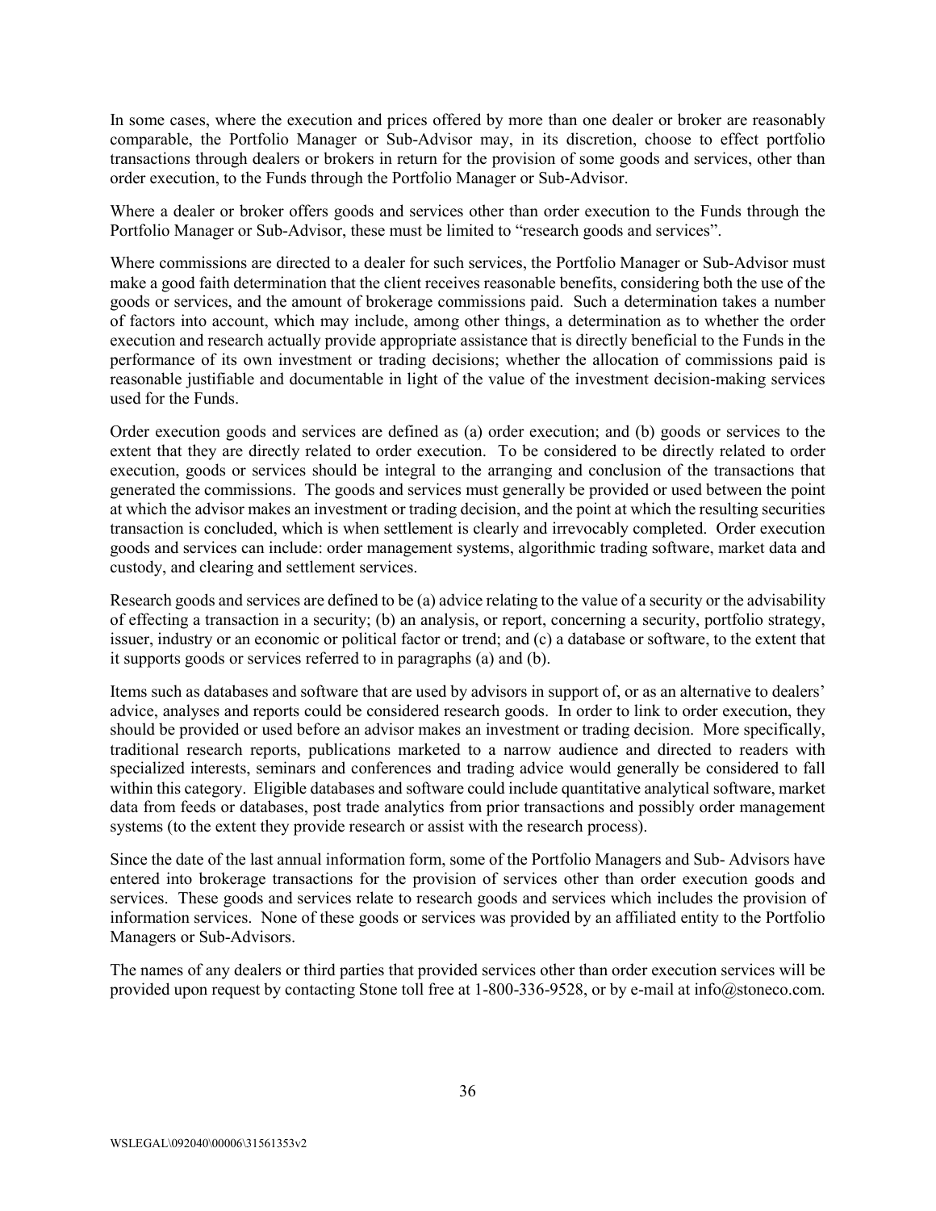In some cases, where the execution and prices offered by more than one dealer or broker are reasonably comparable, the Portfolio Manager or Sub-Advisor may, in its discretion, choose to effect portfolio transactions through dealers or brokers in return for the provision of some goods and services, other than order execution, to the Funds through the Portfolio Manager or Sub-Advisor.

Where a dealer or broker offers goods and services other than order execution to the Funds through the Portfolio Manager or Sub-Advisor, these must be limited to "research goods and services".

Where commissions are directed to a dealer for such services, the Portfolio Manager or Sub-Advisor must make a good faith determination that the client receives reasonable benefits, considering both the use of the goods or services, and the amount of brokerage commissions paid. Such a determination takes a number of factors into account, which may include, among other things, a determination as to whether the order execution and research actually provide appropriate assistance that is directly beneficial to the Funds in the performance of its own investment or trading decisions; whether the allocation of commissions paid is reasonable justifiable and documentable in light of the value of the investment decision-making services used for the Funds.

Order execution goods and services are defined as (a) order execution; and (b) goods or services to the extent that they are directly related to order execution. To be considered to be directly related to order execution, goods or services should be integral to the arranging and conclusion of the transactions that generated the commissions. The goods and services must generally be provided or used between the point at which the advisor makes an investment or trading decision, and the point at which the resulting securities transaction is concluded, which is when settlement is clearly and irrevocably completed. Order execution goods and services can include: order management systems, algorithmic trading software, market data and custody, and clearing and settlement services.

Research goods and services are defined to be (a) advice relating to the value of a security or the advisability of effecting a transaction in a security; (b) an analysis, or report, concerning a security, portfolio strategy, issuer, industry or an economic or political factor or trend; and (c) a database or software, to the extent that it supports goods or services referred to in paragraphs (a) and (b).

Items such as databases and software that are used by advisors in support of, or as an alternative to dealers' advice, analyses and reports could be considered research goods. In order to link to order execution, they should be provided or used before an advisor makes an investment or trading decision. More specifically, traditional research reports, publications marketed to a narrow audience and directed to readers with specialized interests, seminars and conferences and trading advice would generally be considered to fall within this category. Eligible databases and software could include quantitative analytical software, market data from feeds or databases, post trade analytics from prior transactions and possibly order management systems (to the extent they provide research or assist with the research process).

Since the date of the last annual information form, some of the Portfolio Managers and Sub- Advisors have entered into brokerage transactions for the provision of services other than order execution goods and services. These goods and services relate to research goods and services which includes the provision of information services. None of these goods or services was provided by an affiliated entity to the Portfolio Managers or Sub-Advisors.

The names of any dealers or third parties that provided services other than order execution services will be provided upon request by contacting Stone toll free at 1-800-336-9528, or by e-mail at info@stoneco.com.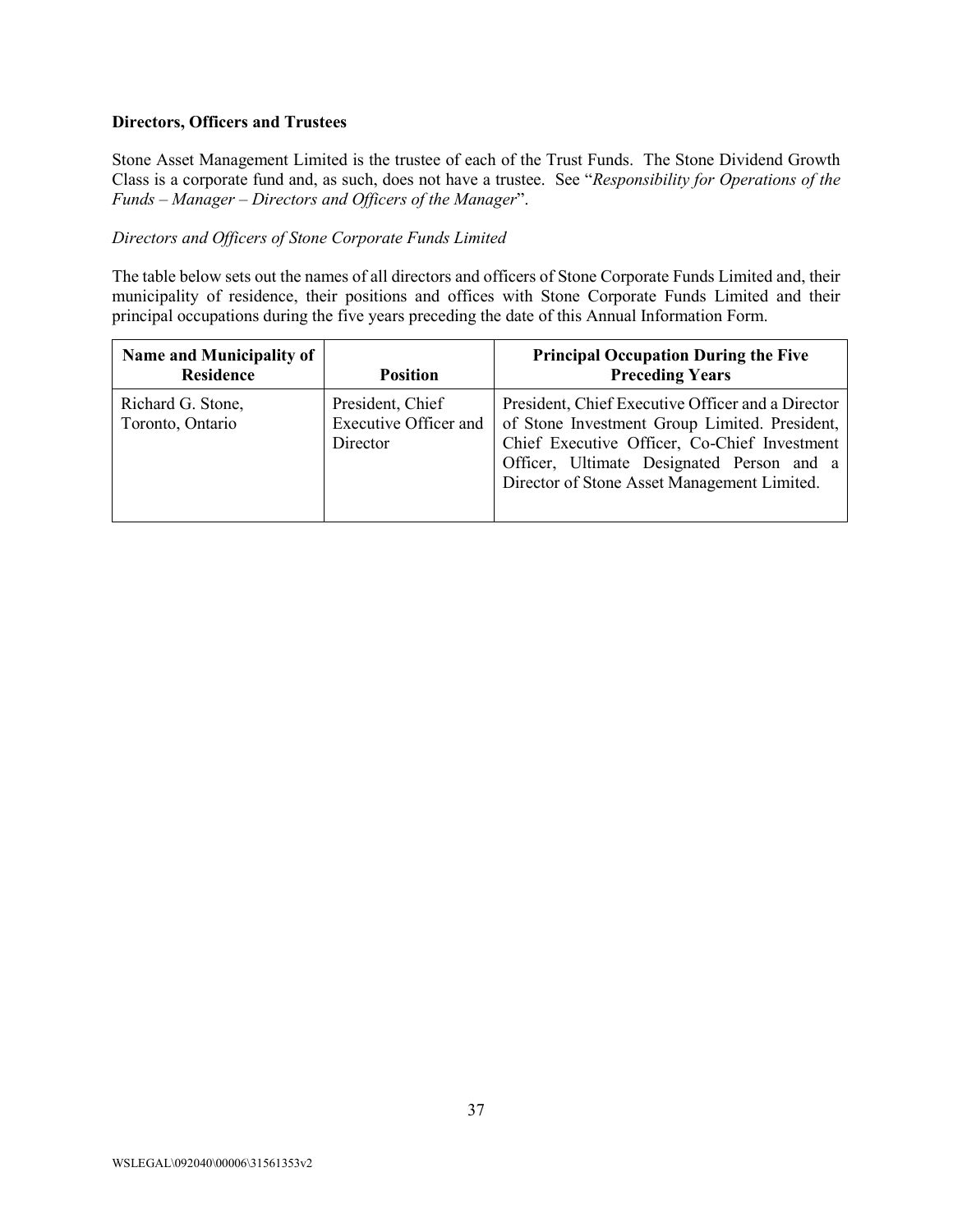**Directors, Officers and Trustees**

Stone Asset Management Limited is the trustee of each of the Trust Funds. The Stone Dividend Growth Class is a corporate fund and, as such, does not have a trustee. See "*Responsibility for Operations of the Funds – Manager – Directors and Officers of the Manager*".

*Directors and Officers of Stone Corporate Funds Limited*

The table below sets out the names of all directors and officers of Stone Corporate Funds Limited and, their municipality of residence, their positions and offices with Stone Corporate Funds Limited and their principal occupations during the five years preceding the date of this Annual Information Form.

| Name and Municipality of Residence | Position | Principal Occupation During the Five Preceding Years |
|---|---|---|
| Richard G. Stone, Toronto, Ontario | President, Chief Executive Officer and Director | President, Chief Executive Officer and a Director of Stone Investment Group Limited. President, Chief Executive Officer, Co-Chief Investment Officer, Ultimate Designated Person and a Director of Stone Asset Management Limited. |

WSLEGAL\092040\00006\31561353v2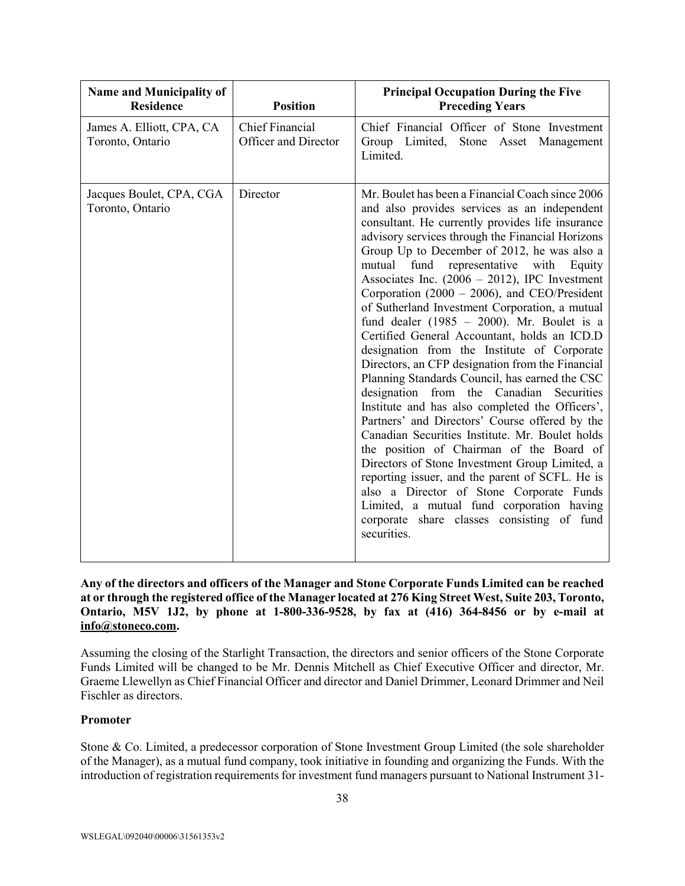| Name and Municipality of Residence | Position | Principal Occupation During the Five Preceding Years |
|---|---|---|
| James A. Elliott, CPA, CA<br>Toronto, Ontario | Chief Financial Officer and Director | Chief Financial Officer of Stone Investment Group Limited, Stone Asset Management Limited. |
| Jacques Boulet, CPA, CGA<br>Toronto, Ontario | Director | Mr. Boulet has been a Financial Coach since 2006 and also provides services as an independent consultant. He currently provides life insurance advisory services through the Financial Horizons Group Up to December of 2012, he was also a mutual fund representative with Equity Associates Inc. (2006 – 2012), IPC Investment Corporation (2000 – 2006), and CEO/President of Sutherland Investment Corporation, a mutual fund dealer (1985 – 2000). Mr. Boulet is a Certified General Accountant, holds an ICD.D designation from the Institute of Corporate Directors, an CFP designation from the Financial Planning Standards Council, has earned the CSC designation from the Canadian Securities Institute and has also completed the Officers', Partners' and Directors' Course offered by the Canadian Securities Institute. Mr. Boulet holds the position of Chairman of the Board of Directors of Stone Investment Group Limited, a reporting issuer, and the parent of SCFL. He is also a Director of Stone Corporate Funds Limited, a mutual fund corporation having corporate share classes consisting of fund securities. |

**Any of the directors and officers of the Manager and Stone Corporate Funds Limited can be reached at or through the registered office of the Manager located at 276 King Street West, Suite 203, Toronto, Ontario, M5V 1J2, by phone at 1-800-336-9528, by fax at (416) 364-8456 or by e-mail at info@stoneco.com.**

Assuming the closing of the Starlight Transaction, the directors and senior officers of the Stone Corporate Funds Limited will be changed to be Mr. Dennis Mitchell as Chief Executive Officer and director, Mr. Graeme Llewellyn as Chief Financial Officer and director and Daniel Drimmer, Leonard Drimmer and Neil Fischler as directors.

**Promoter**

Stone & Co. Limited, a predecessor corporation of Stone Investment Group Limited (the sole shareholder of the Manager), as a mutual fund company, took initiative in founding and organizing the Funds. With the introduction of registration requirements for investment fund managers pursuant to National Instrument 31-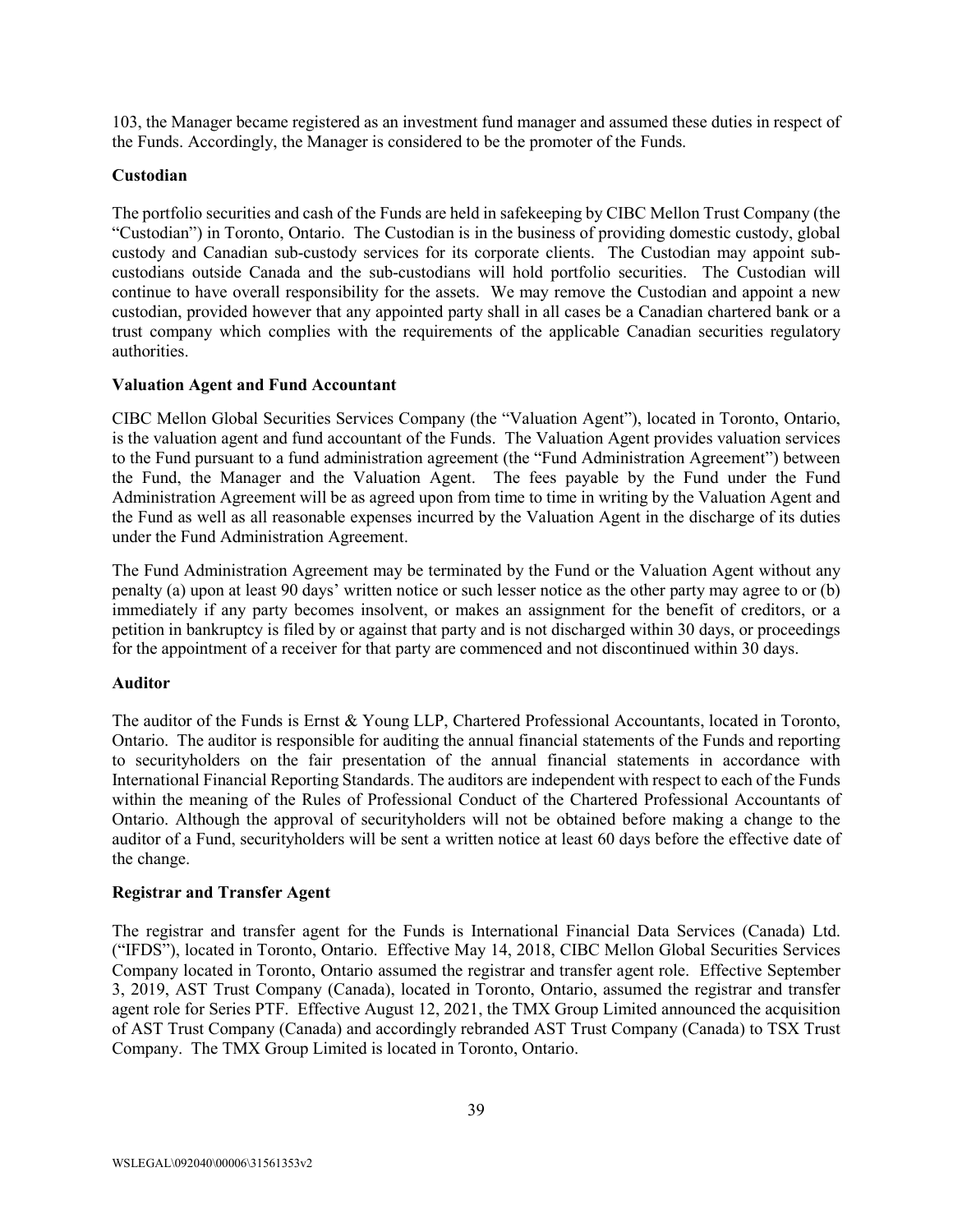103, the Manager became registered as an investment fund manager and assumed these duties in respect of the Funds. Accordingly, the Manager is considered to be the promoter of the Funds.

**Custodian**

The portfolio securities and cash of the Funds are held in safekeeping by CIBC Mellon Trust Company (the "Custodian") in Toronto, Ontario. The Custodian is in the business of providing domestic custody, global custody and Canadian sub-custody services for its corporate clients. The Custodian may appoint sub-custodians outside Canada and the sub-custodians will hold portfolio securities. The Custodian will continue to have overall responsibility for the assets. We may remove the Custodian and appoint a new custodian, provided however that any appointed party shall in all cases be a Canadian chartered bank or a trust company which complies with the requirements of the applicable Canadian securities regulatory authorities.

**Valuation Agent and Fund Accountant**

CIBC Mellon Global Securities Services Company (the "Valuation Agent"), located in Toronto, Ontario, is the valuation agent and fund accountant of the Funds. The Valuation Agent provides valuation services to the Fund pursuant to a fund administration agreement (the "Fund Administration Agreement") between the Fund, the Manager and the Valuation Agent. The fees payable by the Fund under the Fund Administration Agreement will be as agreed upon from time to time in writing by the Valuation Agent and the Fund as well as all reasonable expenses incurred by the Valuation Agent in the discharge of its duties under the Fund Administration Agreement.

The Fund Administration Agreement may be terminated by the Fund or the Valuation Agent without any penalty (a) upon at least 90 days' written notice or such lesser notice as the other party may agree to or (b) immediately if any party becomes insolvent, or makes an assignment for the benefit of creditors, or a petition in bankruptcy is filed by or against that party and is not discharged within 30 days, or proceedings for the appointment of a receiver for that party are commenced and not discontinued within 30 days.

**Auditor**

The auditor of the Funds is Ernst & Young LLP, Chartered Professional Accountants, located in Toronto, Ontario. The auditor is responsible for auditing the annual financial statements of the Funds and reporting to securityholders on the fair presentation of the annual financial statements in accordance with International Financial Reporting Standards. The auditors are independent with respect to each of the Funds within the meaning of the Rules of Professional Conduct of the Chartered Professional Accountants of Ontario. Although the approval of securityholders will not be obtained before making a change to the auditor of a Fund, securityholders will be sent a written notice at least 60 days before the effective date of the change.

**Registrar and Transfer Agent**

The registrar and transfer agent for the Funds is International Financial Data Services (Canada) Ltd. ("IFDS"), located in Toronto, Ontario. Effective May 14, 2018, CIBC Mellon Global Securities Services Company located in Toronto, Ontario assumed the registrar and transfer agent role. Effective September 3, 2019, AST Trust Company (Canada), located in Toronto, Ontario, assumed the registrar and transfer agent role for Series PTF. Effective August 12, 2021, the TMX Group Limited announced the acquisition of AST Trust Company (Canada) and accordingly rebranded AST Trust Company (Canada) to TSX Trust Company. The TMX Group Limited is located in Toronto, Ontario.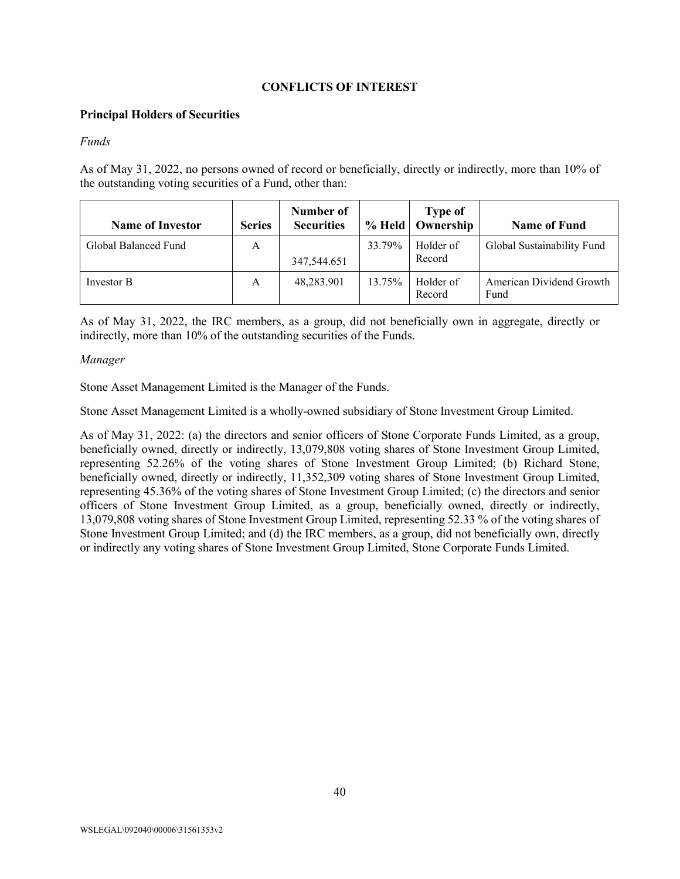## CONFLICTS OF INTEREST

### Principal Holders of Securities

*Funds*

As of May 31, 2022, no persons owned of record or beneficially, directly or indirectly, more than 10% of the outstanding voting securities of a Fund, other than:

| Name of Investor | Series | Number of Securities | % Held | Type of Ownership | Name of Fund |
|---|---|---|---|---|---|
| Global Balanced Fund | A | 347,544.651 | 33.79% | Holder of Record | Global Sustainability Fund |
| Investor B | A | 48,283.901 | 13.75% | Holder of Record | American Dividend Growth Fund |

As of May 31, 2022, the IRC members, as a group, did not beneficially own in aggregate, directly or indirectly, more than 10% of the outstanding securities of the Funds.

*Manager*

Stone Asset Management Limited is the Manager of the Funds.

Stone Asset Management Limited is a wholly-owned subsidiary of Stone Investment Group Limited.

As of May 31, 2022: (a) the directors and senior officers of Stone Corporate Funds Limited, as a group, beneficially owned, directly or indirectly, 13,079,808 voting shares of Stone Investment Group Limited, representing 52.26% of the voting shares of Stone Investment Group Limited; (b) Richard Stone, beneficially owned, directly or indirectly, 11,352,309 voting shares of Stone Investment Group Limited, representing 45.36% of the voting shares of Stone Investment Group Limited; (c) the directors and senior officers of Stone Investment Group Limited, as a group, beneficially owned, directly or indirectly, 13,079,808 voting shares of Stone Investment Group Limited, representing 52.33 % of the voting shares of Stone Investment Group Limited; and (d) the IRC members, as a group, did not beneficially own, directly or indirectly any voting shares of Stone Investment Group Limited, Stone Corporate Funds Limited.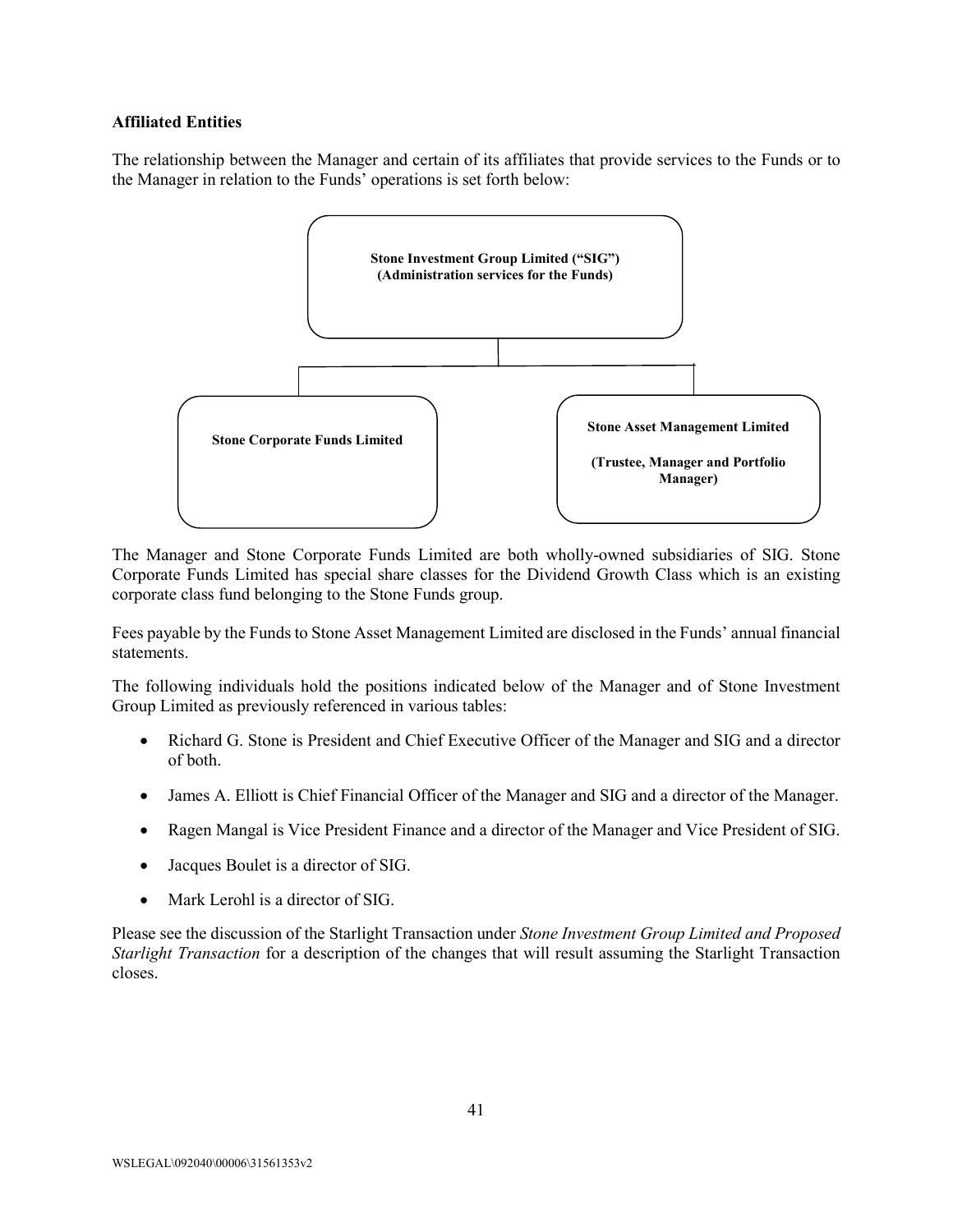**Affiliated Entities**

The relationship between the Manager and certain of its affiliates that provide services to the Funds or to the Manager in relation to the Funds' operations is set forth below:

**Stone Investment Group Limited ("SIG")**
**(Administration services for the Funds)**

**Stone Corporate Funds Limited**

**Stone Asset Management Limited**

**(Trustee, Manager and Portfolio Manager)**

The Manager and Stone Corporate Funds Limited are both wholly-owned subsidiaries of SIG. Stone Corporate Funds Limited has special share classes for the Dividend Growth Class which is an existing corporate class fund belonging to the Stone Funds group.

Fees payable by the Funds to Stone Asset Management Limited are disclosed in the Funds' annual financial statements.

The following individuals hold the positions indicated below of the Manager and of Stone Investment Group Limited as previously referenced in various tables:

- Richard G. Stone is President and Chief Executive Officer of the Manager and SIG and a director of both.
- James A. Elliott is Chief Financial Officer of the Manager and SIG and a director of the Manager.
- Ragen Mangal is Vice President Finance and a director of the Manager and Vice President of SIG.
- Jacques Boulet is a director of SIG.
- Mark Lerohl is a director of SIG.

Please see the discussion of the Starlight Transaction under *Stone Investment Group Limited and Proposed Starlight Transaction* for a description of the changes that will result assuming the Starlight Transaction closes.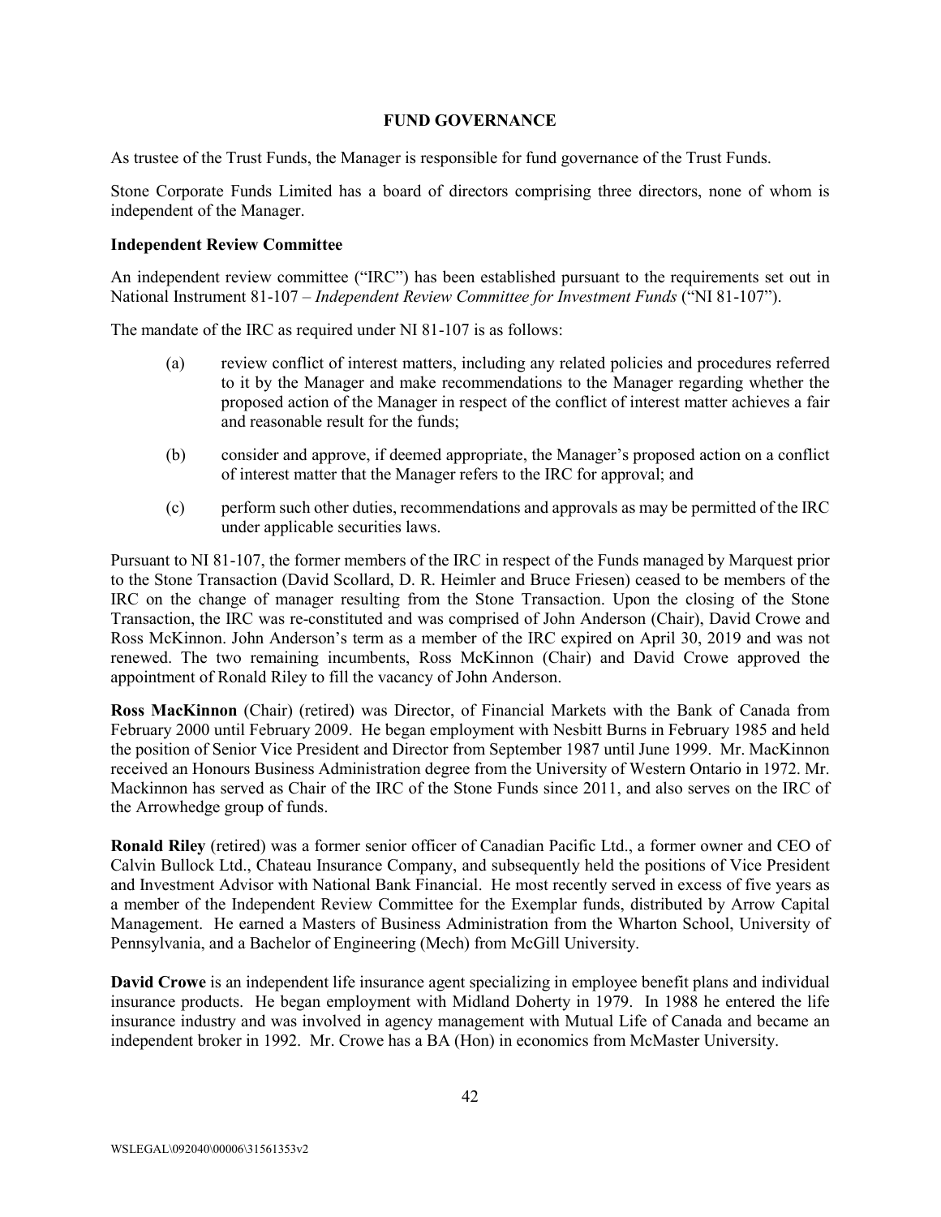## FUND GOVERNANCE

As trustee of the Trust Funds, the Manager is responsible for fund governance of the Trust Funds.

Stone Corporate Funds Limited has a board of directors comprising three directors, none of whom is independent of the Manager.

### Independent Review Committee

An independent review committee ("IRC") has been established pursuant to the requirements set out in National Instrument 81-107 – *Independent Review Committee for Investment Funds* ("NI 81-107").

The mandate of the IRC as required under NI 81-107 is as follows:

(a) review conflict of interest matters, including any related policies and procedures referred to it by the Manager and make recommendations to the Manager regarding whether the proposed action of the Manager in respect of the conflict of interest matter achieves a fair and reasonable result for the funds;

(b) consider and approve, if deemed appropriate, the Manager's proposed action on a conflict of interest matter that the Manager refers to the IRC for approval; and

(c) perform such other duties, recommendations and approvals as may be permitted of the IRC under applicable securities laws.

Pursuant to NI 81-107, the former members of the IRC in respect of the Funds managed by Marquest prior to the Stone Transaction (David Scollard, D. R. Heimler and Bruce Friesen) ceased to be members of the IRC on the change of manager resulting from the Stone Transaction. Upon the closing of the Stone Transaction, the IRC was re-constituted and was comprised of John Anderson (Chair), David Crowe and Ross McKinnon. John Anderson's term as a member of the IRC expired on April 30, 2019 and was not renewed. The two remaining incumbents, Ross McKinnon (Chair) and David Crowe approved the appointment of Ronald Riley to fill the vacancy of John Anderson.

**Ross MacKinnon** (Chair) (retired) was Director, of Financial Markets with the Bank of Canada from February 2000 until February 2009. He began employment with Nesbitt Burns in February 1985 and held the position of Senior Vice President and Director from September 1987 until June 1999. Mr. MacKinnon received an Honours Business Administration degree from the University of Western Ontario in 1972. Mr. Mackinnon has served as Chair of the IRC of the Stone Funds since 2011, and also serves on the IRC of the Arrowhedge group of funds.

**Ronald Riley** (retired) was a former senior officer of Canadian Pacific Ltd., a former owner and CEO of Calvin Bullock Ltd., Chateau Insurance Company, and subsequently held the positions of Vice President and Investment Advisor with National Bank Financial. He most recently served in excess of five years as a member of the Independent Review Committee for the Exemplar funds, distributed by Arrow Capital Management. He earned a Masters of Business Administration from the Wharton School, University of Pennsylvania, and a Bachelor of Engineering (Mech) from McGill University.

**David Crowe** is an independent life insurance agent specializing in employee benefit plans and individual insurance products. He began employment with Midland Doherty in 1979. In 1988 he entered the life insurance industry and was involved in agency management with Mutual Life of Canada and became an independent broker in 1992. Mr. Crowe has a BA (Hon) in economics from McMaster University.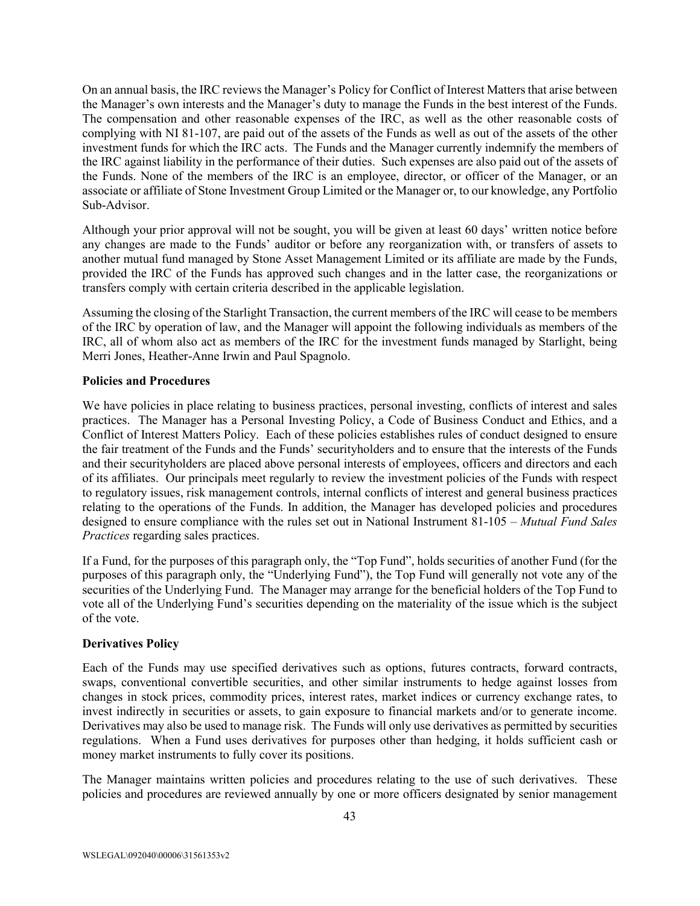On an annual basis, the IRC reviews the Manager's Policy for Conflict of Interest Matters that arise between the Manager's own interests and the Manager's duty to manage the Funds in the best interest of the Funds. The compensation and other reasonable expenses of the IRC, as well as the other reasonable costs of complying with NI 81-107, are paid out of the assets of the Funds as well as out of the assets of the other investment funds for which the IRC acts. The Funds and the Manager currently indemnify the members of the IRC against liability in the performance of their duties. Such expenses are also paid out of the assets of the Funds. None of the members of the IRC is an employee, director, or officer of the Manager, or an associate or affiliate of Stone Investment Group Limited or the Manager or, to our knowledge, any Portfolio Sub-Advisor.

Although your prior approval will not be sought, you will be given at least 60 days' written notice before any changes are made to the Funds' auditor or before any reorganization with, or transfers of assets to another mutual fund managed by Stone Asset Management Limited or its affiliate are made by the Funds, provided the IRC of the Funds has approved such changes and in the latter case, the reorganizations or transfers comply with certain criteria described in the applicable legislation.

Assuming the closing of the Starlight Transaction, the current members of the IRC will cease to be members of the IRC by operation of law, and the Manager will appoint the following individuals as members of the IRC, all of whom also act as members of the IRC for the investment funds managed by Starlight, being Merri Jones, Heather-Anne Irwin and Paul Spagnolo.

**Policies and Procedures**

We have policies in place relating to business practices, personal investing, conflicts of interest and sales practices. The Manager has a Personal Investing Policy, a Code of Business Conduct and Ethics, and a Conflict of Interest Matters Policy. Each of these policies establishes rules of conduct designed to ensure the fair treatment of the Funds and the Funds' securityholders and to ensure that the interests of the Funds and their securityholders are placed above personal interests of employees, officers and directors and each of its affiliates. Our principals meet regularly to review the investment policies of the Funds with respect to regulatory issues, risk management controls, internal conflicts of interest and general business practices relating to the operations of the Funds. In addition, the Manager has developed policies and procedures designed to ensure compliance with the rules set out in National Instrument 81-105 – *Mutual Fund Sales Practices* regarding sales practices.

If a Fund, for the purposes of this paragraph only, the "Top Fund", holds securities of another Fund (for the purposes of this paragraph only, the "Underlying Fund"), the Top Fund will generally not vote any of the securities of the Underlying Fund. The Manager may arrange for the beneficial holders of the Top Fund to vote all of the Underlying Fund's securities depending on the materiality of the issue which is the subject of the vote.

**Derivatives Policy**

Each of the Funds may use specified derivatives such as options, futures contracts, forward contracts, swaps, conventional convertible securities, and other similar instruments to hedge against losses from changes in stock prices, commodity prices, interest rates, market indices or currency exchange rates, to invest indirectly in securities or assets, to gain exposure to financial markets and/or to generate income. Derivatives may also be used to manage risk. The Funds will only use derivatives as permitted by securities regulations. When a Fund uses derivatives for purposes other than hedging, it holds sufficient cash or money market instruments to fully cover its positions.

The Manager maintains written policies and procedures relating to the use of such derivatives. These policies and procedures are reviewed annually by one or more officers designated by senior management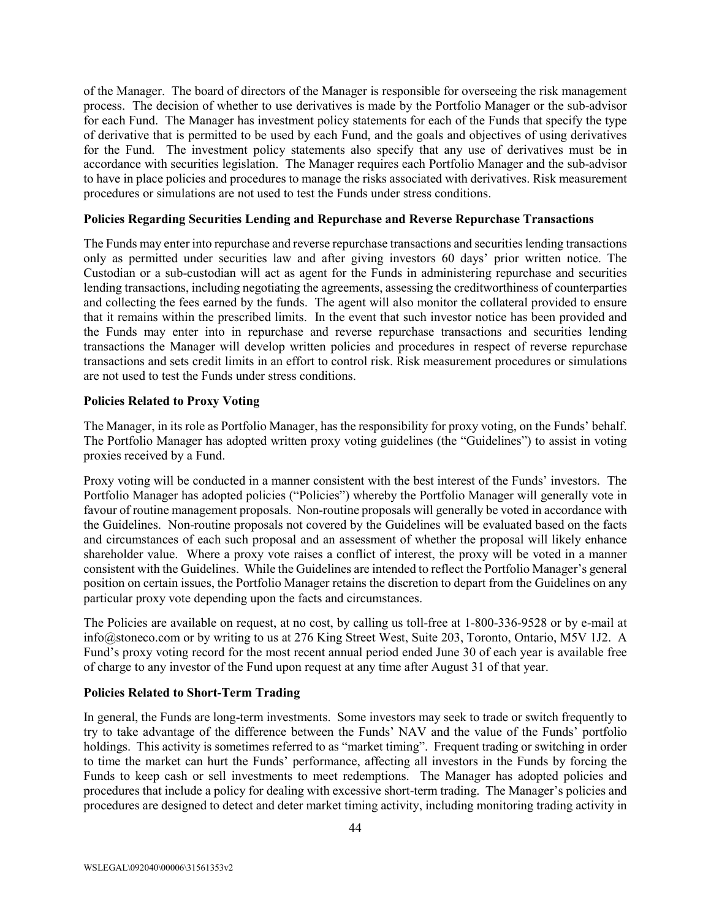of the Manager. The board of directors of the Manager is responsible for overseeing the risk management process. The decision of whether to use derivatives is made by the Portfolio Manager or the sub-advisor for each Fund. The Manager has investment policy statements for each of the Funds that specify the type of derivative that is permitted to be used by each Fund, and the goals and objectives of using derivatives for the Fund. The investment policy statements also specify that any use of derivatives must be in accordance with securities legislation. The Manager requires each Portfolio Manager and the sub-advisor to have in place policies and procedures to manage the risks associated with derivatives. Risk measurement procedures or simulations are not used to test the Funds under stress conditions.

**Policies Regarding Securities Lending and Repurchase and Reverse Repurchase Transactions**

The Funds may enter into repurchase and reverse repurchase transactions and securities lending transactions only as permitted under securities law and after giving investors 60 days' prior written notice. The Custodian or a sub-custodian will act as agent for the Funds in administering repurchase and securities lending transactions, including negotiating the agreements, assessing the creditworthiness of counterparties and collecting the fees earned by the funds. The agent will also monitor the collateral provided to ensure that it remains within the prescribed limits. In the event that such investor notice has been provided and the Funds may enter into in repurchase and reverse repurchase transactions and securities lending transactions the Manager will develop written policies and procedures in respect of reverse repurchase transactions and sets credit limits in an effort to control risk. Risk measurement procedures or simulations are not used to test the Funds under stress conditions.

**Policies Related to Proxy Voting**

The Manager, in its role as Portfolio Manager, has the responsibility for proxy voting, on the Funds' behalf. The Portfolio Manager has adopted written proxy voting guidelines (the "Guidelines") to assist in voting proxies received by a Fund.

Proxy voting will be conducted in a manner consistent with the best interest of the Funds' investors. The Portfolio Manager has adopted policies ("Policies") whereby the Portfolio Manager will generally vote in favour of routine management proposals. Non-routine proposals will generally be voted in accordance with the Guidelines. Non-routine proposals not covered by the Guidelines will be evaluated based on the facts and circumstances of each such proposal and an assessment of whether the proposal will likely enhance shareholder value. Where a proxy vote raises a conflict of interest, the proxy will be voted in a manner consistent with the Guidelines. While the Guidelines are intended to reflect the Portfolio Manager's general position on certain issues, the Portfolio Manager retains the discretion to depart from the Guidelines on any particular proxy vote depending upon the facts and circumstances.

The Policies are available on request, at no cost, by calling us toll-free at 1-800-336-9528 or by e-mail at info@stoneco.com or by writing to us at 276 King Street West, Suite 203, Toronto, Ontario, M5V 1J2. A Fund's proxy voting record for the most recent annual period ended June 30 of each year is available free of charge to any investor of the Fund upon request at any time after August 31 of that year.

**Policies Related to Short-Term Trading**

In general, the Funds are long-term investments. Some investors may seek to trade or switch frequently to try to take advantage of the difference between the Funds' NAV and the value of the Funds' portfolio holdings. This activity is sometimes referred to as "market timing". Frequent trading or switching in order to time the market can hurt the Funds' performance, affecting all investors in the Funds by forcing the Funds to keep cash or sell investments to meet redemptions. The Manager has adopted policies and procedures that include a policy for dealing with excessive short-term trading. The Manager's policies and procedures are designed to detect and deter market timing activity, including monitoring trading activity in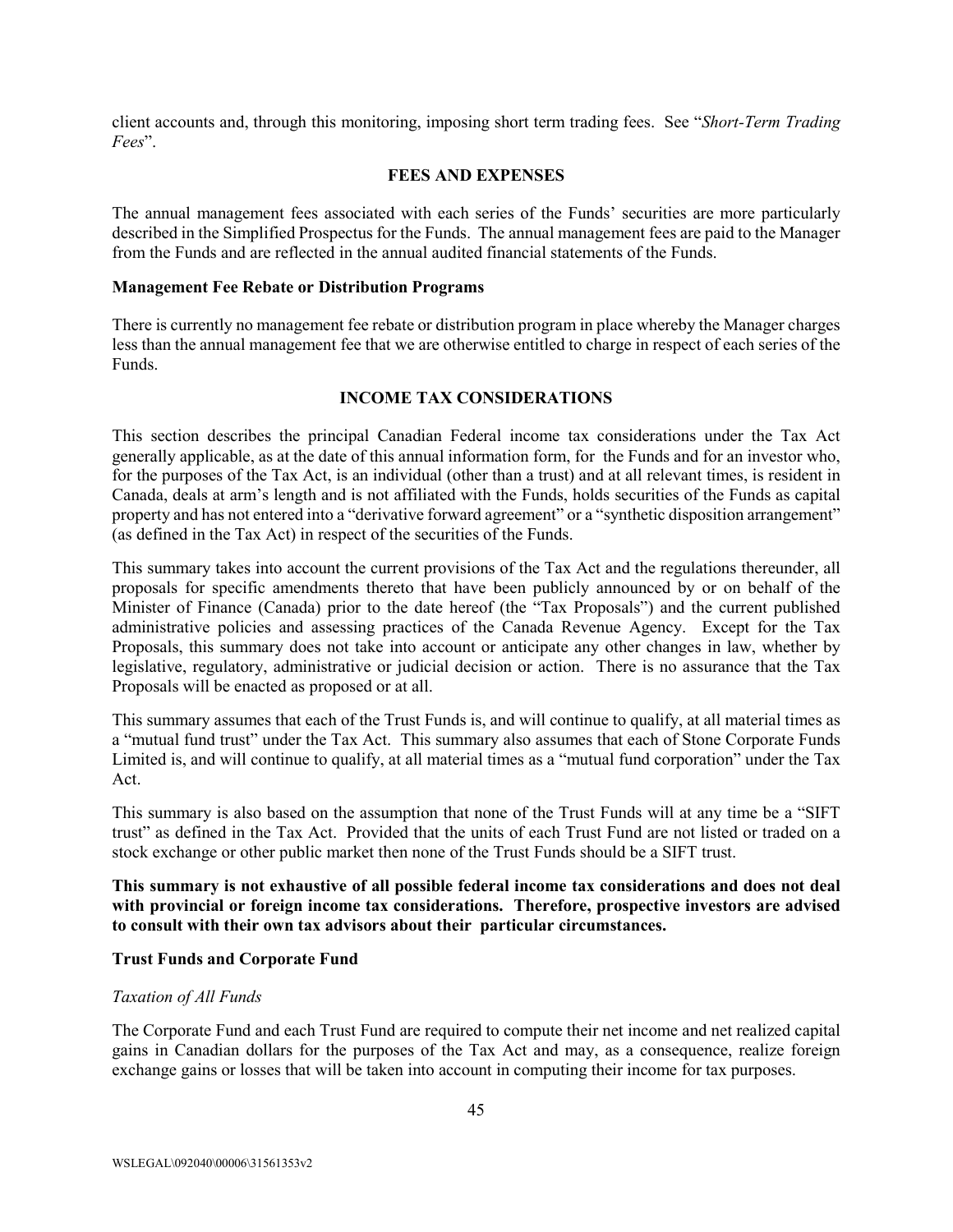client accounts and, through this monitoring, imposing short term trading fees. See "*Short-Term Trading Fees*".

## FEES AND EXPENSES

The annual management fees associated with each series of the Funds' securities are more particularly described in the Simplified Prospectus for the Funds. The annual management fees are paid to the Manager from the Funds and are reflected in the annual audited financial statements of the Funds.

### Management Fee Rebate or Distribution Programs

There is currently no management fee rebate or distribution program in place whereby the Manager charges less than the annual management fee that we are otherwise entitled to charge in respect of each series of the Funds.

## INCOME TAX CONSIDERATIONS

This section describes the principal Canadian Federal income tax considerations under the Tax Act generally applicable, as at the date of this annual information form, for the Funds and for an investor who, for the purposes of the Tax Act, is an individual (other than a trust) and at all relevant times, is resident in Canada, deals at arm's length and is not affiliated with the Funds, holds securities of the Funds as capital property and has not entered into a "derivative forward agreement" or a "synthetic disposition arrangement" (as defined in the Tax Act) in respect of the securities of the Funds.

This summary takes into account the current provisions of the Tax Act and the regulations thereunder, all proposals for specific amendments thereto that have been publicly announced by or on behalf of the Minister of Finance (Canada) prior to the date hereof (the "Tax Proposals") and the current published administrative policies and assessing practices of the Canada Revenue Agency. Except for the Tax Proposals, this summary does not take into account or anticipate any other changes in law, whether by legislative, regulatory, administrative or judicial decision or action. There is no assurance that the Tax Proposals will be enacted as proposed or at all.

This summary assumes that each of the Trust Funds is, and will continue to qualify, at all material times as a "mutual fund trust" under the Tax Act. This summary also assumes that each of Stone Corporate Funds Limited is, and will continue to qualify, at all material times as a "mutual fund corporation" under the Tax Act.

This summary is also based on the assumption that none of the Trust Funds will at any time be a "SIFT trust" as defined in the Tax Act. Provided that the units of each Trust Fund are not listed or traded on a stock exchange or other public market then none of the Trust Funds should be a SIFT trust.

**This summary is not exhaustive of all possible federal income tax considerations and does not deal with provincial or foreign income tax considerations. Therefore, prospective investors are advised to consult with their own tax advisors about their particular circumstances.**

### Trust Funds and Corporate Fund

*Taxation of All Funds*

The Corporate Fund and each Trust Fund are required to compute their net income and net realized capital gains in Canadian dollars for the purposes of the Tax Act and may, as a consequence, realize foreign exchange gains or losses that will be taken into account in computing their income for tax purposes.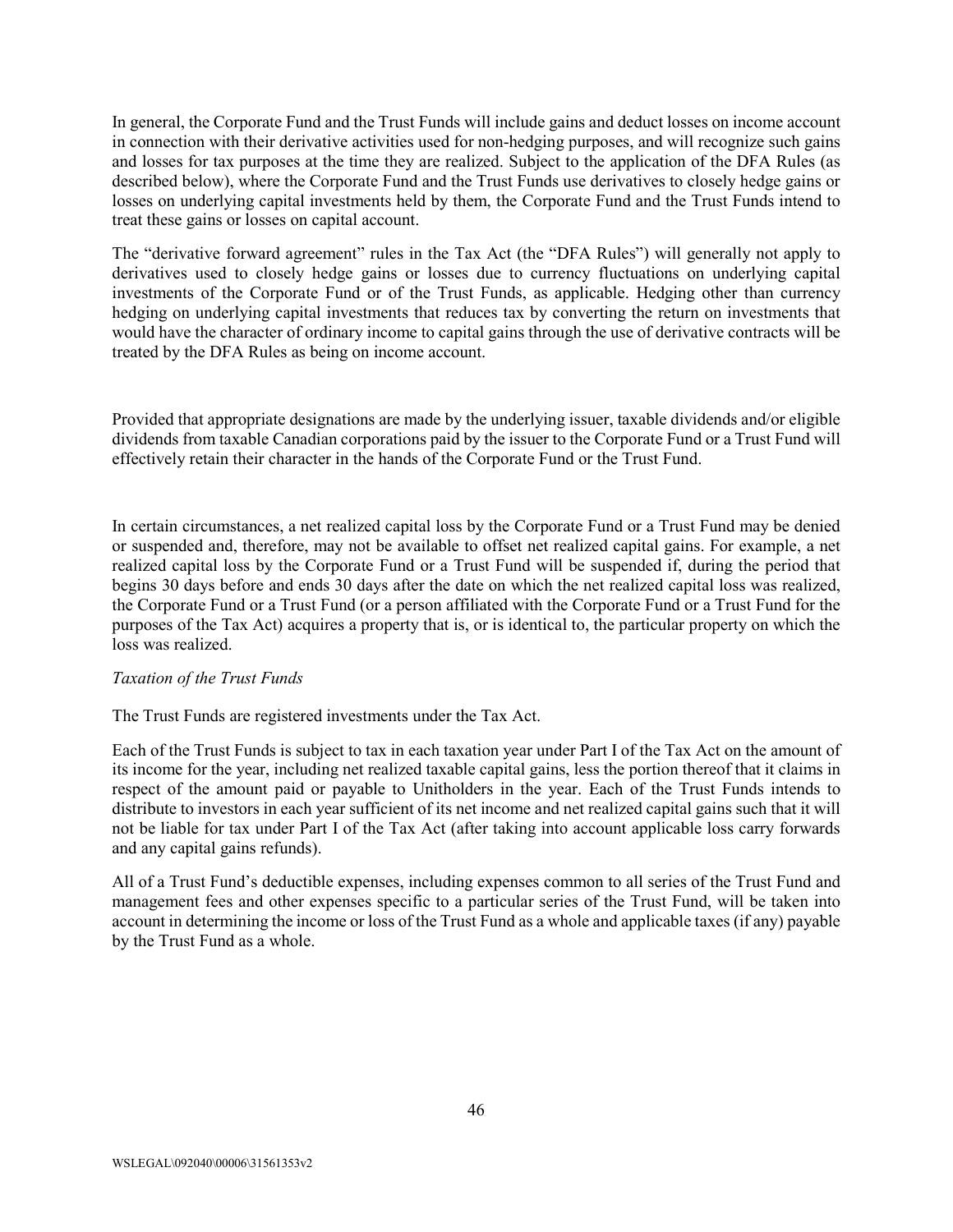In general, the Corporate Fund and the Trust Funds will include gains and deduct losses on income account in connection with their derivative activities used for non-hedging purposes, and will recognize such gains and losses for tax purposes at the time they are realized. Subject to the application of the DFA Rules (as described below), where the Corporate Fund and the Trust Funds use derivatives to closely hedge gains or losses on underlying capital investments held by them, the Corporate Fund and the Trust Funds intend to treat these gains or losses on capital account.

The "derivative forward agreement" rules in the Tax Act (the "DFA Rules") will generally not apply to derivatives used to closely hedge gains or losses due to currency fluctuations on underlying capital investments of the Corporate Fund or of the Trust Funds, as applicable. Hedging other than currency hedging on underlying capital investments that reduces tax by converting the return on investments that would have the character of ordinary income to capital gains through the use of derivative contracts will be treated by the DFA Rules as being on income account.

Provided that appropriate designations are made by the underlying issuer, taxable dividends and/or eligible dividends from taxable Canadian corporations paid by the issuer to the Corporate Fund or a Trust Fund will effectively retain their character in the hands of the Corporate Fund or the Trust Fund.

In certain circumstances, a net realized capital loss by the Corporate Fund or a Trust Fund may be denied or suspended and, therefore, may not be available to offset net realized capital gains. For example, a net realized capital loss by the Corporate Fund or a Trust Fund will be suspended if, during the period that begins 30 days before and ends 30 days after the date on which the net realized capital loss was realized, the Corporate Fund or a Trust Fund (or a person affiliated with the Corporate Fund or a Trust Fund for the purposes of the Tax Act) acquires a property that is, or is identical to, the particular property on which the loss was realized.

*Taxation of the Trust Funds*

The Trust Funds are registered investments under the Tax Act.

Each of the Trust Funds is subject to tax in each taxation year under Part I of the Tax Act on the amount of its income for the year, including net realized taxable capital gains, less the portion thereof that it claims in respect of the amount paid or payable to Unitholders in the year. Each of the Trust Funds intends to distribute to investors in each year sufficient of its net income and net realized capital gains such that it will not be liable for tax under Part I of the Tax Act (after taking into account applicable loss carry forwards and any capital gains refunds).

All of a Trust Fund's deductible expenses, including expenses common to all series of the Trust Fund and management fees and other expenses specific to a particular series of the Trust Fund, will be taken into account in determining the income or loss of the Trust Fund as a whole and applicable taxes (if any) payable by the Trust Fund as a whole.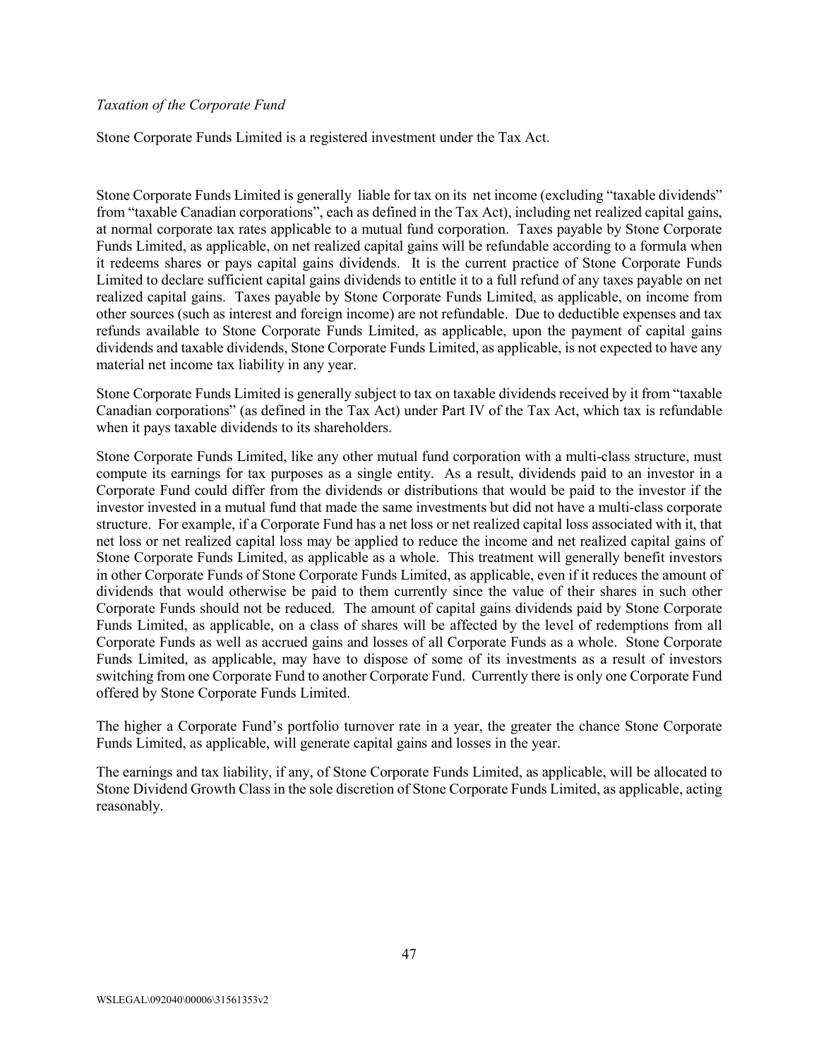*Taxation of the Corporate Fund*

Stone Corporate Funds Limited is a registered investment under the Tax Act.

Stone Corporate Funds Limited is generally liable for tax on its net income (excluding "taxable dividends" from "taxable Canadian corporations", each as defined in the Tax Act), including net realized capital gains, at normal corporate tax rates applicable to a mutual fund corporation. Taxes payable by Stone Corporate Funds Limited, as applicable, on net realized capital gains will be refundable according to a formula when it redeems shares or pays capital gains dividends. It is the current practice of Stone Corporate Funds Limited to declare sufficient capital gains dividends to entitle it to a full refund of any taxes payable on net realized capital gains. Taxes payable by Stone Corporate Funds Limited, as applicable, on income from other sources (such as interest and foreign income) are not refundable. Due to deductible expenses and tax refunds available to Stone Corporate Funds Limited, as applicable, upon the payment of capital gains dividends and taxable dividends, Stone Corporate Funds Limited, as applicable, is not expected to have any material net income tax liability in any year.

Stone Corporate Funds Limited is generally subject to tax on taxable dividends received by it from "taxable Canadian corporations" (as defined in the Tax Act) under Part IV of the Tax Act, which tax is refundable when it pays taxable dividends to its shareholders.

Stone Corporate Funds Limited, like any other mutual fund corporation with a multi-class structure, must compute its earnings for tax purposes as a single entity. As a result, dividends paid to an investor in a Corporate Fund could differ from the dividends or distributions that would be paid to the investor if the investor invested in a mutual fund that made the same investments but did not have a multi-class corporate structure. For example, if a Corporate Fund has a net loss or net realized capital loss associated with it, that net loss or net realized capital loss may be applied to reduce the income and net realized capital gains of Stone Corporate Funds Limited, as applicable as a whole. This treatment will generally benefit investors in other Corporate Funds of Stone Corporate Funds Limited, as applicable, even if it reduces the amount of dividends that would otherwise be paid to them currently since the value of their shares in such other Corporate Funds should not be reduced. The amount of capital gains dividends paid by Stone Corporate Funds Limited, as applicable, on a class of shares will be affected by the level of redemptions from all Corporate Funds as well as accrued gains and losses of all Corporate Funds as a whole. Stone Corporate Funds Limited, as applicable, may have to dispose of some of its investments as a result of investors switching from one Corporate Fund to another Corporate Fund. Currently there is only one Corporate Fund offered by Stone Corporate Funds Limited.

The higher a Corporate Fund's portfolio turnover rate in a year, the greater the chance Stone Corporate Funds Limited, as applicable, will generate capital gains and losses in the year.

The earnings and tax liability, if any, of Stone Corporate Funds Limited, as applicable, will be allocated to Stone Dividend Growth Class in the sole discretion of Stone Corporate Funds Limited, as applicable, acting reasonably.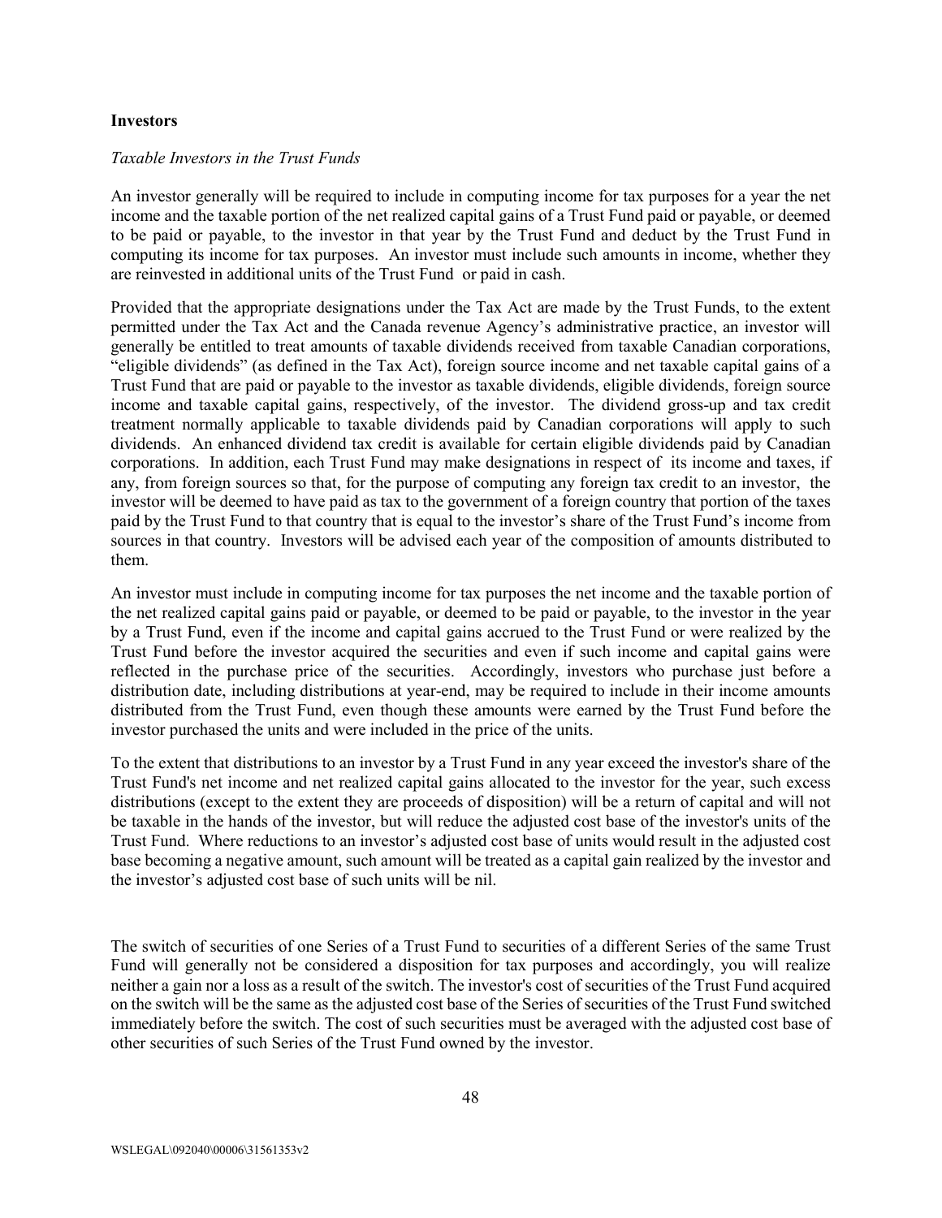**Investors**

*Taxable Investors in the Trust Funds*

An investor generally will be required to include in computing income for tax purposes for a year the net income and the taxable portion of the net realized capital gains of a Trust Fund paid or payable, or deemed to be paid or payable, to the investor in that year by the Trust Fund and deduct by the Trust Fund in computing its income for tax purposes. An investor must include such amounts in income, whether they are reinvested in additional units of the Trust Fund or paid in cash.

Provided that the appropriate designations under the Tax Act are made by the Trust Funds, to the extent permitted under the Tax Act and the Canada revenue Agency's administrative practice, an investor will generally be entitled to treat amounts of taxable dividends received from taxable Canadian corporations, "eligible dividends" (as defined in the Tax Act), foreign source income and net taxable capital gains of a Trust Fund that are paid or payable to the investor as taxable dividends, eligible dividends, foreign source income and taxable capital gains, respectively, of the investor. The dividend gross-up and tax credit treatment normally applicable to taxable dividends paid by Canadian corporations will apply to such dividends. An enhanced dividend tax credit is available for certain eligible dividends paid by Canadian corporations. In addition, each Trust Fund may make designations in respect of its income and taxes, if any, from foreign sources so that, for the purpose of computing any foreign tax credit to an investor, the investor will be deemed to have paid as tax to the government of a foreign country that portion of the taxes paid by the Trust Fund to that country that is equal to the investor's share of the Trust Fund's income from sources in that country. Investors will be advised each year of the composition of amounts distributed to them.

An investor must include in computing income for tax purposes the net income and the taxable portion of the net realized capital gains paid or payable, or deemed to be paid or payable, to the investor in the year by a Trust Fund, even if the income and capital gains accrued to the Trust Fund or were realized by the Trust Fund before the investor acquired the securities and even if such income and capital gains were reflected in the purchase price of the securities. Accordingly, investors who purchase just before a distribution date, including distributions at year-end, may be required to include in their income amounts distributed from the Trust Fund, even though these amounts were earned by the Trust Fund before the investor purchased the units and were included in the price of the units.

To the extent that distributions to an investor by a Trust Fund in any year exceed the investor's share of the Trust Fund's net income and net realized capital gains allocated to the investor for the year, such excess distributions (except to the extent they are proceeds of disposition) will be a return of capital and will not be taxable in the hands of the investor, but will reduce the adjusted cost base of the investor's units of the Trust Fund. Where reductions to an investor's adjusted cost base of units would result in the adjusted cost base becoming a negative amount, such amount will be treated as a capital gain realized by the investor and the investor's adjusted cost base of such units will be nil.

The switch of securities of one Series of a Trust Fund to securities of a different Series of the same Trust Fund will generally not be considered a disposition for tax purposes and accordingly, you will realize neither a gain nor a loss as a result of the switch. The investor's cost of securities of the Trust Fund acquired on the switch will be the same as the adjusted cost base of the Series of securities of the Trust Fund switched immediately before the switch. The cost of such securities must be averaged with the adjusted cost base of other securities of such Series of the Trust Fund owned by the investor.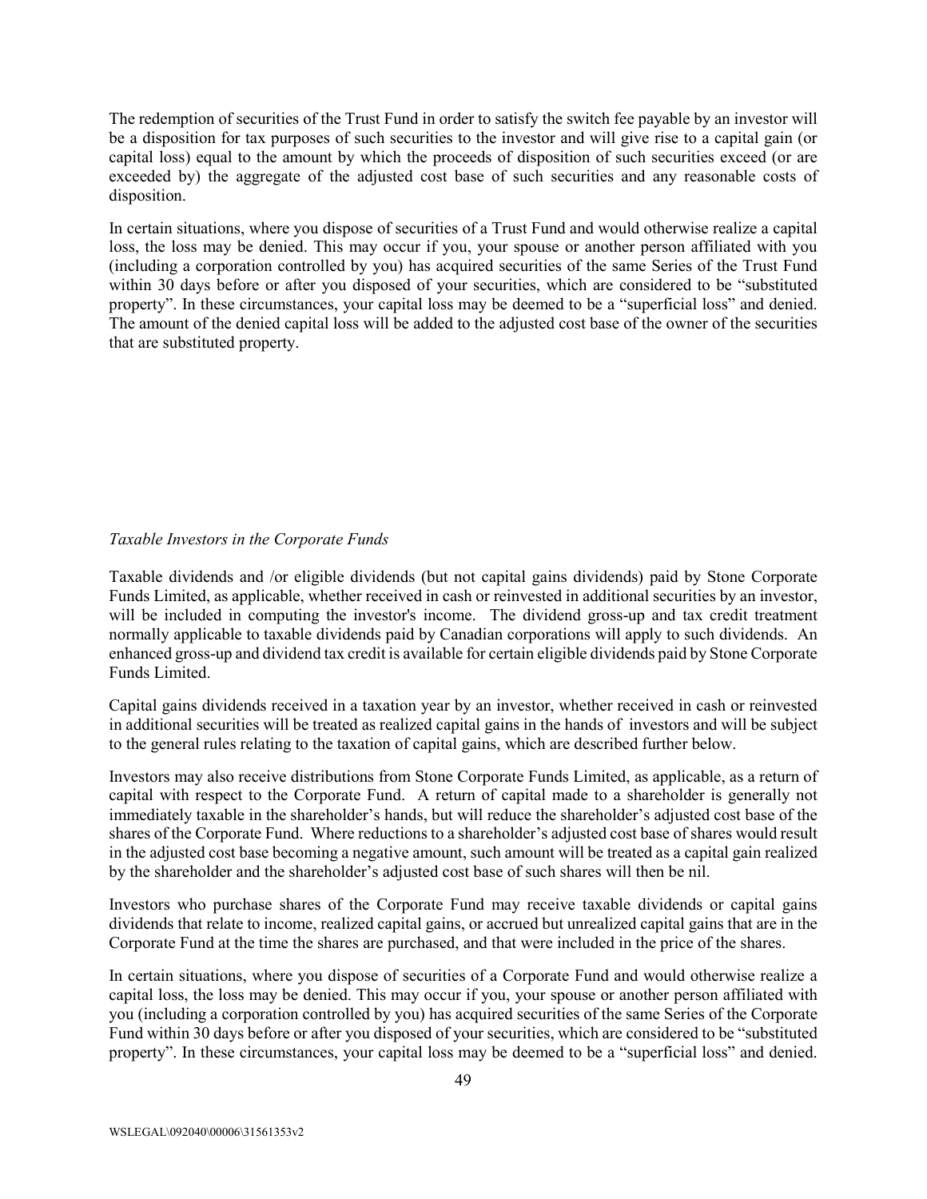The redemption of securities of the Trust Fund in order to satisfy the switch fee payable by an investor will be a disposition for tax purposes of such securities to the investor and will give rise to a capital gain (or capital loss) equal to the amount by which the proceeds of disposition of such securities exceed (or are exceeded by) the aggregate of the adjusted cost base of such securities and any reasonable costs of disposition.

In certain situations, where you dispose of securities of a Trust Fund and would otherwise realize a capital loss, the loss may be denied. This may occur if you, your spouse or another person affiliated with you (including a corporation controlled by you) has acquired securities of the same Series of the Trust Fund within 30 days before or after you disposed of your securities, which are considered to be "substituted property". In these circumstances, your capital loss may be deemed to be a "superficial loss" and denied. The amount of the denied capital loss will be added to the adjusted cost base of the owner of the securities that are substituted property.

*Taxable Investors in the Corporate Funds*

Taxable dividends and /or eligible dividends (but not capital gains dividends) paid by Stone Corporate Funds Limited, as applicable, whether received in cash or reinvested in additional securities by an investor, will be included in computing the investor's income. The dividend gross-up and tax credit treatment normally applicable to taxable dividends paid by Canadian corporations will apply to such dividends. An enhanced gross-up and dividend tax credit is available for certain eligible dividends paid by Stone Corporate Funds Limited.

Capital gains dividends received in a taxation year by an investor, whether received in cash or reinvested in additional securities will be treated as realized capital gains in the hands of investors and will be subject to the general rules relating to the taxation of capital gains, which are described further below.

Investors may also receive distributions from Stone Corporate Funds Limited, as applicable, as a return of capital with respect to the Corporate Fund. A return of capital made to a shareholder is generally not immediately taxable in the shareholder's hands, but will reduce the shareholder's adjusted cost base of the shares of the Corporate Fund. Where reductions to a shareholder's adjusted cost base of shares would result in the adjusted cost base becoming a negative amount, such amount will be treated as a capital gain realized by the shareholder and the shareholder's adjusted cost base of such shares will then be nil.

Investors who purchase shares of the Corporate Fund may receive taxable dividends or capital gains dividends that relate to income, realized capital gains, or accrued but unrealized capital gains that are in the Corporate Fund at the time the shares are purchased, and that were included in the price of the shares.

In certain situations, where you dispose of securities of a Corporate Fund and would otherwise realize a capital loss, the loss may be denied. This may occur if you, your spouse or another person affiliated with you (including a corporation controlled by you) has acquired securities of the same Series of the Corporate Fund within 30 days before or after you disposed of your securities, which are considered to be "substituted property". In these circumstances, your capital loss may be deemed to be a "superficial loss" and denied.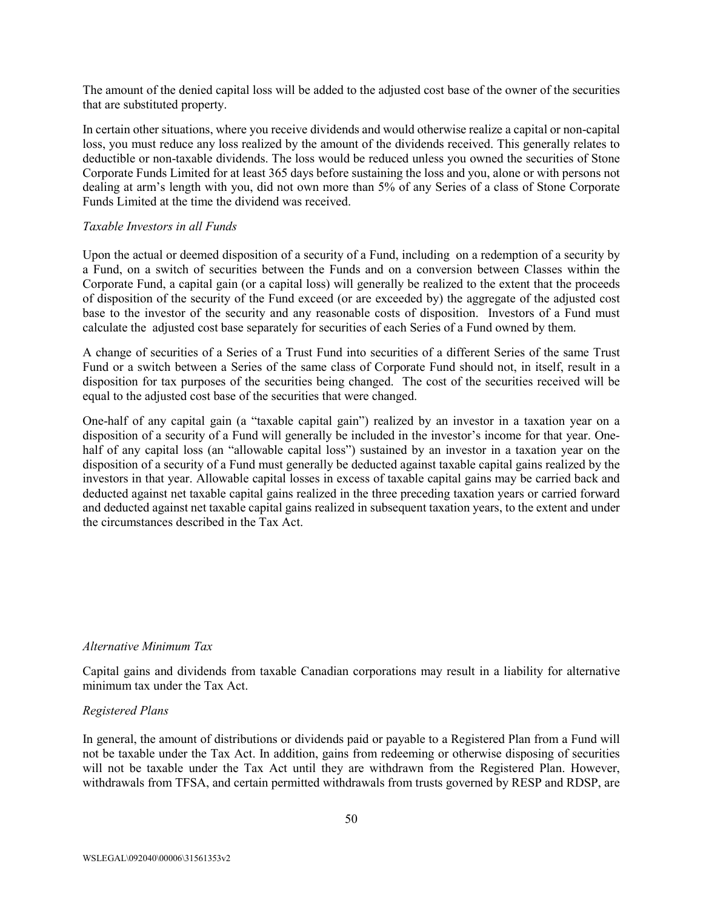The amount of the denied capital loss will be added to the adjusted cost base of the owner of the securities that are substituted property.

In certain other situations, where you receive dividends and would otherwise realize a capital or non-capital loss, you must reduce any loss realized by the amount of the dividends received. This generally relates to deductible or non-taxable dividends. The loss would be reduced unless you owned the securities of Stone Corporate Funds Limited for at least 365 days before sustaining the loss and you, alone or with persons not dealing at arm's length with you, did not own more than 5% of any Series of a class of Stone Corporate Funds Limited at the time the dividend was received.

*Taxable Investors in all Funds*

Upon the actual or deemed disposition of a security of a Fund, including on a redemption of a security by a Fund, on a switch of securities between the Funds and on a conversion between Classes within the Corporate Fund, a capital gain (or a capital loss) will generally be realized to the extent that the proceeds of disposition of the security of the Fund exceed (or are exceeded by) the aggregate of the adjusted cost base to the investor of the security and any reasonable costs of disposition. Investors of a Fund must calculate the adjusted cost base separately for securities of each Series of a Fund owned by them.

A change of securities of a Series of a Trust Fund into securities of a different Series of the same Trust Fund or a switch between a Series of the same class of Corporate Fund should not, in itself, result in a disposition for tax purposes of the securities being changed. The cost of the securities received will be equal to the adjusted cost base of the securities that were changed.

One-half of any capital gain (a "taxable capital gain") realized by an investor in a taxation year on a disposition of a security of a Fund will generally be included in the investor's income for that year. One-half of any capital loss (an "allowable capital loss") sustained by an investor in a taxation year on the disposition of a security of a Fund must generally be deducted against taxable capital gains realized by the investors in that year. Allowable capital losses in excess of taxable capital gains may be carried back and deducted against net taxable capital gains realized in the three preceding taxation years or carried forward and deducted against net taxable capital gains realized in subsequent taxation years, to the extent and under the circumstances described in the Tax Act.

*Alternative Minimum Tax*

Capital gains and dividends from taxable Canadian corporations may result in a liability for alternative minimum tax under the Tax Act.

*Registered Plans*

In general, the amount of distributions or dividends paid or payable to a Registered Plan from a Fund will not be taxable under the Tax Act. In addition, gains from redeeming or otherwise disposing of securities will not be taxable under the Tax Act until they are withdrawn from the Registered Plan. However, withdrawals from TFSA, and certain permitted withdrawals from trusts governed by RESP and RDSP, are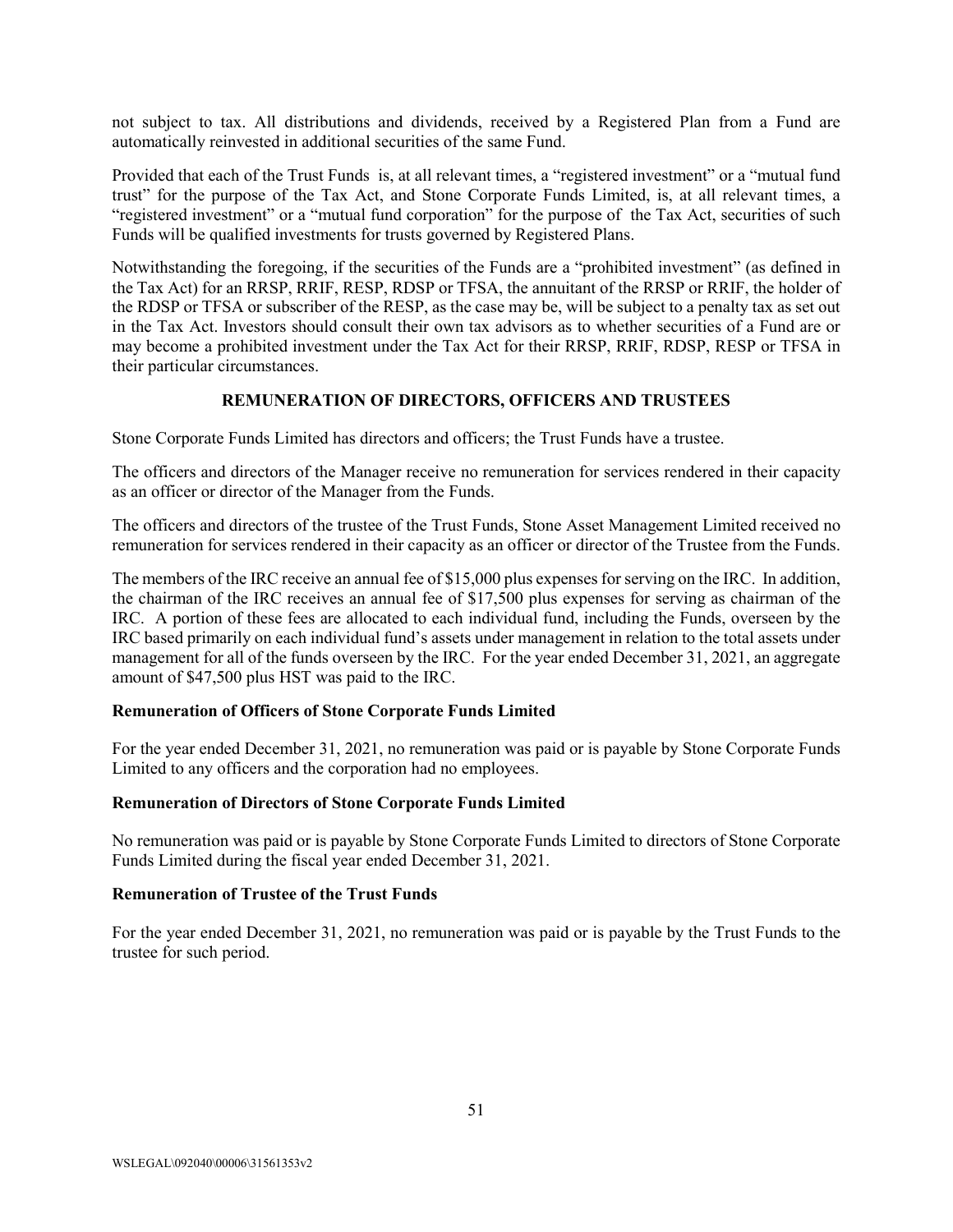not subject to tax. All distributions and dividends, received by a Registered Plan from a Fund are automatically reinvested in additional securities of the same Fund.

Provided that each of the Trust Funds is, at all relevant times, a "registered investment" or a "mutual fund trust" for the purpose of the Tax Act, and Stone Corporate Funds Limited, is, at all relevant times, a "registered investment" or a "mutual fund corporation" for the purpose of the Tax Act, securities of such Funds will be qualified investments for trusts governed by Registered Plans.

Notwithstanding the foregoing, if the securities of the Funds are a "prohibited investment" (as defined in the Tax Act) for an RRSP, RRIF, RESP, RDSP or TFSA, the annuitant of the RRSP or RRIF, the holder of the RDSP or TFSA or subscriber of the RESP, as the case may be, will be subject to a penalty tax as set out in the Tax Act. Investors should consult their own tax advisors as to whether securities of a Fund are or may become a prohibited investment under the Tax Act for their RRSP, RRIF, RDSP, RESP or TFSA in their particular circumstances.

## REMUNERATION OF DIRECTORS, OFFICERS AND TRUSTEES

Stone Corporate Funds Limited has directors and officers; the Trust Funds have a trustee.

The officers and directors of the Manager receive no remuneration for services rendered in their capacity as an officer or director of the Manager from the Funds.

The officers and directors of the trustee of the Trust Funds, Stone Asset Management Limited received no remuneration for services rendered in their capacity as an officer or director of the Trustee from the Funds.

The members of the IRC receive an annual fee of $15,000 plus expenses for serving on the IRC. In addition, the chairman of the IRC receives an annual fee of $17,500 plus expenses for serving as chairman of the IRC. A portion of these fees are allocated to each individual fund, including the Funds, overseen by the IRC based primarily on each individual fund's assets under management in relation to the total assets under management for all of the funds overseen by the IRC. For the year ended December 31, 2021, an aggregate amount of $47,500 plus HST was paid to the IRC.

### Remuneration of Officers of Stone Corporate Funds Limited

For the year ended December 31, 2021, no remuneration was paid or is payable by Stone Corporate Funds Limited to any officers and the corporation had no employees.

### Remuneration of Directors of Stone Corporate Funds Limited

No remuneration was paid or is payable by Stone Corporate Funds Limited to directors of Stone Corporate Funds Limited during the fiscal year ended December 31, 2021.

### Remuneration of Trustee of the Trust Funds

For the year ended December 31, 2021, no remuneration was paid or is payable by the Trust Funds to the trustee for such period.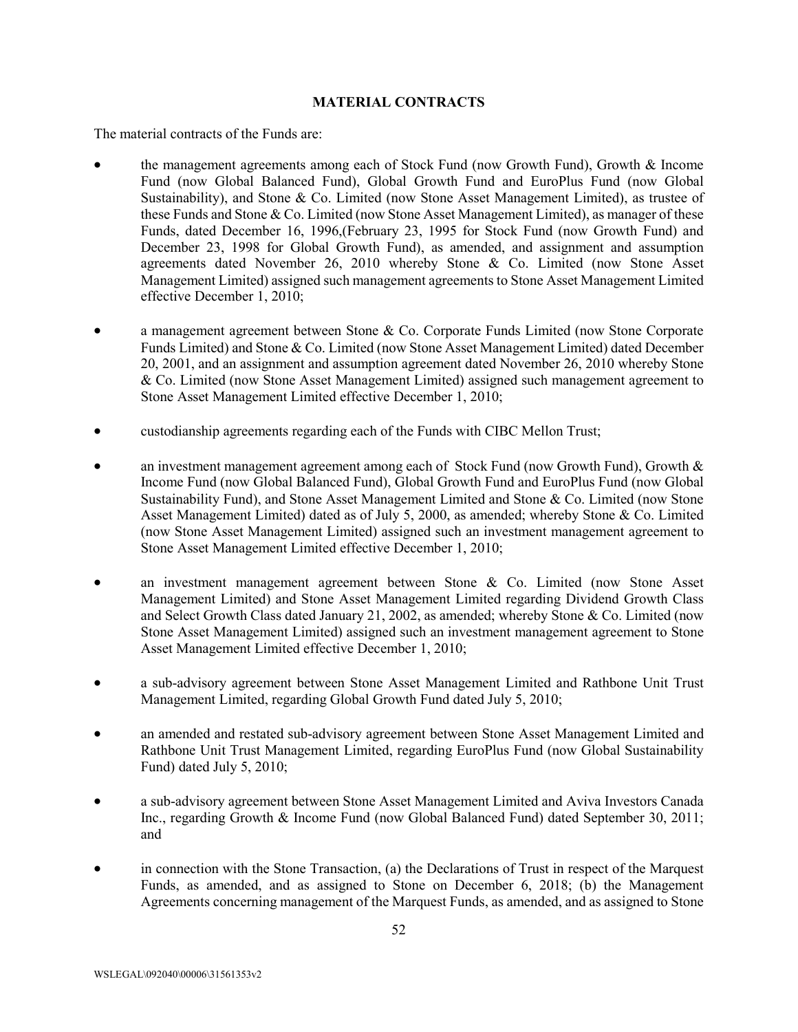## MATERIAL CONTRACTS

The material contracts of the Funds are:

- the management agreements among each of Stock Fund (now Growth Fund), Growth & Income Fund (now Global Balanced Fund), Global Growth Fund and EuroPlus Fund (now Global Sustainability), and Stone & Co. Limited (now Stone Asset Management Limited), as trustee of these Funds and Stone & Co. Limited (now Stone Asset Management Limited), as manager of these Funds, dated December 16, 1996,(February 23, 1995 for Stock Fund (now Growth Fund) and December 23, 1998 for Global Growth Fund), as amended, and assignment and assumption agreements dated November 26, 2010 whereby Stone & Co. Limited (now Stone Asset Management Limited) assigned such management agreements to Stone Asset Management Limited effective December 1, 2010;

- a management agreement between Stone & Co. Corporate Funds Limited (now Stone Corporate Funds Limited) and Stone & Co. Limited (now Stone Asset Management Limited) dated December 20, 2001, and an assignment and assumption agreement dated November 26, 2010 whereby Stone & Co. Limited (now Stone Asset Management Limited) assigned such management agreement to Stone Asset Management Limited effective December 1, 2010;

- custodianship agreements regarding each of the Funds with CIBC Mellon Trust;

- an investment management agreement among each of Stock Fund (now Growth Fund), Growth & Income Fund (now Global Balanced Fund), Global Growth Fund and EuroPlus Fund (now Global Sustainability Fund), and Stone Asset Management Limited and Stone & Co. Limited (now Stone Asset Management Limited) dated as of July 5, 2000, as amended; whereby Stone & Co. Limited (now Stone Asset Management Limited) assigned such an investment management agreement to Stone Asset Management Limited effective December 1, 2010;

- an investment management agreement between Stone & Co. Limited (now Stone Asset Management Limited) and Stone Asset Management Limited regarding Dividend Growth Class and Select Growth Class dated January 21, 2002, as amended; whereby Stone & Co. Limited (now Stone Asset Management Limited) assigned such an investment management agreement to Stone Asset Management Limited effective December 1, 2010;

- a sub-advisory agreement between Stone Asset Management Limited and Rathbone Unit Trust Management Limited, regarding Global Growth Fund dated July 5, 2010;

- an amended and restated sub-advisory agreement between Stone Asset Management Limited and Rathbone Unit Trust Management Limited, regarding EuroPlus Fund (now Global Sustainability Fund) dated July 5, 2010;

- a sub-advisory agreement between Stone Asset Management Limited and Aviva Investors Canada Inc., regarding Growth & Income Fund (now Global Balanced Fund) dated September 30, 2011; and

- in connection with the Stone Transaction, (a) the Declarations of Trust in respect of the Marquest Funds, as amended, and as assigned to Stone on December 6, 2018; (b) the Management Agreements concerning management of the Marquest Funds, as amended, and as assigned to Stone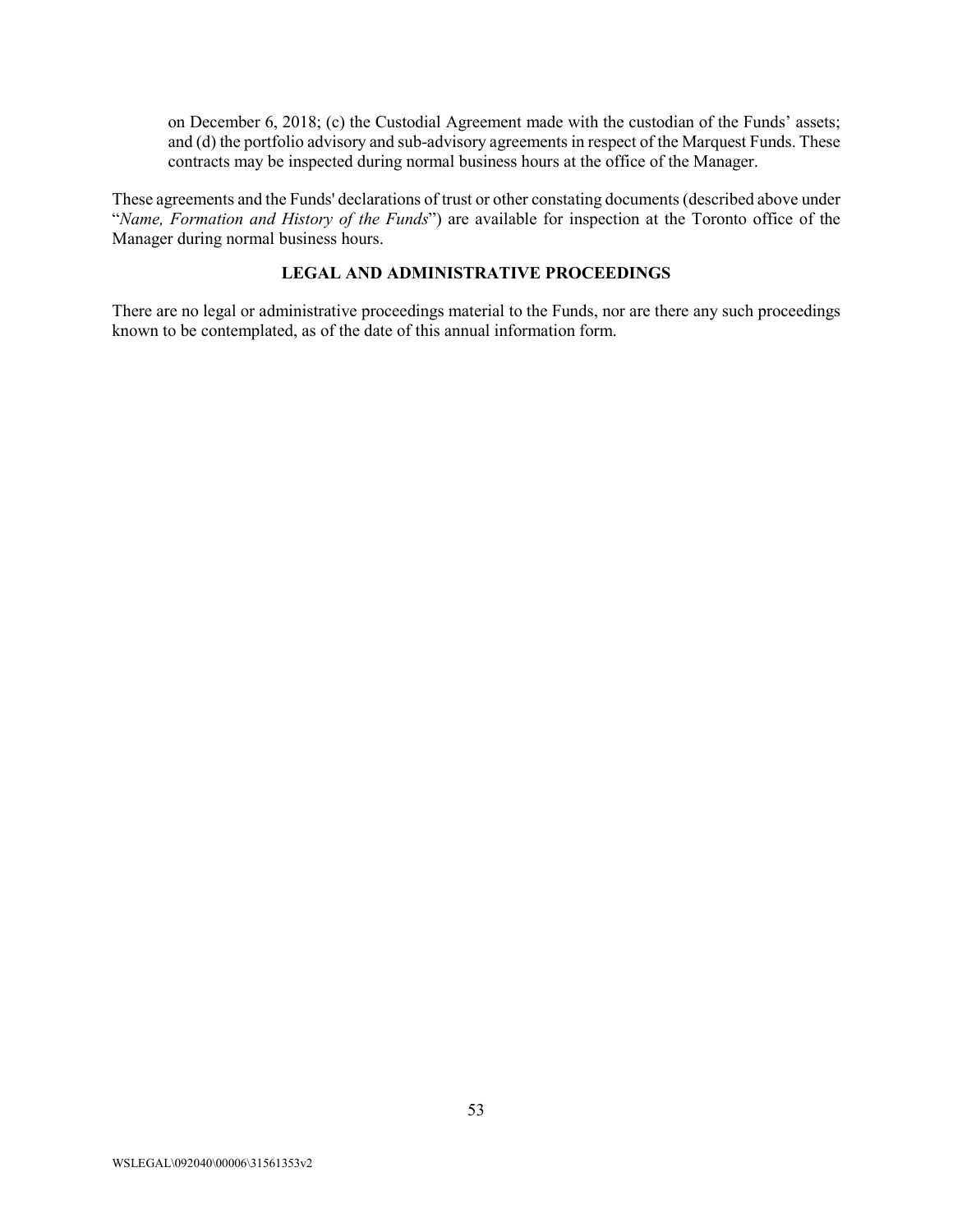on December 6, 2018; (c) the Custodial Agreement made with the custodian of the Funds' assets; and (d) the portfolio advisory and sub-advisory agreements in respect of the Marquest Funds. These contracts may be inspected during normal business hours at the office of the Manager.

These agreements and the Funds' declarations of trust or other constating documents (described above under "*Name, Formation and History of the Funds*") are available for inspection at the Toronto office of the Manager during normal business hours.

## LEGAL AND ADMINISTRATIVE PROCEEDINGS

There are no legal or administrative proceedings material to the Funds, nor are there any such proceedings known to be contemplated, as of the date of this annual information form.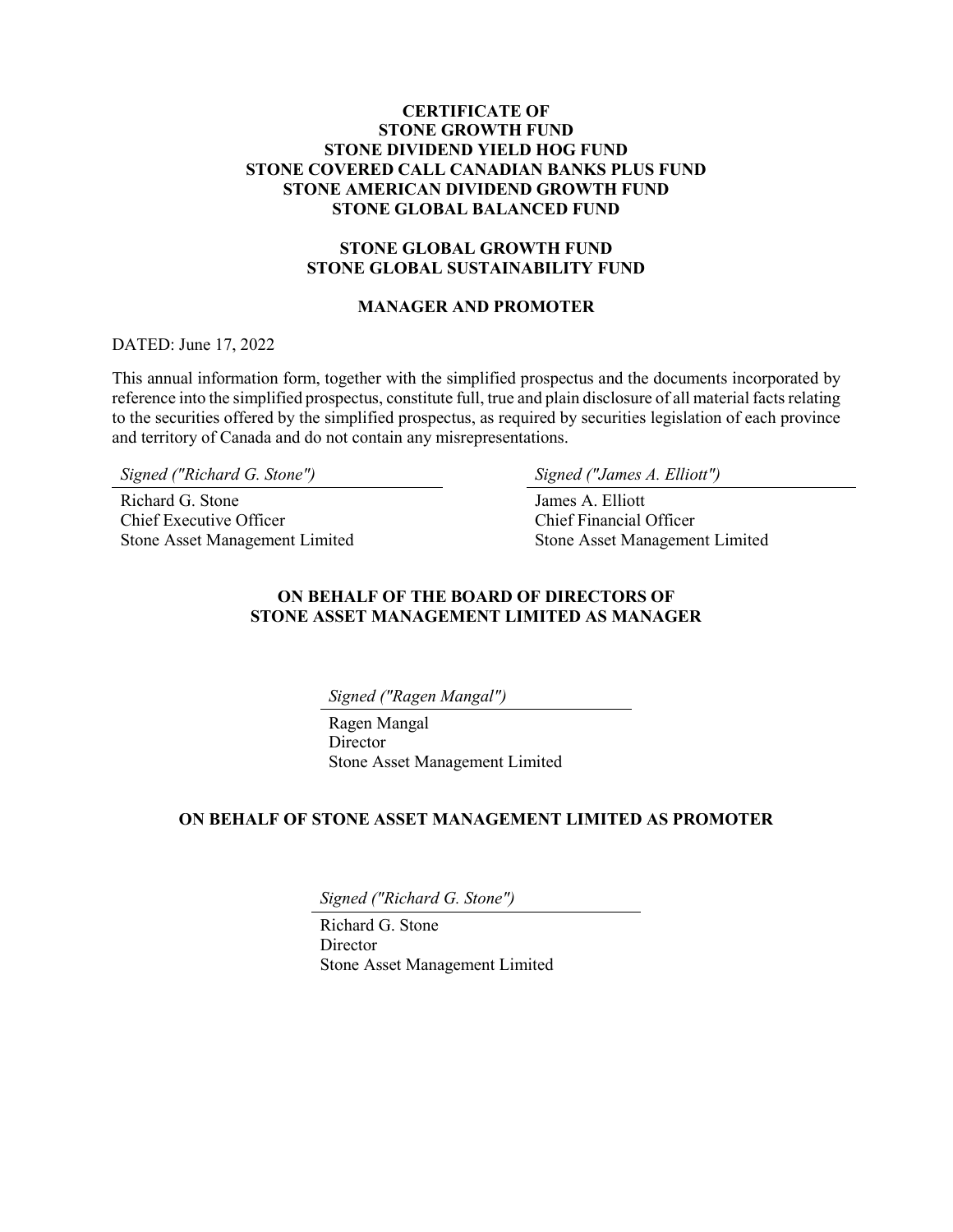**CERTIFICATE OF**
**STONE GROWTH FUND**
**STONE DIVIDEND YIELD HOG FUND**
**STONE COVERED CALL CANADIAN BANKS PLUS FUND**
**STONE AMERICAN DIVIDEND GROWTH FUND**
**STONE GLOBAL BALANCED FUND**

**STONE GLOBAL GROWTH FUND**
**STONE GLOBAL SUSTAINABILITY FUND**

**MANAGER AND PROMOTER**

DATED: June 17, 2022

This annual information form, together with the simplified prospectus and the documents incorporated by reference into the simplified prospectus, constitute full, true and plain disclosure of all material facts relating to the securities offered by the simplified prospectus, as required by securities legislation of each province and territory of Canada and do not contain any misrepresentations.

*Signed ("Richard G. Stone")*
Richard G. Stone
Chief Executive Officer
Stone Asset Management Limited

*Signed ("James A. Elliott")*
James A. Elliott
Chief Financial Officer
Stone Asset Management Limited

**ON BEHALF OF THE BOARD OF DIRECTORS OF STONE ASSET MANAGEMENT LIMITED AS MANAGER**

*Signed ("Ragen Mangal")*
Ragen Mangal
Director
Stone Asset Management Limited

**ON BEHALF OF STONE ASSET MANAGEMENT LIMITED AS PROMOTER**

*Signed ("Richard G. Stone")*
Richard G. Stone
Director
Stone Asset Management Limited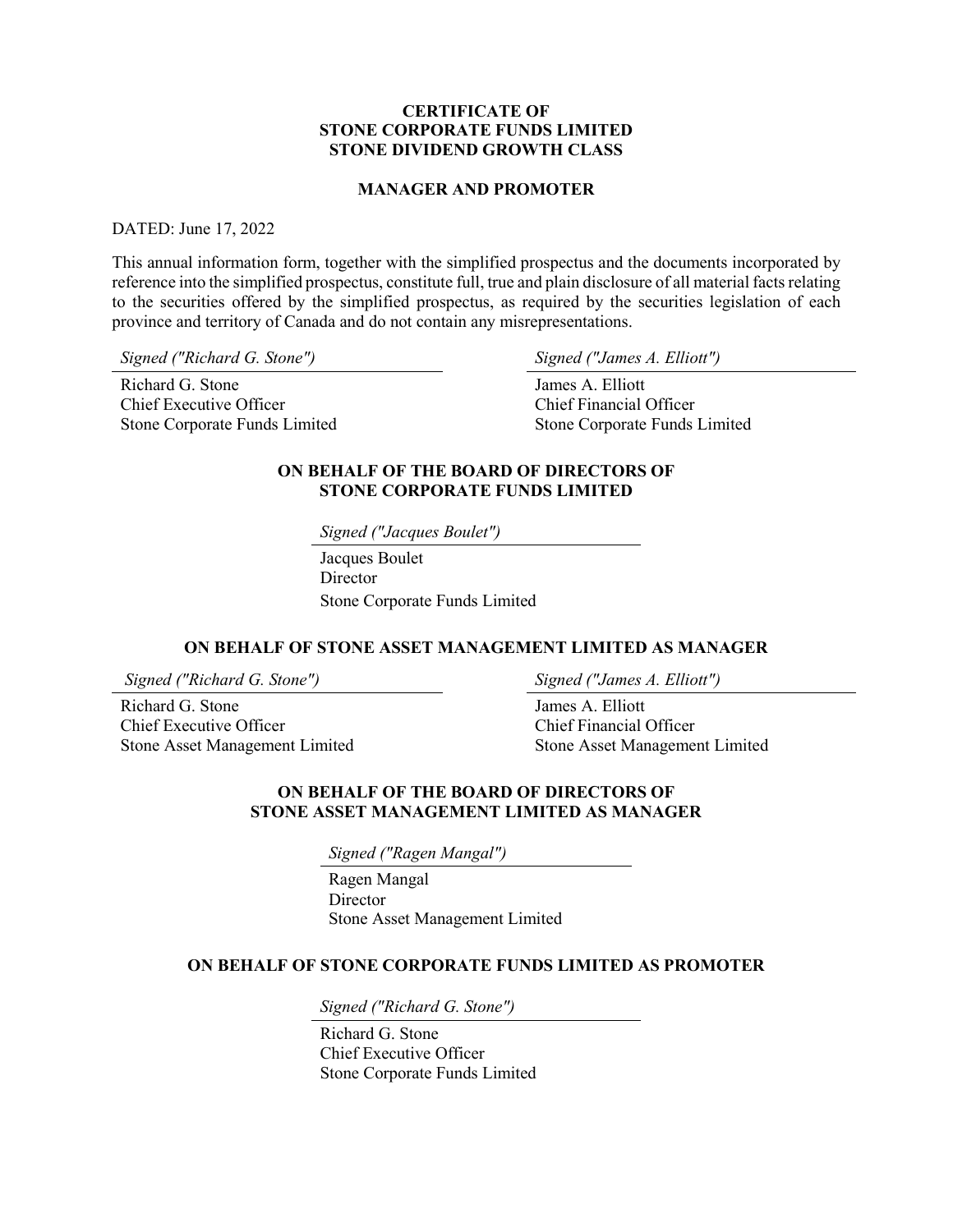**CERTIFICATE OF**
**STONE CORPORATE FUNDS LIMITED**
**STONE DIVIDEND GROWTH CLASS**

**MANAGER AND PROMOTER**

DATED: June 17, 2022

This annual information form, together with the simplified prospectus and the documents incorporated by reference into the simplified prospectus, constitute full, true and plain disclosure of all material facts relating to the securities offered by the simplified prospectus, as required by the securities legislation of each province and territory of Canada and do not contain any misrepresentations.

*Signed ("Richard G. Stone")*

Richard G. Stone
Chief Executive Officer
Stone Corporate Funds Limited

*Signed ("James A. Elliott")*

James A. Elliott
Chief Financial Officer
Stone Corporate Funds Limited

**ON BEHALF OF THE BOARD OF DIRECTORS OF STONE CORPORATE FUNDS LIMITED**

*Signed ("Jacques Boulet")*

Jacques Boulet
Director
Stone Corporate Funds Limited

**ON BEHALF OF STONE ASSET MANAGEMENT LIMITED AS MANAGER**

*Signed ("Richard G. Stone")*

Richard G. Stone
Chief Executive Officer
Stone Asset Management Limited

*Signed ("James A. Elliott")*

James A. Elliott
Chief Financial Officer
Stone Asset Management Limited

**ON BEHALF OF THE BOARD OF DIRECTORS OF STONE ASSET MANAGEMENT LIMITED AS MANAGER**

*Signed ("Ragen Mangal")*

Ragen Mangal
Director
Stone Asset Management Limited

**ON BEHALF OF STONE CORPORATE FUNDS LIMITED AS PROMOTER**

*Signed ("Richard G. Stone")*

Richard G. Stone
Chief Executive Officer
Stone Corporate Funds Limited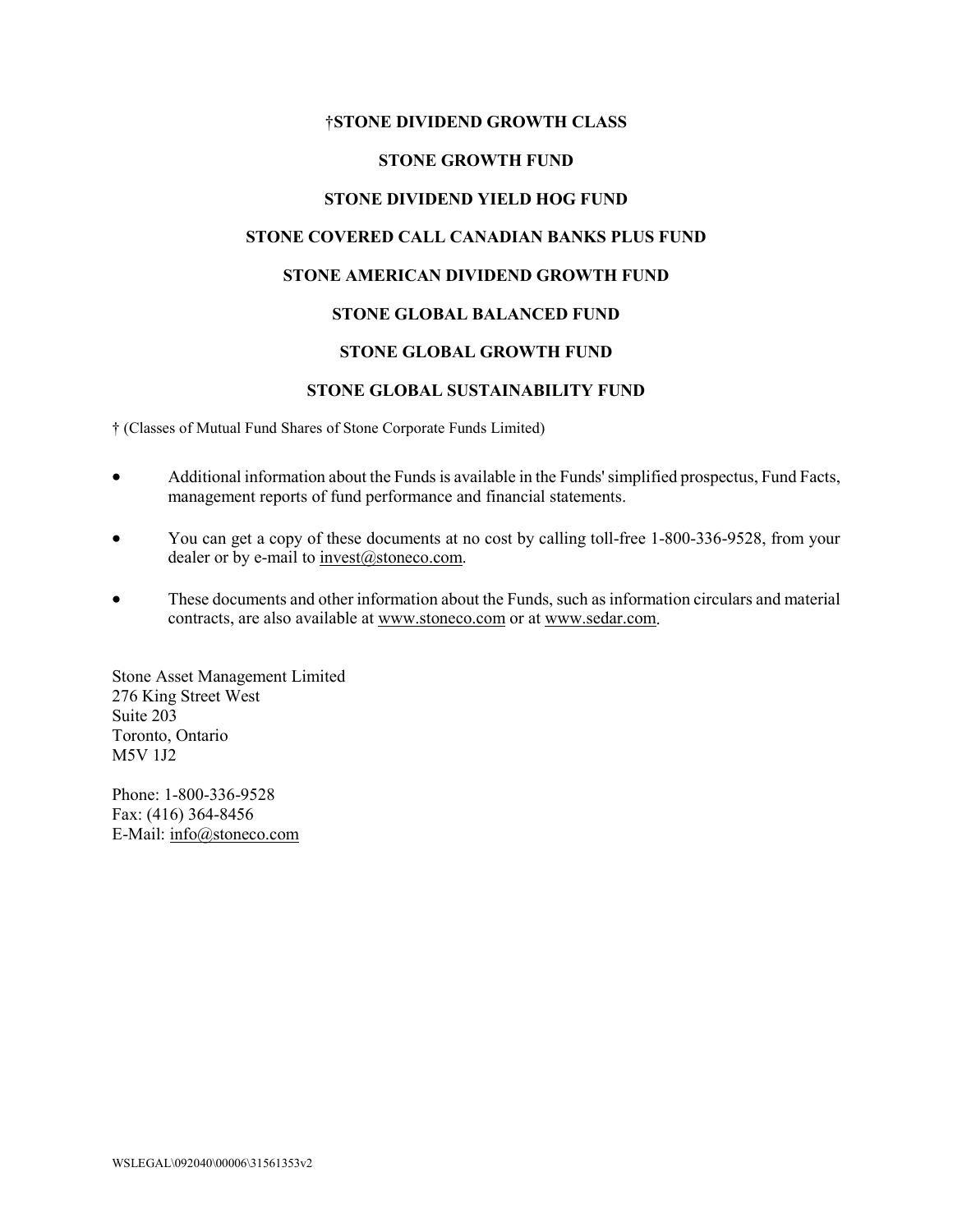**†STONE DIVIDEND GROWTH CLASS**

**STONE GROWTH FUND**

**STONE DIVIDEND YIELD HOG FUND**

**STONE COVERED CALL CANADIAN BANKS PLUS FUND**

**STONE AMERICAN DIVIDEND GROWTH FUND**

**STONE GLOBAL BALANCED FUND**

**STONE GLOBAL GROWTH FUND**

**STONE GLOBAL SUSTAINABILITY FUND**

† (Classes of Mutual Fund Shares of Stone Corporate Funds Limited)

- Additional information about the Funds is available in the Funds' simplified prospectus, Fund Facts, management reports of fund performance and financial statements.
- You can get a copy of these documents at no cost by calling toll-free 1-800-336-9528, from your dealer or by e-mail to invest@stoneco.com.
- These documents and other information about the Funds, such as information circulars and material contracts, are also available at www.stoneco.com or at www.sedar.com.

Stone Asset Management Limited
276 King Street West
Suite 203
Toronto, Ontario
M5V 1J2

Phone: 1-800-336-9528
Fax: (416) 364-8456
E-Mail: info@stoneco.com

WSLEGAL\092040\00006\31561353v2